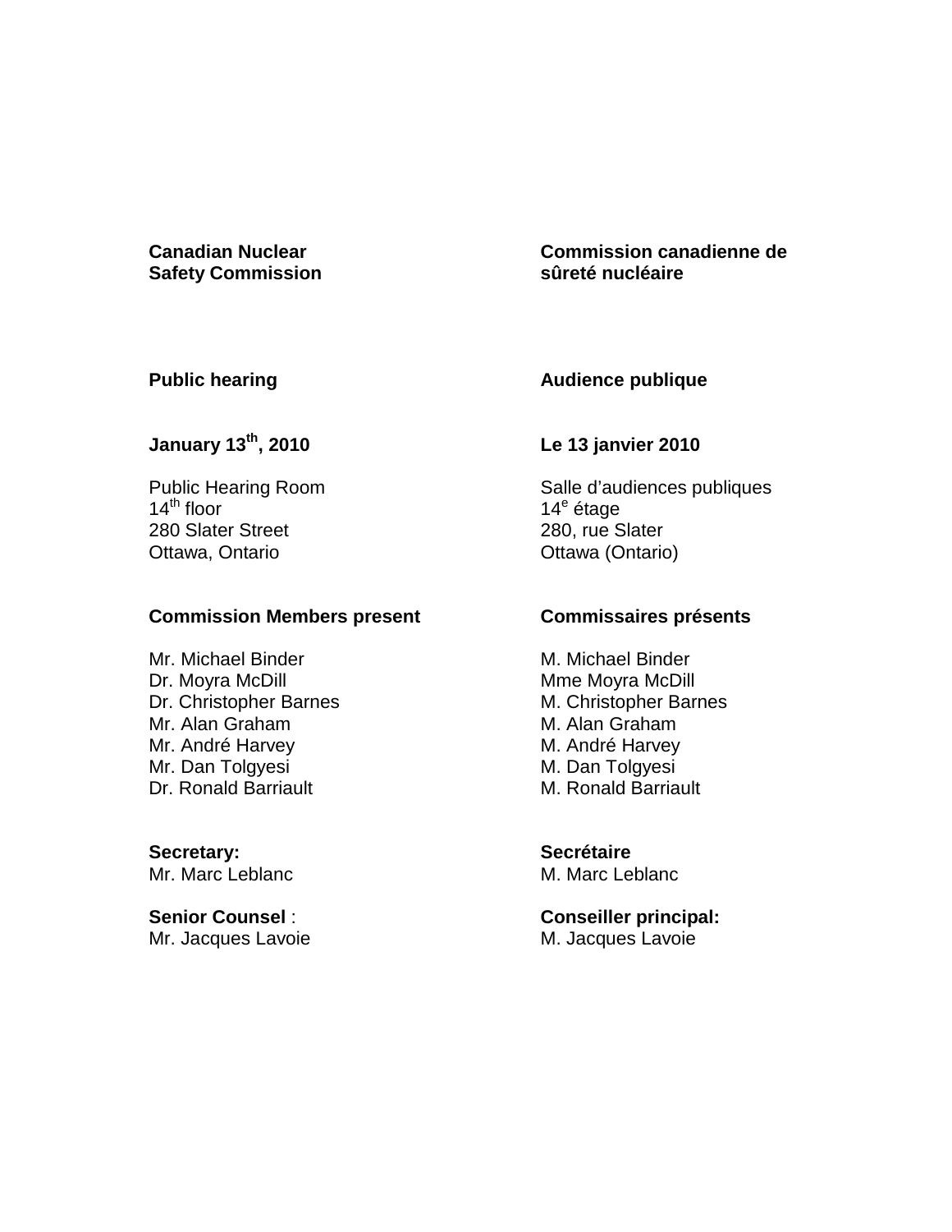| | |
|---|---|
| **Canadian Nuclear Safety Commission** | **Commission canadienne de sûreté nucléaire** |
| **Public hearing** | **Audience publique** |
| **January 13th, 2010** | **Le 13 janvier 2010** |
| Public Hearing Room<br>14th floor<br>280 Slater Street<br>Ottawa, Ontario | Salle d'audiences publiques<br>14e étage<br>280, rue Slater<br>Ottawa (Ontario) |
| **Commission Members present** | **Commissaires présents** |
| Mr. Michael Binder<br>Dr. Moyra McDill<br>Dr. Christopher Barnes<br>Mr. Alan Graham<br>Mr. André Harvey<br>Mr. Dan Tolgyesi<br>Dr. Ronald Barriault | M. Michael Binder<br>Mme Moyra McDill<br>M. Christopher Barnes<br>M. Alan Graham<br>M. André Harvey<br>M. Dan Tolgyesi<br>M. Ronald Barriault |
| **Secretary:**<br>Mr. Marc Leblanc | **Secrétaire**<br>M. Marc Leblanc |
| **Senior Counsel** :<br>Mr. Jacques Lavoie | **Conseiller principal:**<br>M. Jacques Lavoie |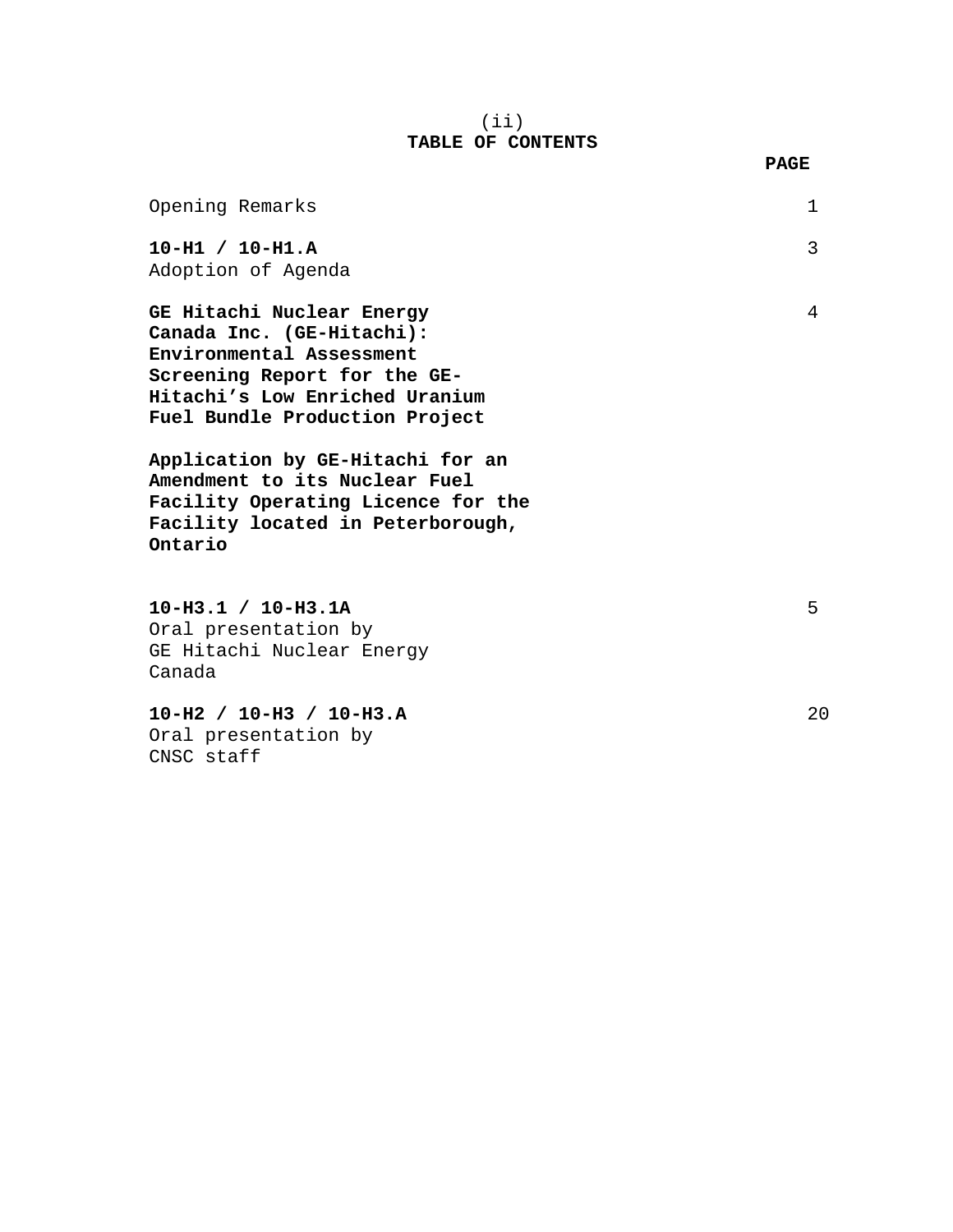(ii)

# TABLE OF CONTENTS

| | **PAGE** |
|---|---|
| Opening Remarks | 1 |
| **10-H1 / 10-H1.A**<br>Adoption of Agenda | 3 |
| **GE Hitachi Nuclear Energy Canada Inc. (GE-Hitachi): Environmental Assessment Screening Report for the GE-Hitachi's Low Enriched Uranium Fuel Bundle Production Project**<br><br>**Application by GE-Hitachi for an Amendment to its Nuclear Fuel Facility Operating Licence for the Facility located in Peterborough, Ontario** | 4 |
| **10-H3.1 / 10-H3.1A**<br>Oral presentation by GE Hitachi Nuclear Energy Canada | 5 |
| **10-H2 / 10-H3 / 10-H3.A**<br>Oral presentation by CNSC staff | 20 |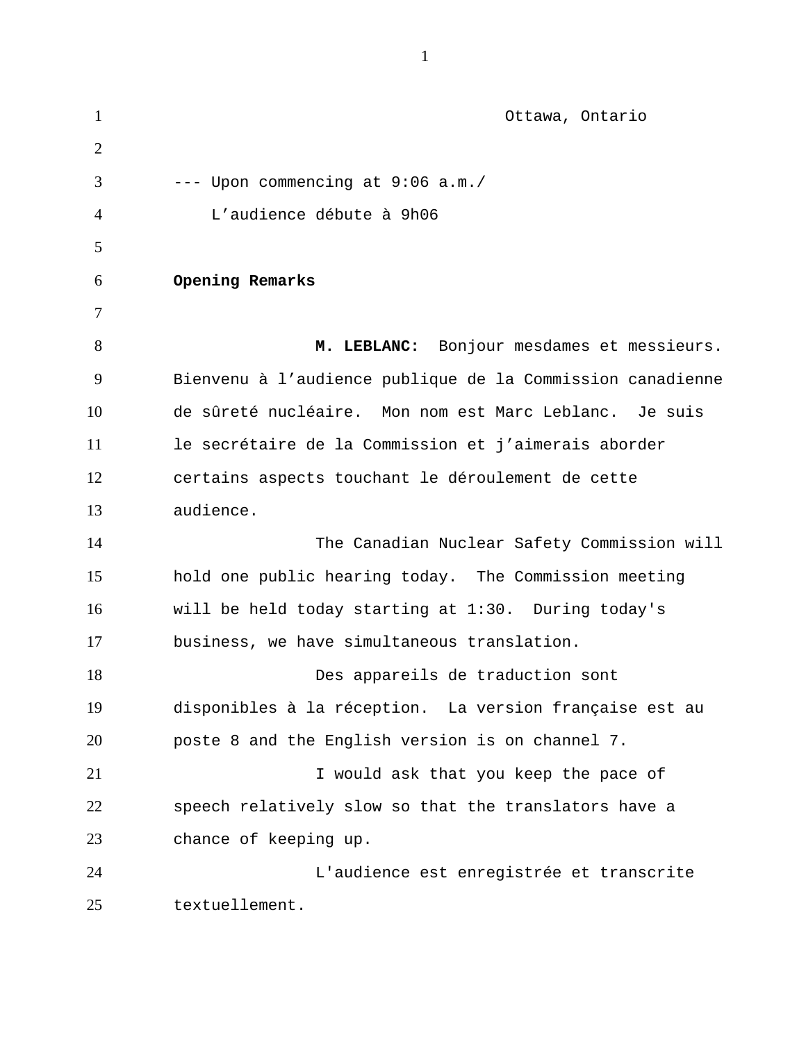Ottawa, Ontario

--- Upon commencing at 9:06 a.m./
L'audience débute à 9h06

**Opening Remarks**

**M. LEBLANC:** Bonjour mesdames et messieurs. Bienvenu à l'audience publique de la Commission canadienne de sûreté nucléaire. Mon nom est Marc Leblanc. Je suis le secrétaire de la Commission et j'aimerais aborder certains aspects touchant le déroulement de cette audience.

The Canadian Nuclear Safety Commission will hold one public hearing today. The Commission meeting will be held today starting at 1:30. During today's business, we have simultaneous translation.

Des appareils de traduction sont disponibles à la réception. La version française est au poste 8 and the English version is on channel 7.

I would ask that you keep the pace of speech relatively slow so that the translators have a chance of keeping up.

L'audience est enregistrée et transcrite textuellement.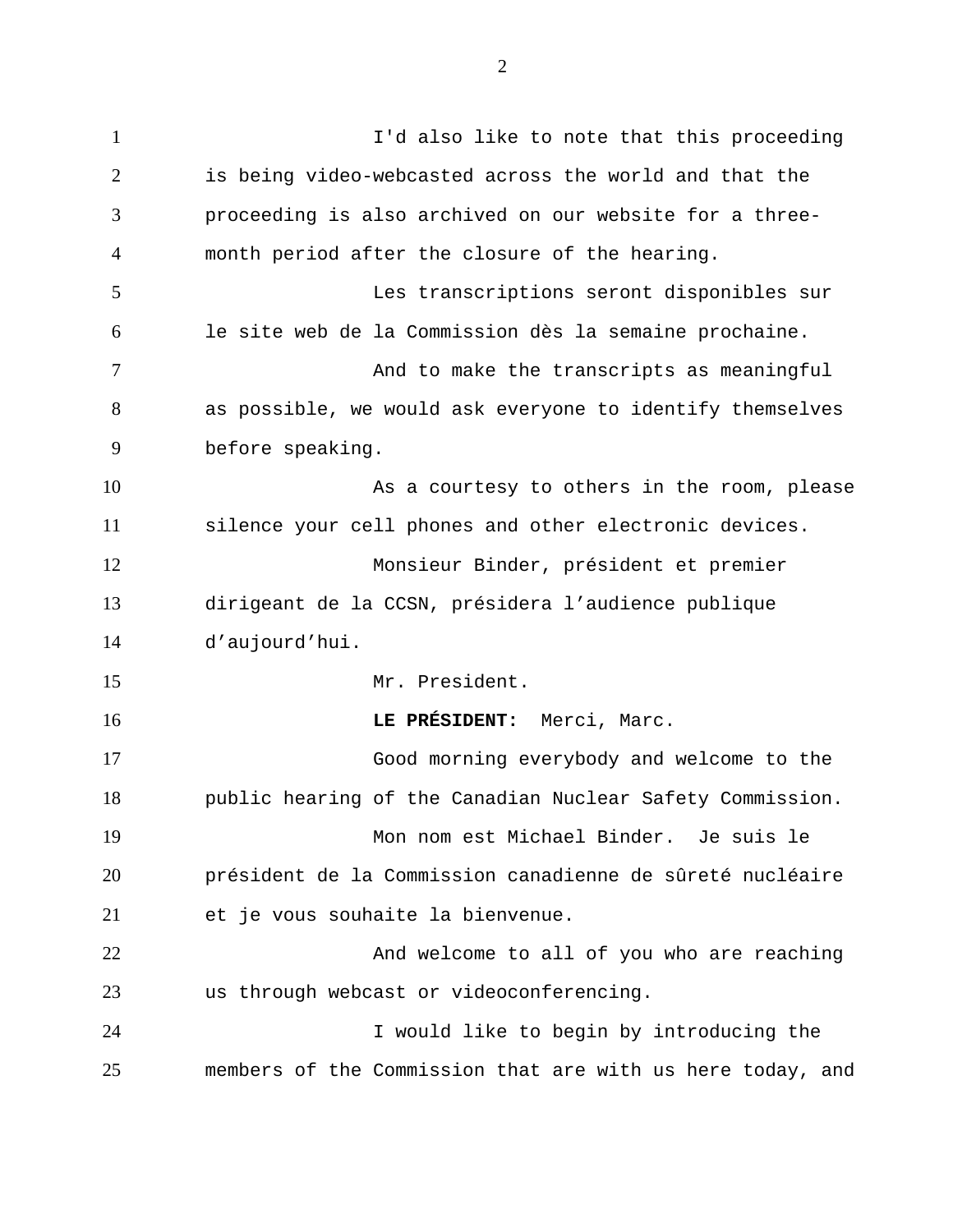I'd also like to note that this proceeding is being video-webcasted across the world and that the proceeding is also archived on our website for a three-month period after the closure of the hearing.

Les transcriptions seront disponibles sur le site web de la Commission dès la semaine prochaine.

And to make the transcripts as meaningful as possible, we would ask everyone to identify themselves before speaking.

As a courtesy to others in the room, please silence your cell phones and other electronic devices.

Monsieur Binder, président et premier dirigeant de la CCSN, présidera l'audience publique d'aujourd'hui.

Mr. President.

**LE PRÉSIDENT:** Merci, Marc.

Good morning everybody and welcome to the public hearing of the Canadian Nuclear Safety Commission.

Mon nom est Michael Binder. Je suis le président de la Commission canadienne de sûreté nucléaire et je vous souhaite la bienvenue.

And welcome to all of you who are reaching us through webcast or videoconferencing.

I would like to begin by introducing the members of the Commission that are with us here today, and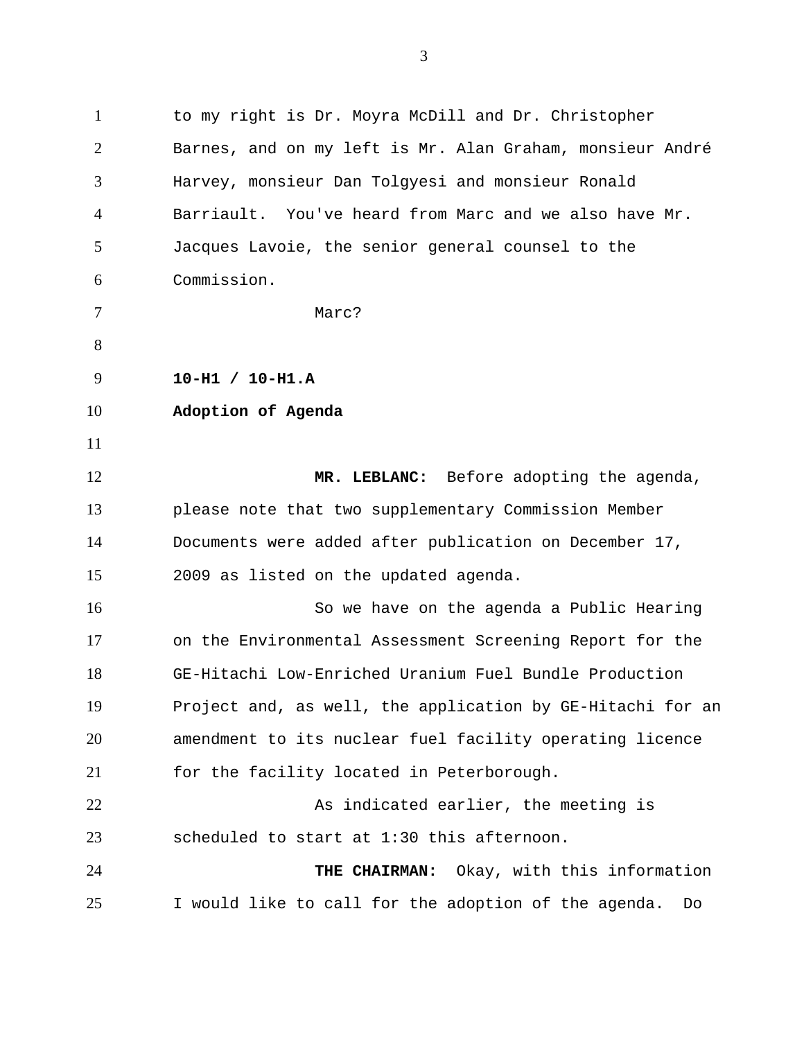to my right is Dr. Moyra McDill and Dr. Christopher Barnes, and on my left is Mr. Alan Graham, monsieur André Harvey, monsieur Dan Tolgyesi and monsieur Ronald Barriault. You've heard from Marc and we also have Mr. Jacques Lavoie, the senior general counsel to the Commission.

Marc?

**10-H1 / 10-H1.A**

**Adoption of Agenda**

**MR. LEBLANC:** Before adopting the agenda, please note that two supplementary Commission Member Documents were added after publication on December 17, 2009 as listed on the updated agenda.

So we have on the agenda a Public Hearing on the Environmental Assessment Screening Report for the GE-Hitachi Low-Enriched Uranium Fuel Bundle Production Project and, as well, the application by GE-Hitachi for an amendment to its nuclear fuel facility operating licence for the facility located in Peterborough.

As indicated earlier, the meeting is scheduled to start at 1:30 this afternoon.

**THE CHAIRMAN:** Okay, with this information I would like to call for the adoption of the agenda. Do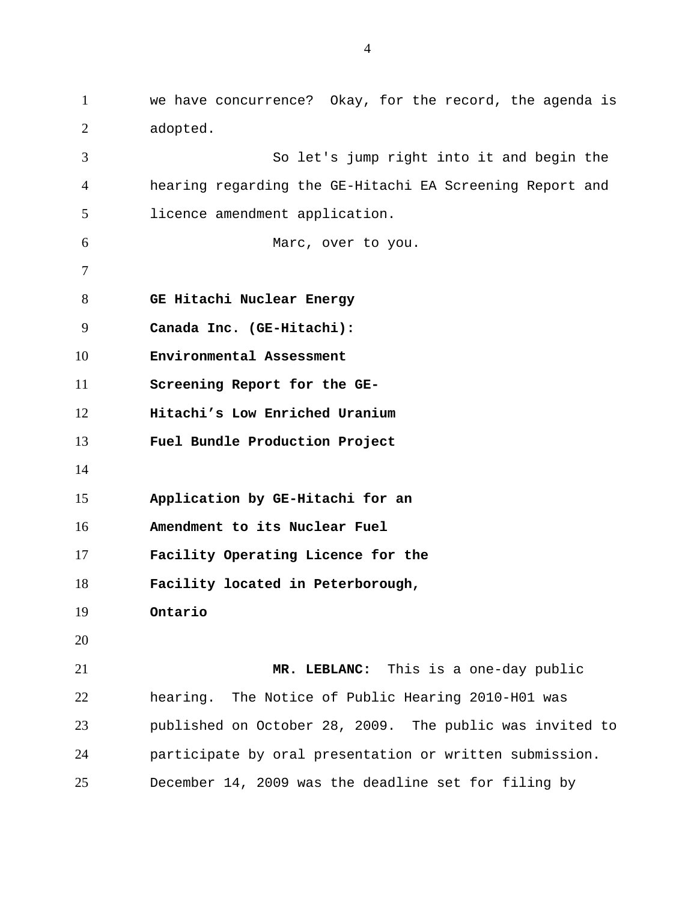we have concurrence? Okay, for the record, the agenda is adopted.

So let's jump right into it and begin the hearing regarding the GE-Hitachi EA Screening Report and licence amendment application.

Marc, over to you.

**GE Hitachi Nuclear Energy Canada Inc. (GE-Hitachi): Environmental Assessment Screening Report for the GE-Hitachi's Low Enriched Uranium Fuel Bundle Production Project**

**Application by GE-Hitachi for an Amendment to its Nuclear Fuel Facility Operating Licence for the Facility located in Peterborough, Ontario**

**MR. LEBLANC:** This is a one-day public hearing. The Notice of Public Hearing 2010-H01 was published on October 28, 2009. The public was invited to participate by oral presentation or written submission. December 14, 2009 was the deadline set for filing by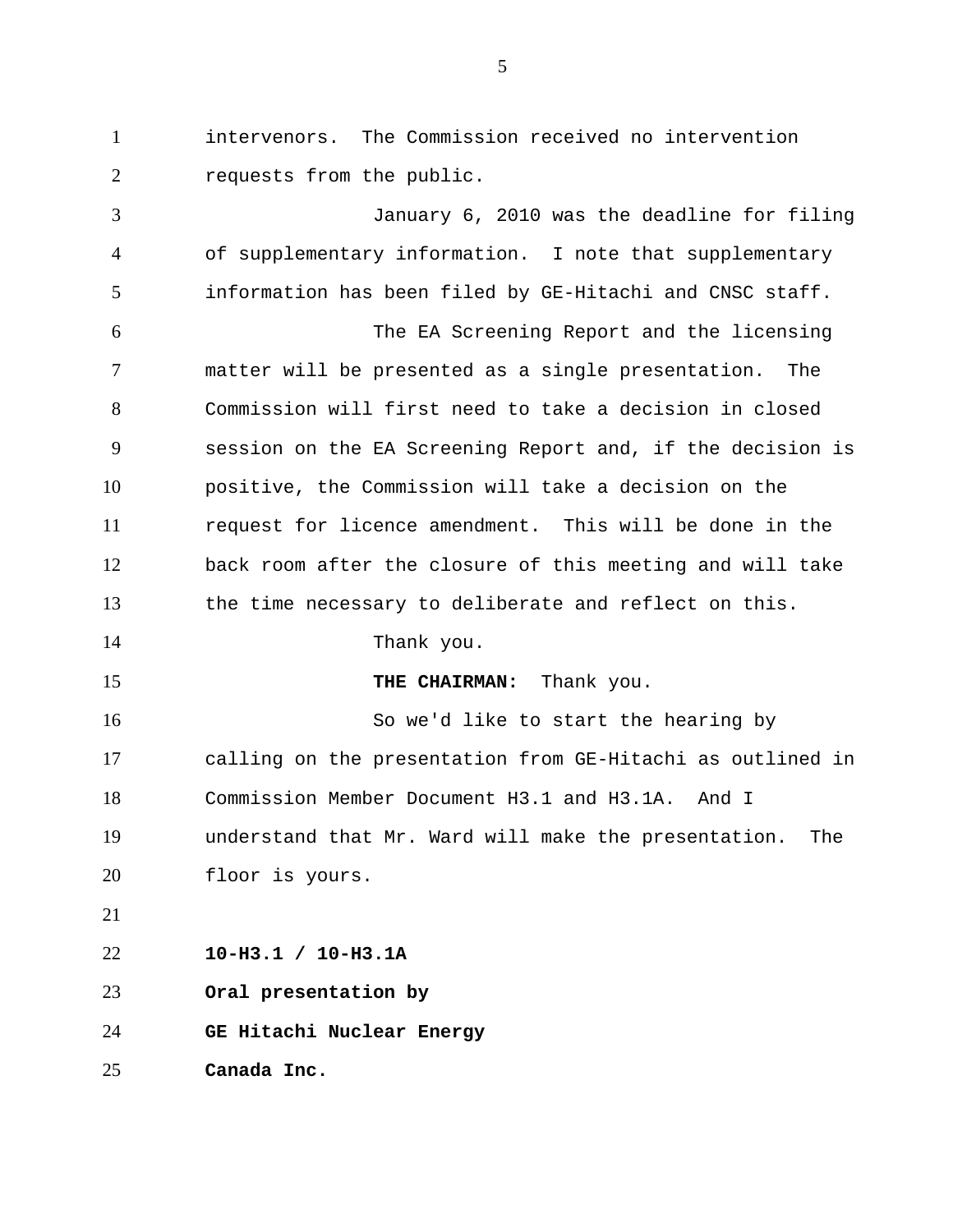intervenors. The Commission received no intervention requests from the public.

January 6, 2010 was the deadline for filing of supplementary information. I note that supplementary information has been filed by GE-Hitachi and CNSC staff.

The EA Screening Report and the licensing matter will be presented as a single presentation. The Commission will first need to take a decision in closed session on the EA Screening Report and, if the decision is positive, the Commission will take a decision on the request for licence amendment. This will be done in the back room after the closure of this meeting and will take the time necessary to deliberate and reflect on this.

Thank you.

**THE CHAIRMAN:** Thank you.

So we'd like to start the hearing by calling on the presentation from GE-Hitachi as outlined in Commission Member Document H3.1 and H3.1A. And I understand that Mr. Ward will make the presentation. The floor is yours.

**10-H3.1 / 10-H3.1A**

**Oral presentation by**

**GE Hitachi Nuclear Energy**

**Canada Inc.**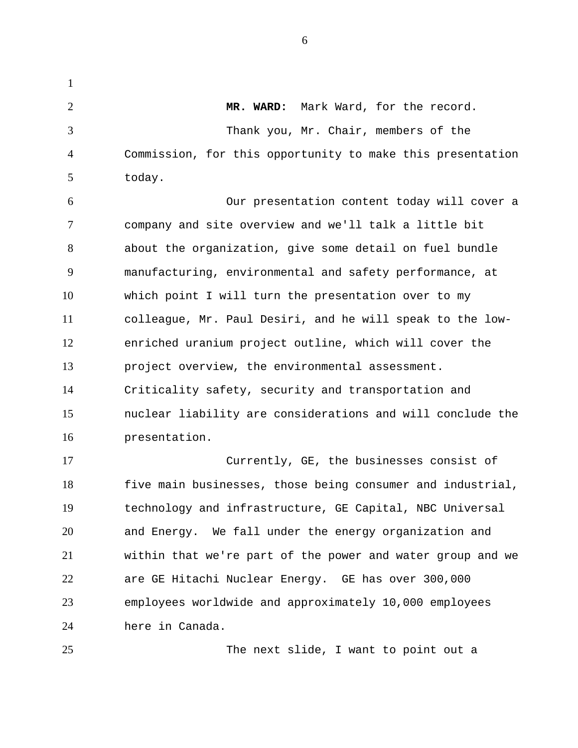**MR. WARD:** Mark Ward, for the record.

Thank you, Mr. Chair, members of the Commission, for this opportunity to make this presentation today.

Our presentation content today will cover a company and site overview and we'll talk a little bit about the organization, give some detail on fuel bundle manufacturing, environmental and safety performance, at which point I will turn the presentation over to my colleague, Mr. Paul Desiri, and he will speak to the low-enriched uranium project outline, which will cover the project overview, the environmental assessment. Criticality safety, security and transportation and nuclear liability are considerations and will conclude the presentation.

Currently, GE, the businesses consist of five main businesses, those being consumer and industrial, technology and infrastructure, GE Capital, NBC Universal and Energy. We fall under the energy organization and within that we're part of the power and water group and we are GE Hitachi Nuclear Energy. GE has over 300,000 employees worldwide and approximately 10,000 employees here in Canada.

The next slide, I want to point out a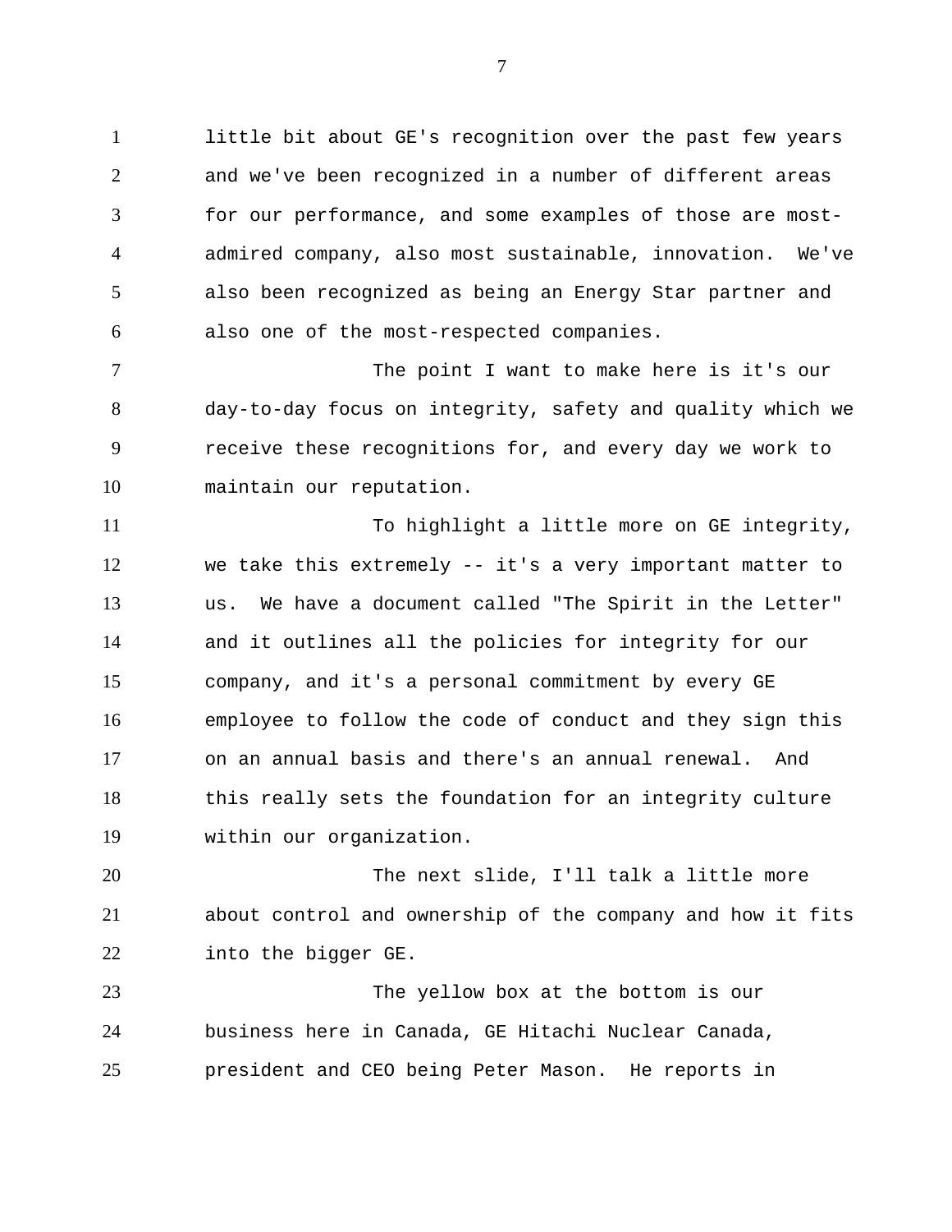little bit about GE's recognition over the past few years and we've been recognized in a number of different areas for our performance, and some examples of those are most-admired company, also most sustainable, innovation. We've also been recognized as being an Energy Star partner and also one of the most-respected companies.

The point I want to make here is it's our day-to-day focus on integrity, safety and quality which we receive these recognitions for, and every day we work to maintain our reputation.

To highlight a little more on GE integrity, we take this extremely -- it's a very important matter to us. We have a document called "The Spirit in the Letter" and it outlines all the policies for integrity for our company, and it's a personal commitment by every GE employee to follow the code of conduct and they sign this on an annual basis and there's an annual renewal. And this really sets the foundation for an integrity culture within our organization.

The next slide, I'll talk a little more about control and ownership of the company and how it fits into the bigger GE.

The yellow box at the bottom is our business here in Canada, GE Hitachi Nuclear Canada, president and CEO being Peter Mason. He reports in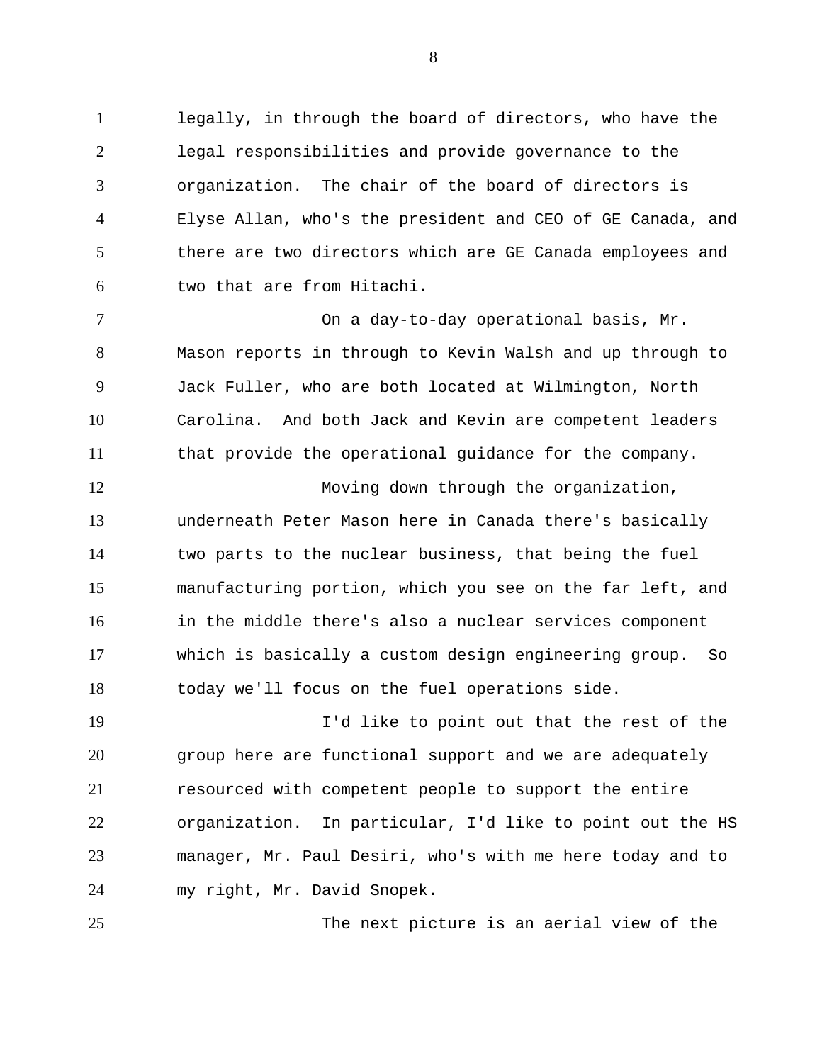legally, in through the board of directors, who have the legal responsibilities and provide governance to the organization. The chair of the board of directors is Elyse Allan, who's the president and CEO of GE Canada, and there are two directors which are GE Canada employees and two that are from Hitachi.

On a day-to-day operational basis, Mr. Mason reports in through to Kevin Walsh and up through to Jack Fuller, who are both located at Wilmington, North Carolina. And both Jack and Kevin are competent leaders that provide the operational guidance for the company.

Moving down through the organization, underneath Peter Mason here in Canada there's basically two parts to the nuclear business, that being the fuel manufacturing portion, which you see on the far left, and in the middle there's also a nuclear services component which is basically a custom design engineering group. So today we'll focus on the fuel operations side.

I'd like to point out that the rest of the group here are functional support and we are adequately resourced with competent people to support the entire organization. In particular, I'd like to point out the HS manager, Mr. Paul Desiri, who's with me here today and to my right, Mr. David Snopek.

The next picture is an aerial view of the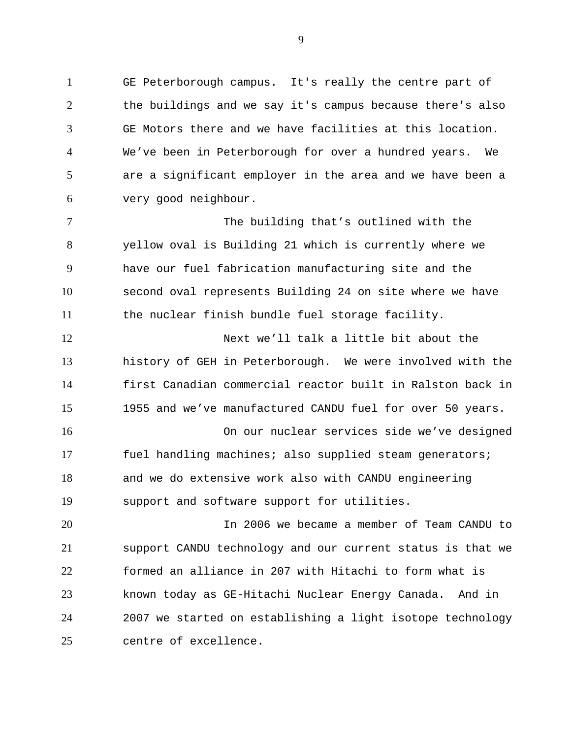GE Peterborough campus. It's really the centre part of the buildings and we say it's campus because there's also GE Motors there and we have facilities at this location. We've been in Peterborough for over a hundred years. We are a significant employer in the area and we have been a very good neighbour.

The building that's outlined with the yellow oval is Building 21 which is currently where we have our fuel fabrication manufacturing site and the second oval represents Building 24 on site where we have the nuclear finish bundle fuel storage facility.

Next we'll talk a little bit about the history of GEH in Peterborough. We were involved with the first Canadian commercial reactor built in Ralston back in 1955 and we've manufactured CANDU fuel for over 50 years.

On our nuclear services side we've designed fuel handling machines; also supplied steam generators; and we do extensive work also with CANDU engineering support and software support for utilities.

In 2006 we became a member of Team CANDU to support CANDU technology and our current status is that we formed an alliance in 207 with Hitachi to form what is known today as GE-Hitachi Nuclear Energy Canada. And in 2007 we started on establishing a light isotope technology centre of excellence.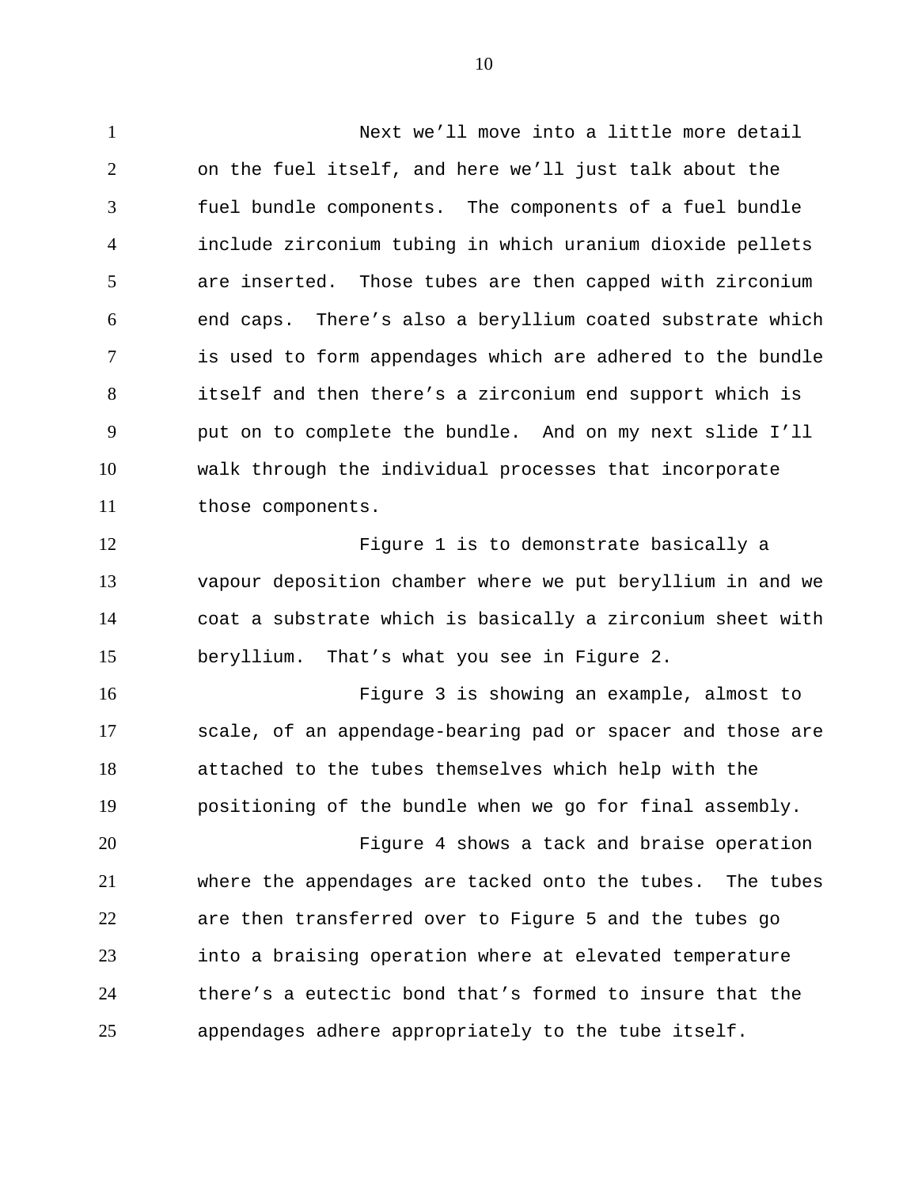Next we'll move into a little more detail on the fuel itself, and here we'll just talk about the fuel bundle components. The components of a fuel bundle include zirconium tubing in which uranium dioxide pellets are inserted. Those tubes are then capped with zirconium end caps. There's also a beryllium coated substrate which is used to form appendages which are adhered to the bundle itself and then there's a zirconium end support which is put on to complete the bundle. And on my next slide I'll walk through the individual processes that incorporate those components.

Figure 1 is to demonstrate basically a vapour deposition chamber where we put beryllium in and we coat a substrate which is basically a zirconium sheet with beryllium. That's what you see in Figure 2.

Figure 3 is showing an example, almost to scale, of an appendage-bearing pad or spacer and those are attached to the tubes themselves which help with the positioning of the bundle when we go for final assembly.

Figure 4 shows a tack and braise operation where the appendages are tacked onto the tubes. The tubes are then transferred over to Figure 5 and the tubes go into a braising operation where at elevated temperature there's a eutectic bond that's formed to insure that the appendages adhere appropriately to the tube itself.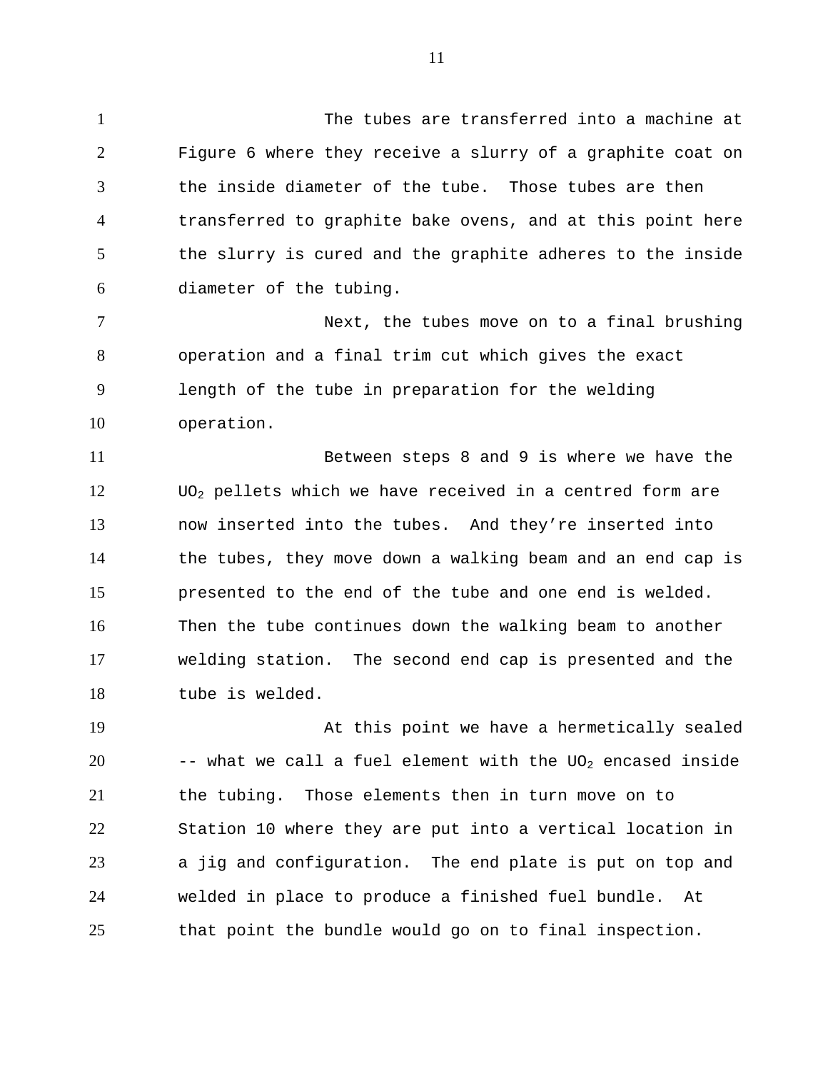The tubes are transferred into a machine at Figure 6 where they receive a slurry of a graphite coat on the inside diameter of the tube. Those tubes are then transferred to graphite bake ovens, and at this point here the slurry is cured and the graphite adheres to the inside diameter of the tubing.

Next, the tubes move on to a final brushing operation and a final trim cut which gives the exact length of the tube in preparation for the welding operation.

Between steps 8 and 9 is where we have the $UO_2$ pellets which we have received in a centred form are now inserted into the tubes. And they're inserted into the tubes, they move down a walking beam and an end cap is presented to the end of the tube and one end is welded. Then the tube continues down the walking beam to another welding station. The second end cap is presented and the tube is welded.

At this point we have a hermetically sealed -- what we call a fuel element with the $UO_2$ encased inside the tubing. Those elements then in turn move on to Station 10 where they are put into a vertical location in a jig and configuration. The end plate is put on top and welded in place to produce a finished fuel bundle. At that point the bundle would go on to final inspection.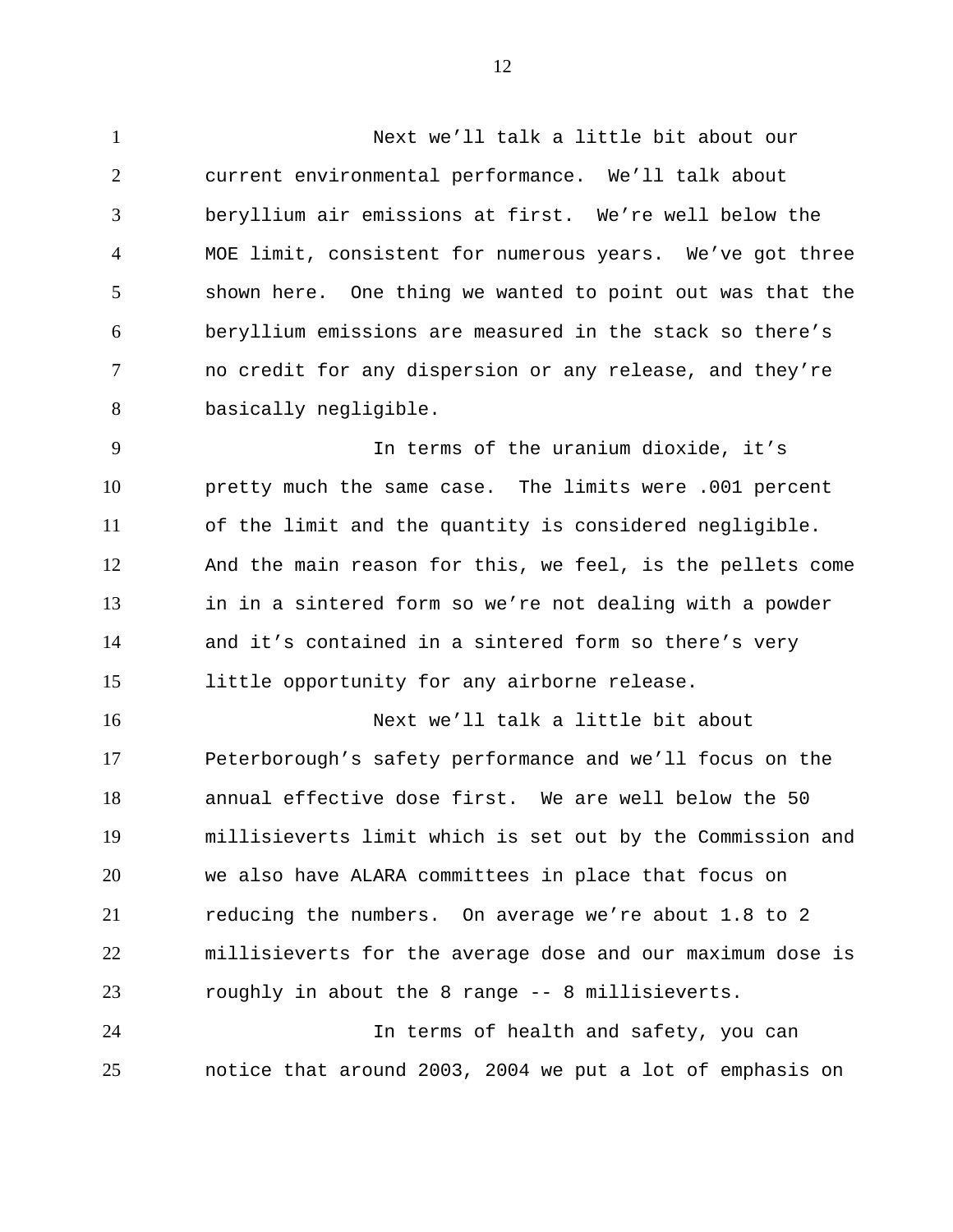Next we'll talk a little bit about our current environmental performance. We'll talk about beryllium air emissions at first. We're well below the MOE limit, consistent for numerous years. We've got three shown here. One thing we wanted to point out was that the beryllium emissions are measured in the stack so there's no credit for any dispersion or any release, and they're basically negligible.

In terms of the uranium dioxide, it's pretty much the same case. The limits were .001 percent of the limit and the quantity is considered negligible. And the main reason for this, we feel, is the pellets come in in a sintered form so we're not dealing with a powder and it's contained in a sintered form so there's very little opportunity for any airborne release.

Next we'll talk a little bit about Peterborough's safety performance and we'll focus on the annual effective dose first. We are well below the 50 millisieverts limit which is set out by the Commission and we also have ALARA committees in place that focus on reducing the numbers. On average we're about 1.8 to 2 millisieverts for the average dose and our maximum dose is roughly in about the 8 range -- 8 millisieverts.

In terms of health and safety, you can notice that around 2003, 2004 we put a lot of emphasis on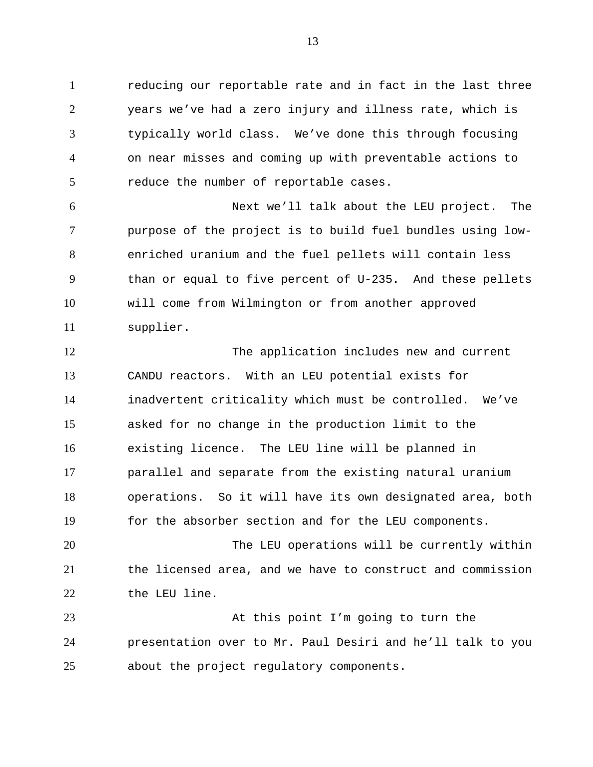reducing our reportable rate and in fact in the last three years we've had a zero injury and illness rate, which is typically world class. We've done this through focusing on near misses and coming up with preventable actions to reduce the number of reportable cases.

Next we'll talk about the LEU project. The purpose of the project is to build fuel bundles using low-enriched uranium and the fuel pellets will contain less than or equal to five percent of U-235. And these pellets will come from Wilmington or from another approved supplier.

The application includes new and current CANDU reactors. With an LEU potential exists for inadvertent criticality which must be controlled. We've asked for no change in the production limit to the existing licence. The LEU line will be planned in parallel and separate from the existing natural uranium operations. So it will have its own designated area, both for the absorber section and for the LEU components.

The LEU operations will be currently within the licensed area, and we have to construct and commission the LEU line.

At this point I'm going to turn the presentation over to Mr. Paul Desiri and he'll talk to you about the project regulatory components.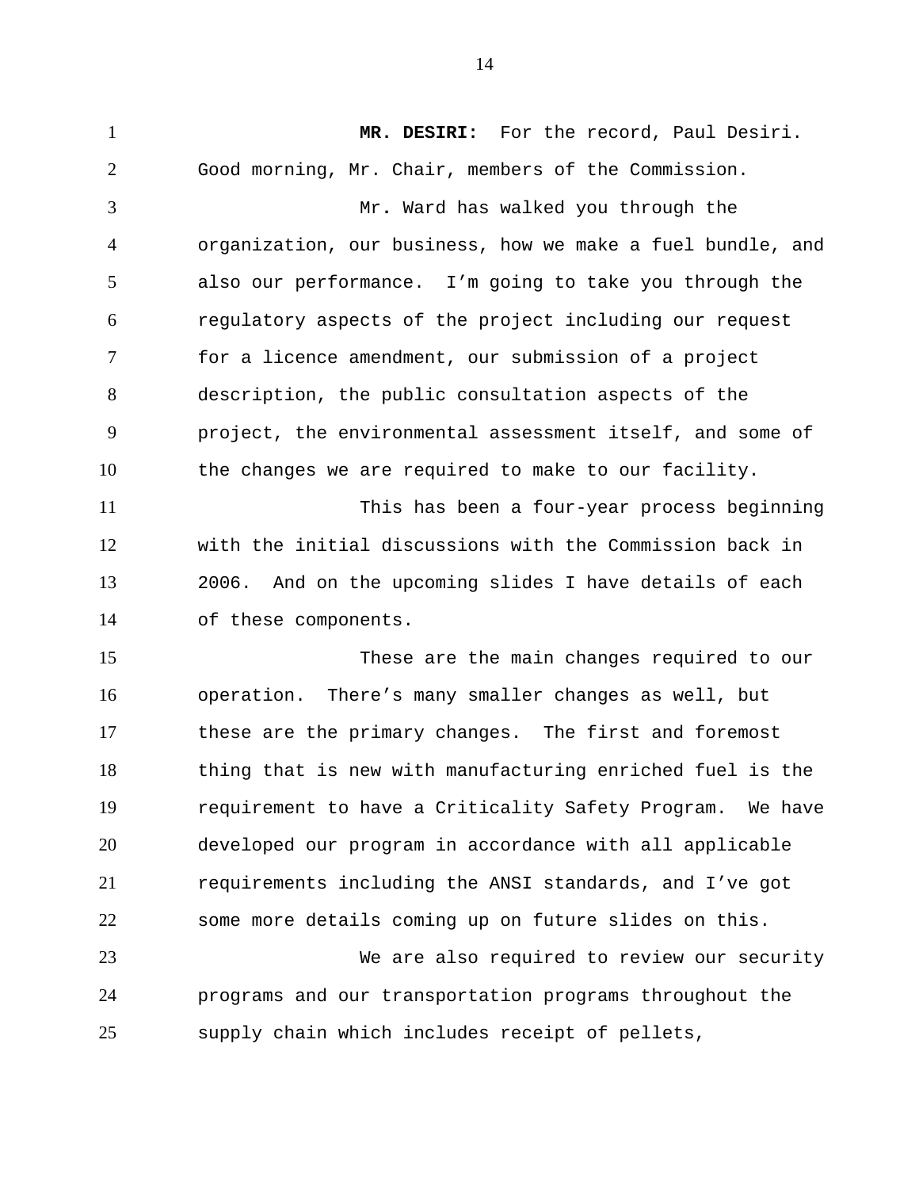**MR. DESIRI:** For the record, Paul Desiri. Good morning, Mr. Chair, members of the Commission.

Mr. Ward has walked you through the organization, our business, how we make a fuel bundle, and also our performance. I'm going to take you through the regulatory aspects of the project including our request for a licence amendment, our submission of a project description, the public consultation aspects of the project, the environmental assessment itself, and some of the changes we are required to make to our facility.

This has been a four-year process beginning with the initial discussions with the Commission back in 2006. And on the upcoming slides I have details of each of these components.

These are the main changes required to our operation. There's many smaller changes as well, but these are the primary changes. The first and foremost thing that is new with manufacturing enriched fuel is the requirement to have a Criticality Safety Program. We have developed our program in accordance with all applicable requirements including the ANSI standards, and I've got some more details coming up on future slides on this.

We are also required to review our security programs and our transportation programs throughout the supply chain which includes receipt of pellets,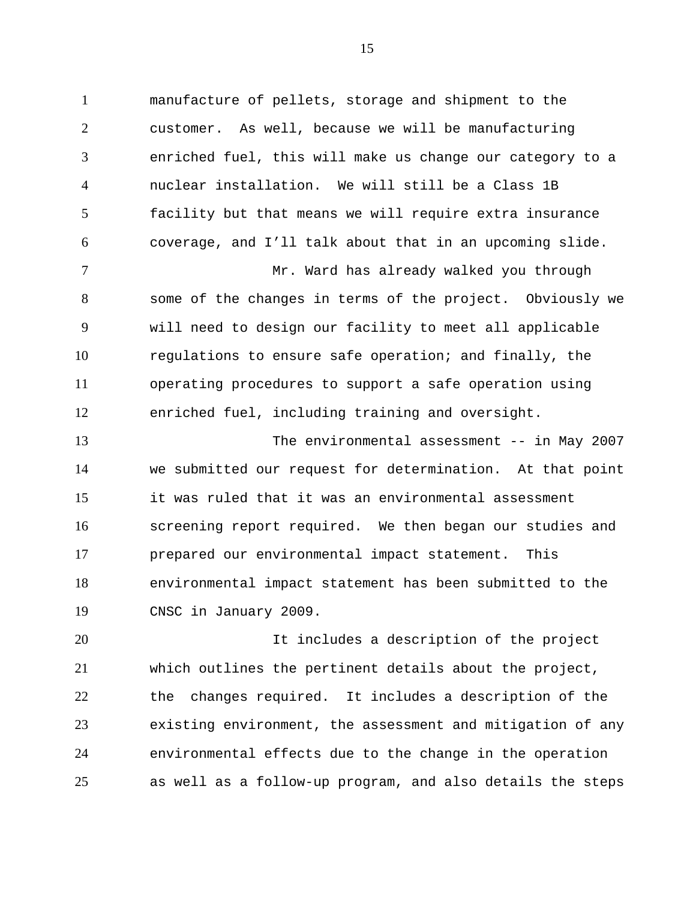manufacture of pellets, storage and shipment to the customer. As well, because we will be manufacturing enriched fuel, this will make us change our category to a nuclear installation. We will still be a Class 1B facility but that means we will require extra insurance coverage, and I'll talk about that in an upcoming slide.

Mr. Ward has already walked you through some of the changes in terms of the project. Obviously we will need to design our facility to meet all applicable regulations to ensure safe operation; and finally, the operating procedures to support a safe operation using enriched fuel, including training and oversight.

The environmental assessment -- in May 2007 we submitted our request for determination. At that point it was ruled that it was an environmental assessment screening report required. We then began our studies and prepared our environmental impact statement. This environmental impact statement has been submitted to the CNSC in January 2009.

It includes a description of the project which outlines the pertinent details about the project, the changes required. It includes a description of the existing environment, the assessment and mitigation of any environmental effects due to the change in the operation as well as a follow-up program, and also details the steps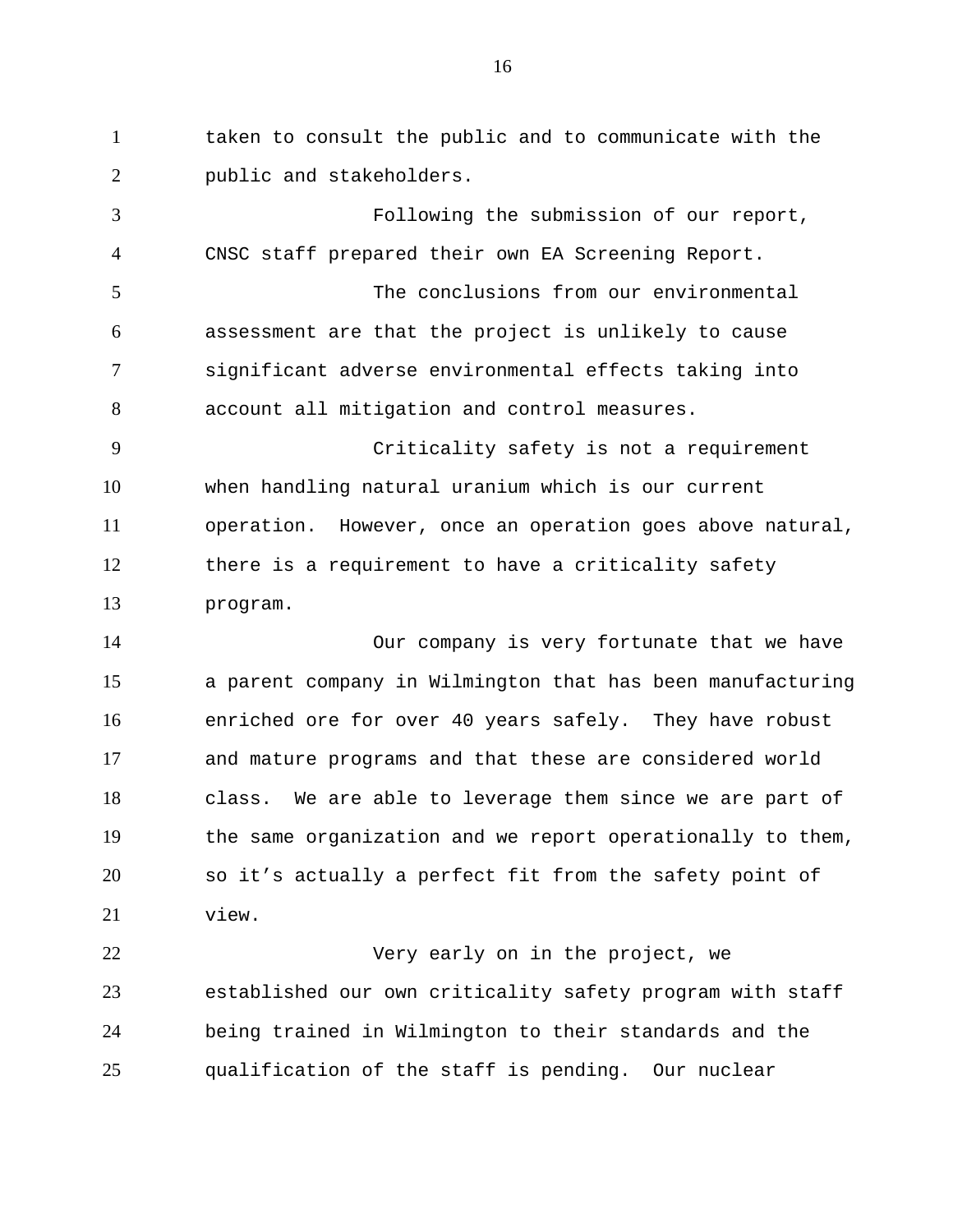taken to consult the public and to communicate with the public and stakeholders.

Following the submission of our report, CNSC staff prepared their own EA Screening Report.

The conclusions from our environmental assessment are that the project is unlikely to cause significant adverse environmental effects taking into account all mitigation and control measures.

Criticality safety is not a requirement when handling natural uranium which is our current operation. However, once an operation goes above natural, there is a requirement to have a criticality safety program.

Our company is very fortunate that we have a parent company in Wilmington that has been manufacturing enriched ore for over 40 years safely. They have robust and mature programs and that these are considered world class. We are able to leverage them since we are part of the same organization and we report operationally to them, so it's actually a perfect fit from the safety point of view.

Very early on in the project, we established our own criticality safety program with staff being trained in Wilmington to their standards and the qualification of the staff is pending. Our nuclear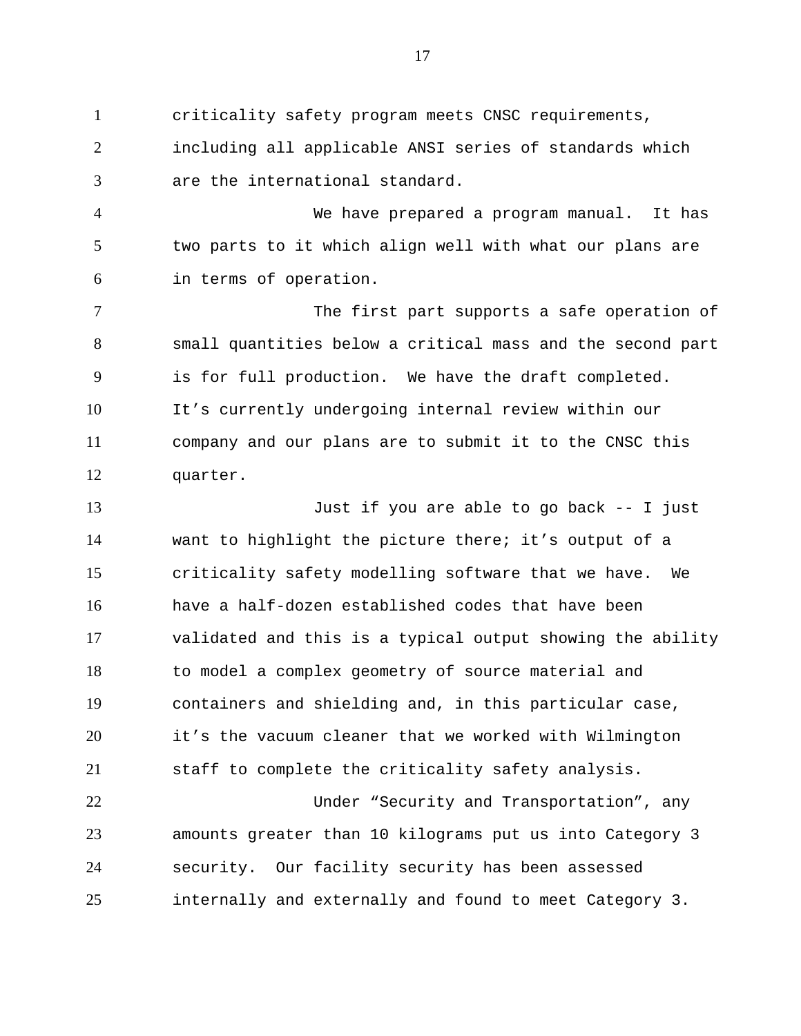criticality safety program meets CNSC requirements, including all applicable ANSI series of standards which are the international standard.

We have prepared a program manual. It has two parts to it which align well with what our plans are in terms of operation.

The first part supports a safe operation of small quantities below a critical mass and the second part is for full production. We have the draft completed. It's currently undergoing internal review within our company and our plans are to submit it to the CNSC this quarter.

Just if you are able to go back -- I just want to highlight the picture there; it's output of a criticality safety modelling software that we have. We have a half-dozen established codes that have been validated and this is a typical output showing the ability to model a complex geometry of source material and containers and shielding and, in this particular case, it's the vacuum cleaner that we worked with Wilmington staff to complete the criticality safety analysis.

Under "Security and Transportation", any amounts greater than 10 kilograms put us into Category 3 security. Our facility security has been assessed internally and externally and found to meet Category 3.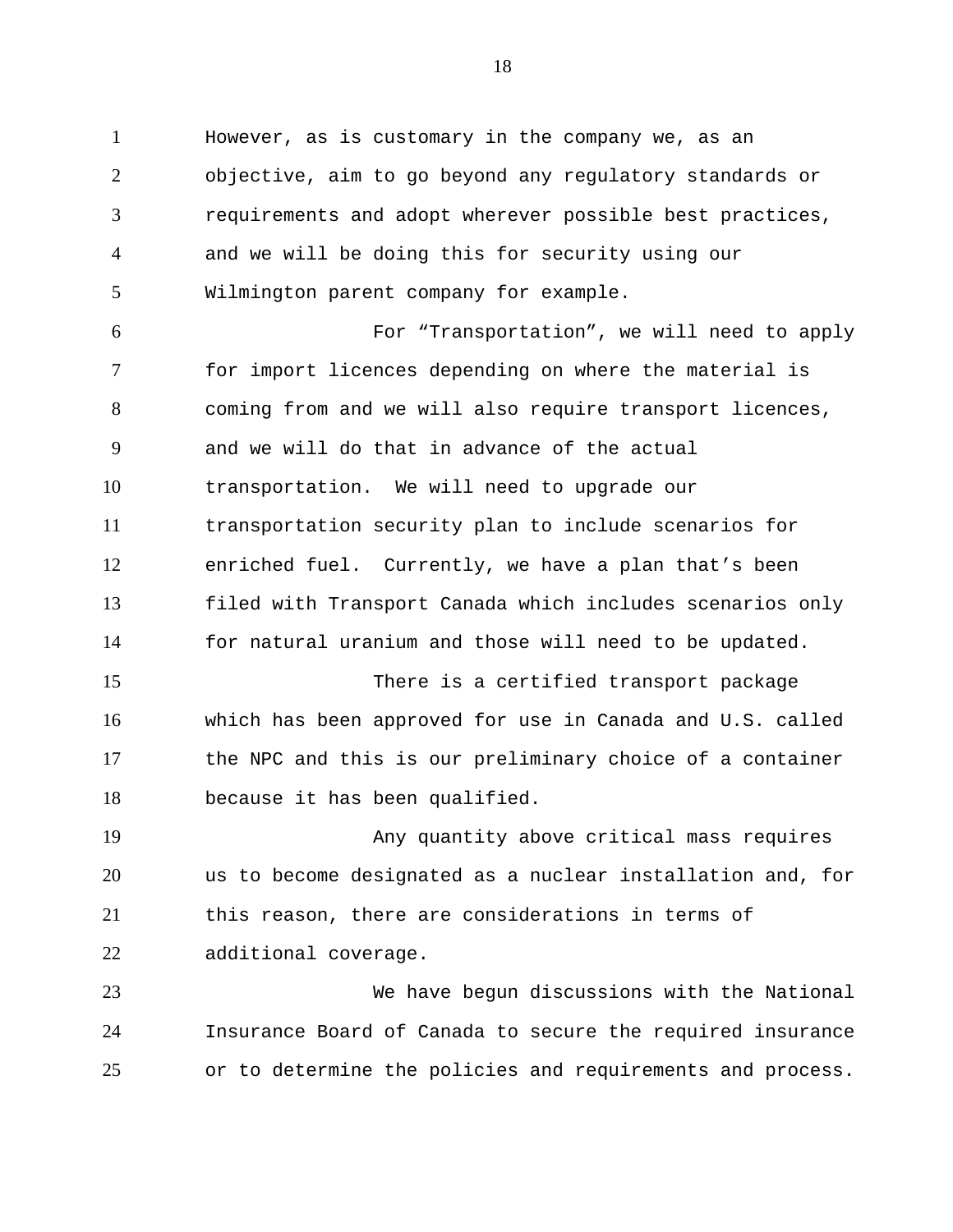However, as is customary in the company we, as an objective, aim to go beyond any regulatory standards or requirements and adopt wherever possible best practices, and we will be doing this for security using our Wilmington parent company for example.

For “Transportation”, we will need to apply for import licences depending on where the material is coming from and we will also require transport licences, and we will do that in advance of the actual transportation. We will need to upgrade our transportation security plan to include scenarios for enriched fuel. Currently, we have a plan that’s been filed with Transport Canada which includes scenarios only for natural uranium and those will need to be updated.

There is a certified transport package which has been approved for use in Canada and U.S. called the NPC and this is our preliminary choice of a container because it has been qualified.

Any quantity above critical mass requires us to become designated as a nuclear installation and, for this reason, there are considerations in terms of additional coverage.

We have begun discussions with the National Insurance Board of Canada to secure the required insurance or to determine the policies and requirements and process.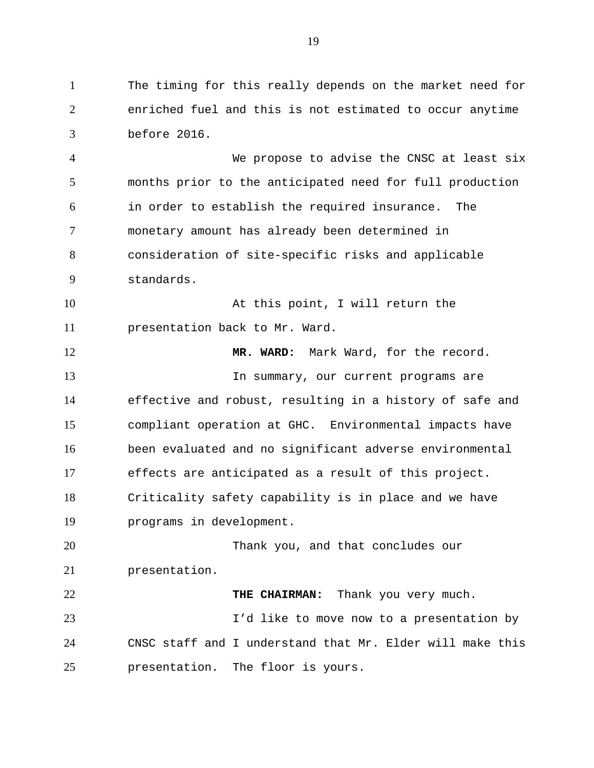The timing for this really depends on the market need for enriched fuel and this is not estimated to occur anytime before 2016.

We propose to advise the CNSC at least six months prior to the anticipated need for full production in order to establish the required insurance. The monetary amount has already been determined in consideration of site-specific risks and applicable standards.

At this point, I will return the presentation back to Mr. Ward.

**MR. WARD:** Mark Ward, for the record.

In summary, our current programs are effective and robust, resulting in a history of safe and compliant operation at GHC. Environmental impacts have been evaluated and no significant adverse environmental effects are anticipated as a result of this project. Criticality safety capability is in place and we have programs in development.

Thank you, and that concludes our presentation.

**THE CHAIRMAN:** Thank you very much.

I'd like to move now to a presentation by CNSC staff and I understand that Mr. Elder will make this presentation. The floor is yours.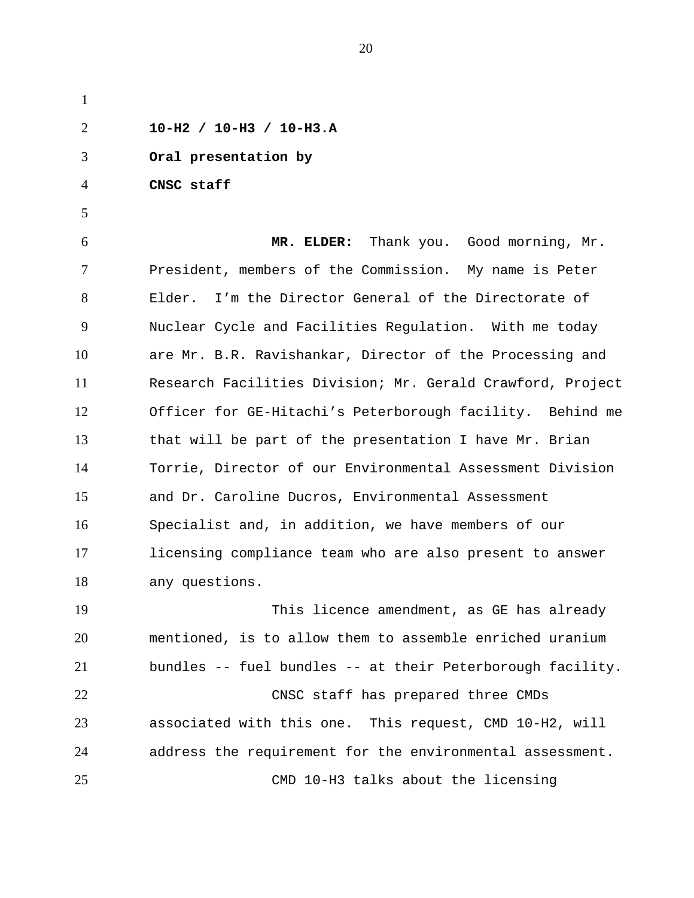**10-H2 / 10-H3 / 10-H3.A**

**Oral presentation by**

**CNSC staff**

**MR. ELDER:** Thank you. Good morning, Mr. President, members of the Commission. My name is Peter Elder. I'm the Director General of the Directorate of Nuclear Cycle and Facilities Regulation. With me today are Mr. B.R. Ravishankar, Director of the Processing and Research Facilities Division; Mr. Gerald Crawford, Project Officer for GE-Hitachi's Peterborough facility. Behind me that will be part of the presentation I have Mr. Brian Torrie, Director of our Environmental Assessment Division and Dr. Caroline Ducros, Environmental Assessment Specialist and, in addition, we have members of our licensing compliance team who are also present to answer any questions.

This licence amendment, as GE has already mentioned, is to allow them to assemble enriched uranium bundles -- fuel bundles -- at their Peterborough facility.

CNSC staff has prepared three CMDs associated with this one. This request, CMD 10-H2, will address the requirement for the environmental assessment.

CMD 10-H3 talks about the licensing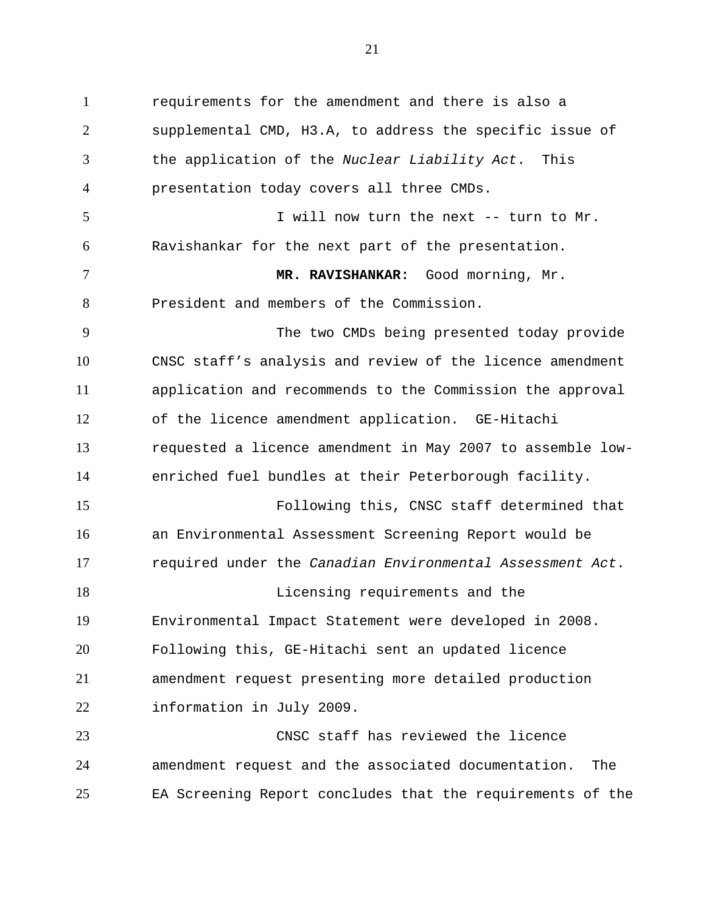requirements for the amendment and there is also a supplemental CMD, H3.A, to address the specific issue of the application of the *Nuclear Liability Act*. This presentation today covers all three CMDs.

I will now turn the next -- turn to Mr. Ravishankar for the next part of the presentation.

**MR. RAVISHANKAR:** Good morning, Mr. President and members of the Commission.

The two CMDs being presented today provide CNSC staff's analysis and review of the licence amendment application and recommends to the Commission the approval of the licence amendment application. GE-Hitachi requested a licence amendment in May 2007 to assemble low-enriched fuel bundles at their Peterborough facility.

Following this, CNSC staff determined that an Environmental Assessment Screening Report would be required under the *Canadian Environmental Assessment Act*.

Licensing requirements and the Environmental Impact Statement were developed in 2008. Following this, GE-Hitachi sent an updated licence amendment request presenting more detailed production information in July 2009.

CNSC staff has reviewed the licence amendment request and the associated documentation. The EA Screening Report concludes that the requirements of the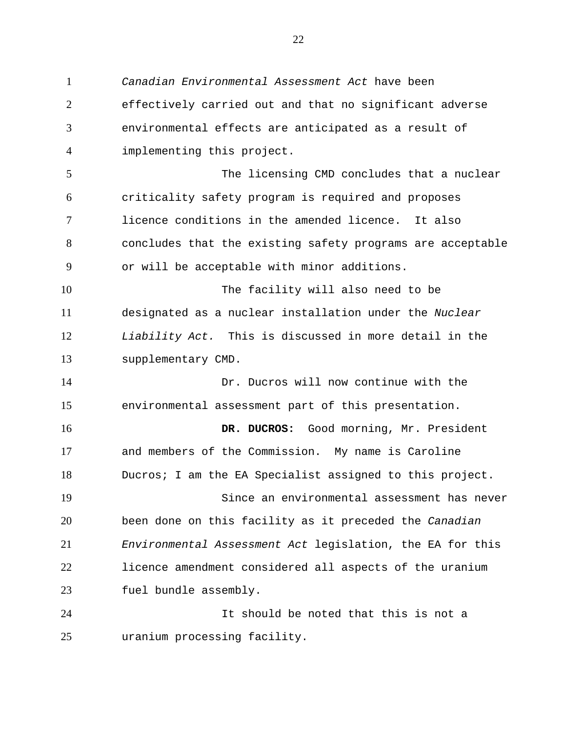*Canadian Environmental Assessment Act* have been effectively carried out and that no significant adverse environmental effects are anticipated as a result of implementing this project.

The licensing CMD concludes that a nuclear criticality safety program is required and proposes licence conditions in the amended licence. It also concludes that the existing safety programs are acceptable or will be acceptable with minor additions.

The facility will also need to be designated as a nuclear installation under the *Nuclear Liability Act.* This is discussed in more detail in the supplementary CMD.

Dr. Ducros will now continue with the environmental assessment part of this presentation.

**DR. DUCROS:** Good morning, Mr. President and members of the Commission. My name is Caroline Ducros; I am the EA Specialist assigned to this project.

Since an environmental assessment has never been done on this facility as it preceded the *Canadian Environmental Assessment Act* legislation, the EA for this licence amendment considered all aspects of the uranium fuel bundle assembly.

It should be noted that this is not a uranium processing facility.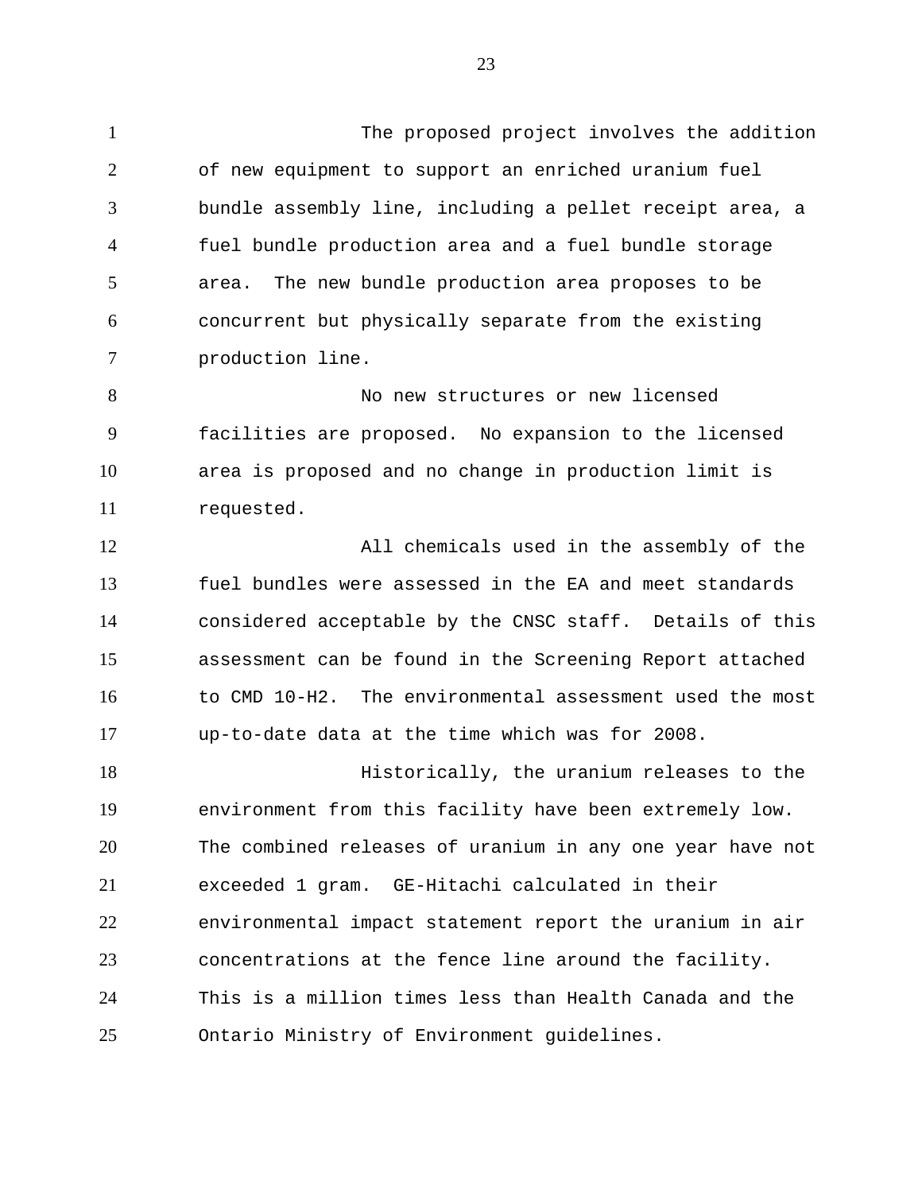The proposed project involves the addition of new equipment to support an enriched uranium fuel bundle assembly line, including a pellet receipt area, a fuel bundle production area and a fuel bundle storage area. The new bundle production area proposes to be concurrent but physically separate from the existing production line.

No new structures or new licensed facilities are proposed. No expansion to the licensed area is proposed and no change in production limit is requested.

All chemicals used in the assembly of the fuel bundles were assessed in the EA and meet standards considered acceptable by the CNSC staff. Details of this assessment can be found in the Screening Report attached to CMD 10-H2. The environmental assessment used the most up-to-date data at the time which was for 2008.

Historically, the uranium releases to the environment from this facility have been extremely low. The combined releases of uranium in any one year have not exceeded 1 gram. GE-Hitachi calculated in their environmental impact statement report the uranium in air concentrations at the fence line around the facility. This is a million times less than Health Canada and the Ontario Ministry of Environment guidelines.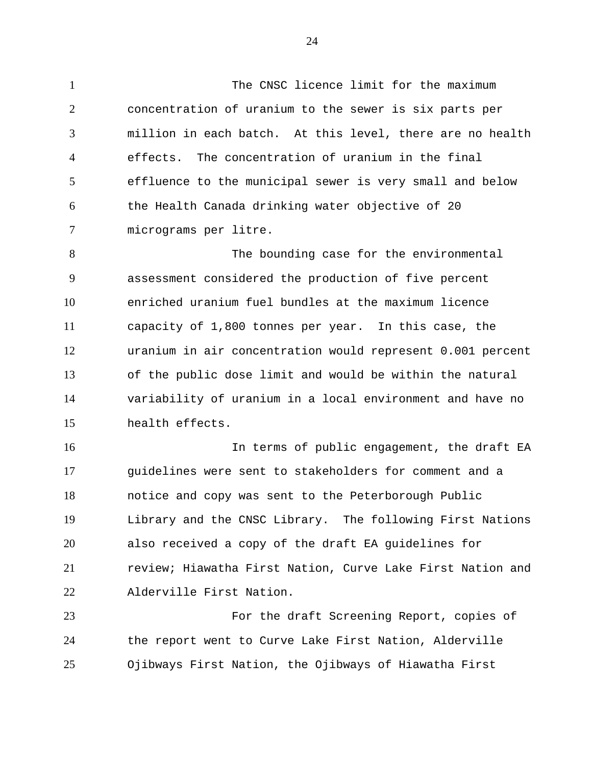The CNSC licence limit for the maximum concentration of uranium to the sewer is six parts per million in each batch. At this level, there are no health effects. The concentration of uranium in the final effluence to the municipal sewer is very small and below the Health Canada drinking water objective of 20 micrograms per litre.

The bounding case for the environmental assessment considered the production of five percent enriched uranium fuel bundles at the maximum licence capacity of 1,800 tonnes per year. In this case, the uranium in air concentration would represent 0.001 percent of the public dose limit and would be within the natural variability of uranium in a local environment and have no health effects.

In terms of public engagement, the draft EA guidelines were sent to stakeholders for comment and a notice and copy was sent to the Peterborough Public Library and the CNSC Library. The following First Nations also received a copy of the draft EA guidelines for review; Hiawatha First Nation, Curve Lake First Nation and Alderville First Nation.

For the draft Screening Report, copies of the report went to Curve Lake First Nation, Alderville Ojibways First Nation, the Ojibways of Hiawatha First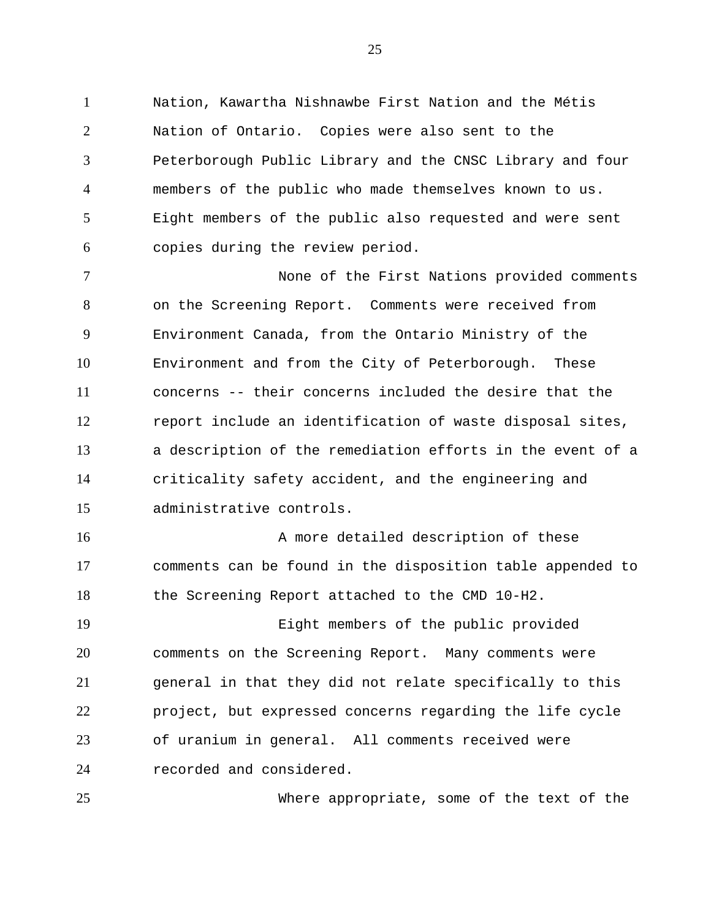Nation, Kawartha Nishnawbe First Nation and the Métis Nation of Ontario. Copies were also sent to the Peterborough Public Library and the CNSC Library and four members of the public who made themselves known to us. Eight members of the public also requested and were sent copies during the review period.

None of the First Nations provided comments on the Screening Report. Comments were received from Environment Canada, from the Ontario Ministry of the Environment and from the City of Peterborough. These concerns -- their concerns included the desire that the report include an identification of waste disposal sites, a description of the remediation efforts in the event of a criticality safety accident, and the engineering and administrative controls.

A more detailed description of these comments can be found in the disposition table appended to the Screening Report attached to the CMD 10-H2.

Eight members of the public provided comments on the Screening Report. Many comments were general in that they did not relate specifically to this project, but expressed concerns regarding the life cycle of uranium in general. All comments received were recorded and considered.

Where appropriate, some of the text of the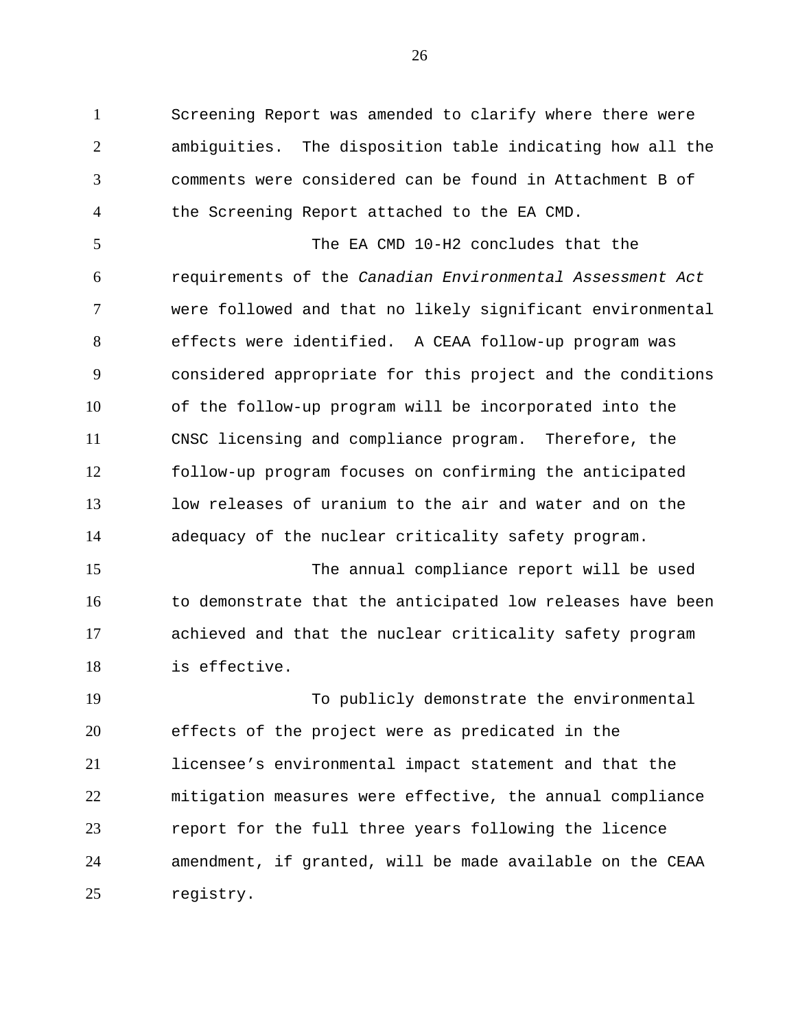Screening Report was amended to clarify where there were ambiguities. The disposition table indicating how all the comments were considered can be found in Attachment B of the Screening Report attached to the EA CMD.

The EA CMD 10-H2 concludes that the requirements of the *Canadian Environmental Assessment Act* were followed and that no likely significant environmental effects were identified. A CEAA follow-up program was considered appropriate for this project and the conditions of the follow-up program will be incorporated into the CNSC licensing and compliance program. Therefore, the follow-up program focuses on confirming the anticipated low releases of uranium to the air and water and on the adequacy of the nuclear criticality safety program.

The annual compliance report will be used to demonstrate that the anticipated low releases have been achieved and that the nuclear criticality safety program is effective.

To publicly demonstrate the environmental effects of the project were as predicated in the licensee's environmental impact statement and that the mitigation measures were effective, the annual compliance report for the full three years following the licence amendment, if granted, will be made available on the CEAA registry.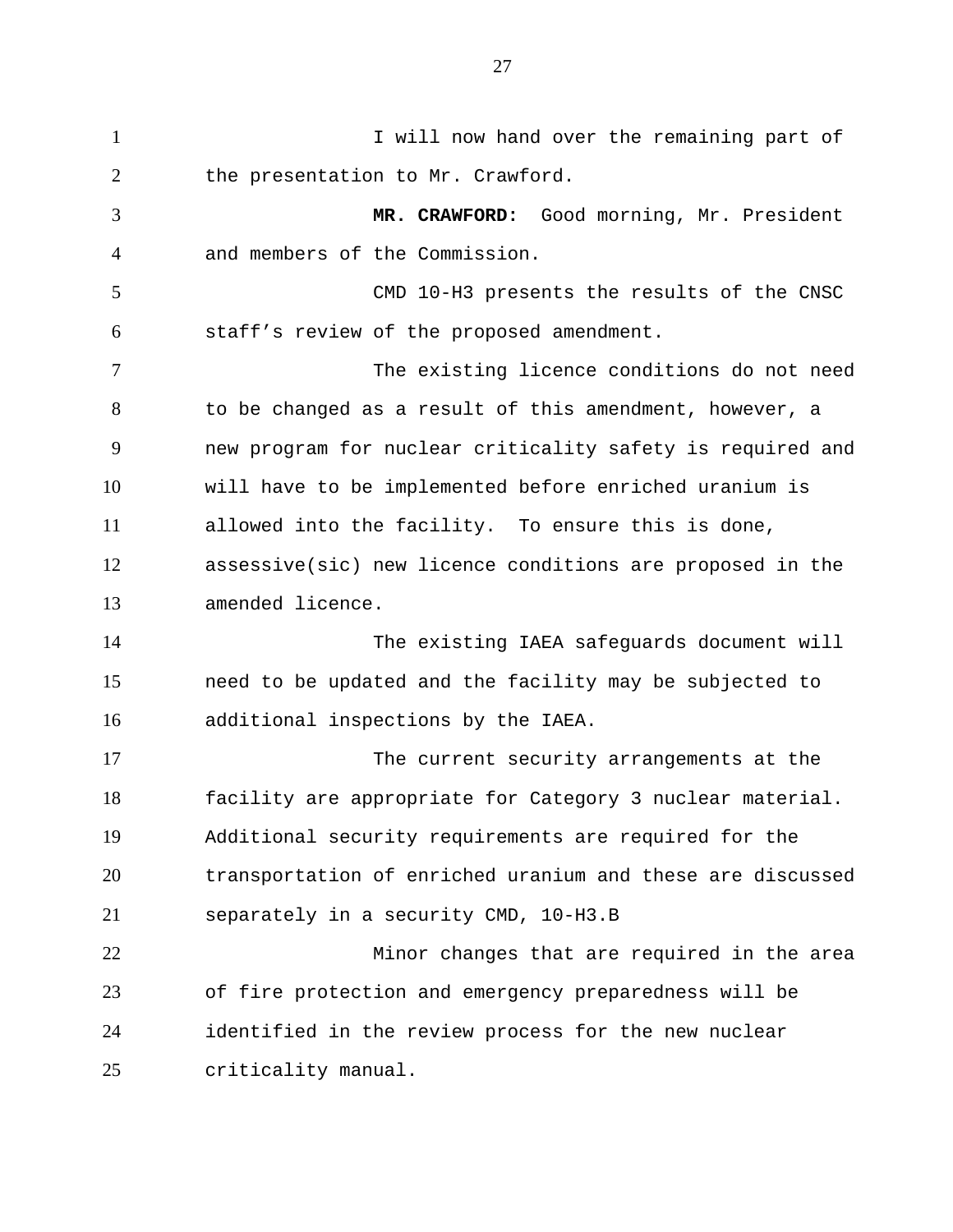I will now hand over the remaining part of the presentation to Mr. Crawford.

**MR. CRAWFORD:** Good morning, Mr. President and members of the Commission.

CMD 10-H3 presents the results of the CNSC staff's review of the proposed amendment.

The existing licence conditions do not need to be changed as a result of this amendment, however, a new program for nuclear criticality safety is required and will have to be implemented before enriched uranium is allowed into the facility. To ensure this is done, assessive(sic) new licence conditions are proposed in the amended licence.

The existing IAEA safeguards document will need to be updated and the facility may be subjected to additional inspections by the IAEA.

The current security arrangements at the facility are appropriate for Category 3 nuclear material. Additional security requirements are required for the transportation of enriched uranium and these are discussed separately in a security CMD, 10-H3.B

Minor changes that are required in the area of fire protection and emergency preparedness will be identified in the review process for the new nuclear criticality manual.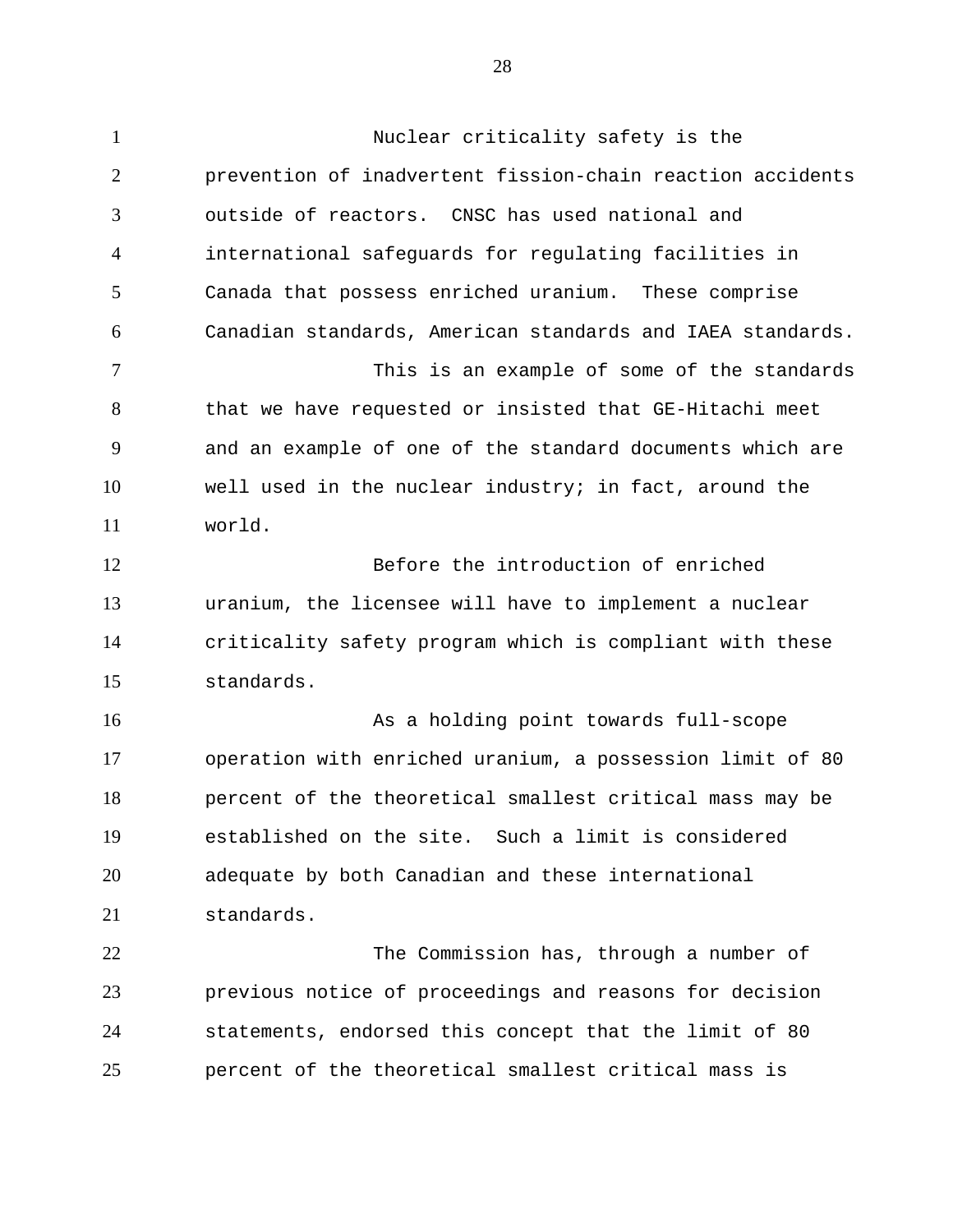Nuclear criticality safety is the prevention of inadvertent fission-chain reaction accidents outside of reactors. CNSC has used national and international safeguards for regulating facilities in Canada that possess enriched uranium. These comprise Canadian standards, American standards and IAEA standards.

This is an example of some of the standards that we have requested or insisted that GE-Hitachi meet and an example of one of the standard documents which are well used in the nuclear industry; in fact, around the world.

Before the introduction of enriched uranium, the licensee will have to implement a nuclear criticality safety program which is compliant with these standards.

As a holding point towards full-scope operation with enriched uranium, a possession limit of 80 percent of the theoretical smallest critical mass may be established on the site. Such a limit is considered adequate by both Canadian and these international standards.

The Commission has, through a number of previous notice of proceedings and reasons for decision statements, endorsed this concept that the limit of 80 percent of the theoretical smallest critical mass is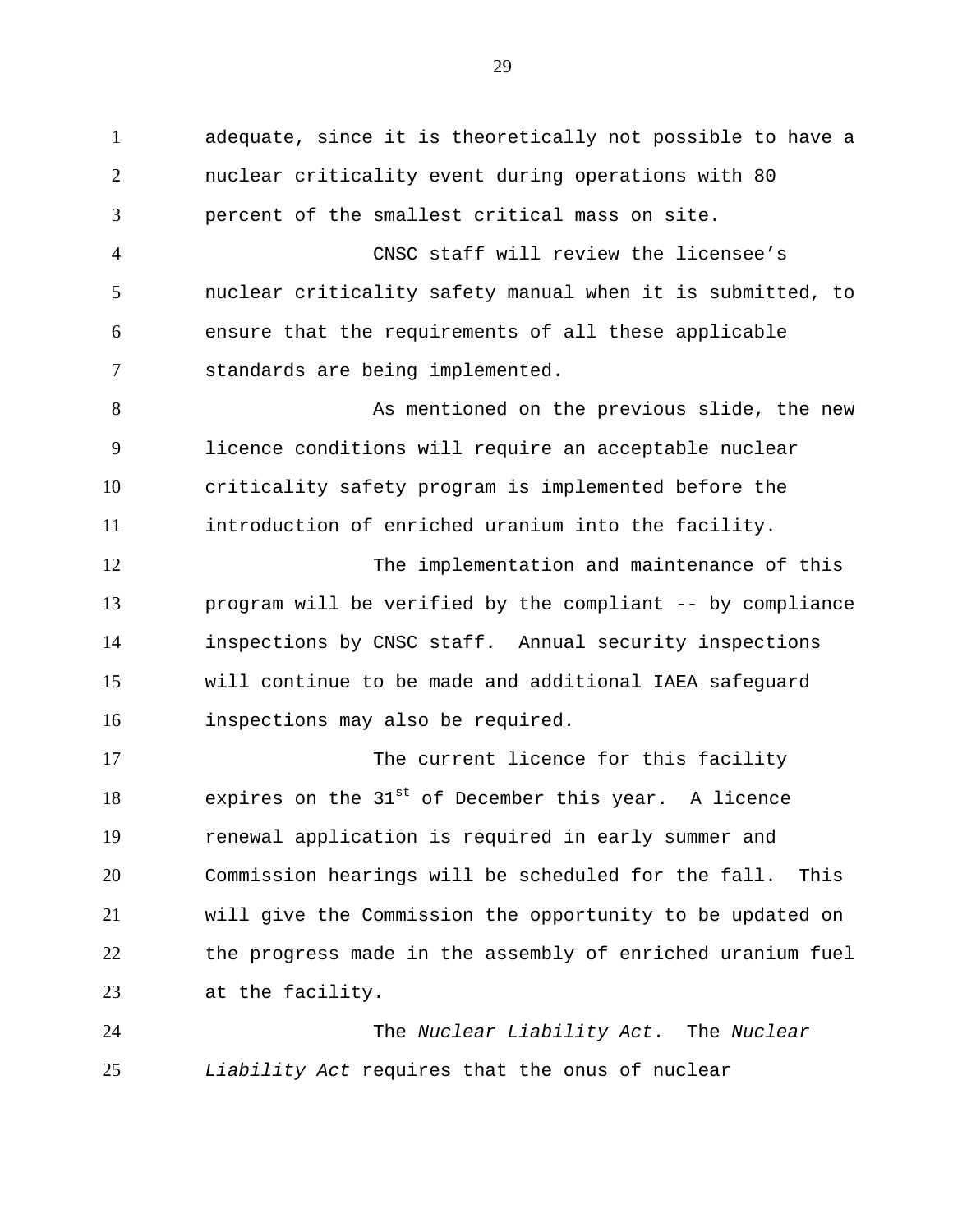adequate, since it is theoretically not possible to have a nuclear criticality event during operations with 80 percent of the smallest critical mass on site.

CNSC staff will review the licensee's nuclear criticality safety manual when it is submitted, to ensure that the requirements of all these applicable standards are being implemented.

As mentioned on the previous slide, the new licence conditions will require an acceptable nuclear criticality safety program is implemented before the introduction of enriched uranium into the facility.

The implementation and maintenance of this program will be verified by the compliant -- by compliance inspections by CNSC staff. Annual security inspections will continue to be made and additional IAEA safeguard inspections may also be required.

The current licence for this facility expires on the 31st of December this year. A licence renewal application is required in early summer and Commission hearings will be scheduled for the fall. This will give the Commission the opportunity to be updated on the progress made in the assembly of enriched uranium fuel at the facility.

The *Nuclear Liability Act*. The *Nuclear Liability Act* requires that the onus of nuclear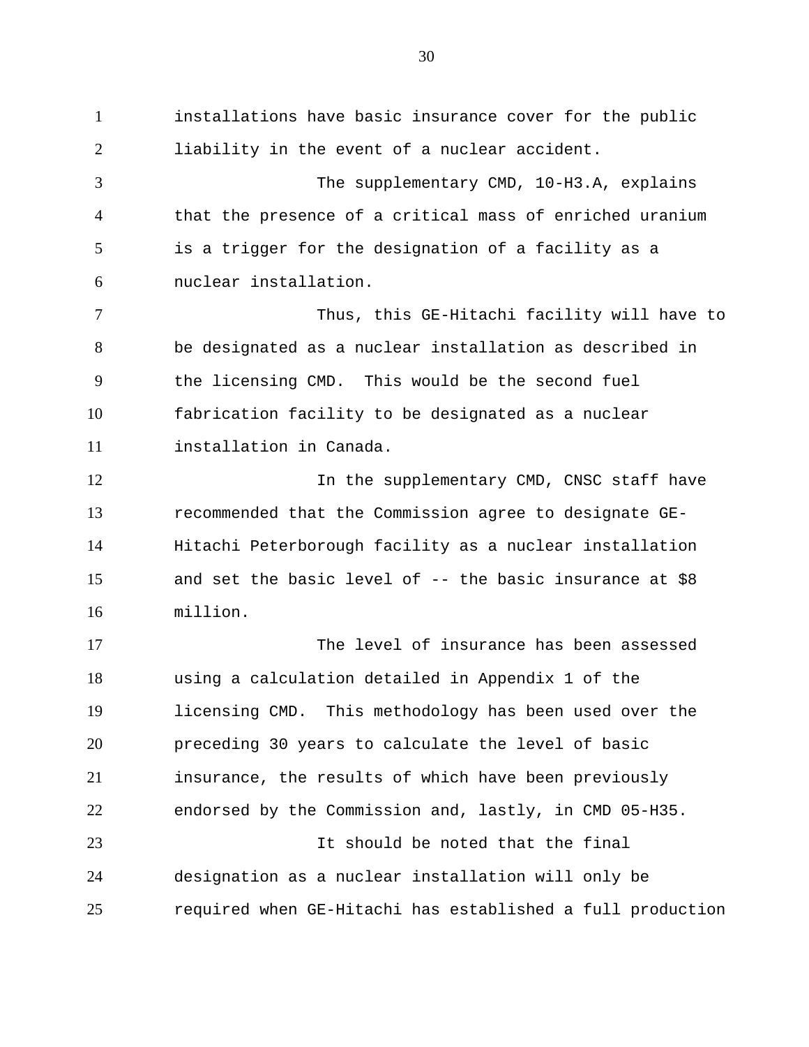installations have basic insurance cover for the public liability in the event of a nuclear accident.

The supplementary CMD, 10-H3.A, explains that the presence of a critical mass of enriched uranium is a trigger for the designation of a facility as a nuclear installation.

Thus, this GE-Hitachi facility will have to be designated as a nuclear installation as described in the licensing CMD. This would be the second fuel fabrication facility to be designated as a nuclear installation in Canada.

In the supplementary CMD, CNSC staff have recommended that the Commission agree to designate GE-Hitachi Peterborough facility as a nuclear installation and set the basic level of -- the basic insurance at $8 million.

The level of insurance has been assessed using a calculation detailed in Appendix 1 of the licensing CMD. This methodology has been used over the preceding 30 years to calculate the level of basic insurance, the results of which have been previously endorsed by the Commission and, lastly, in CMD 05-H35.

It should be noted that the final designation as a nuclear installation will only be required when GE-Hitachi has established a full production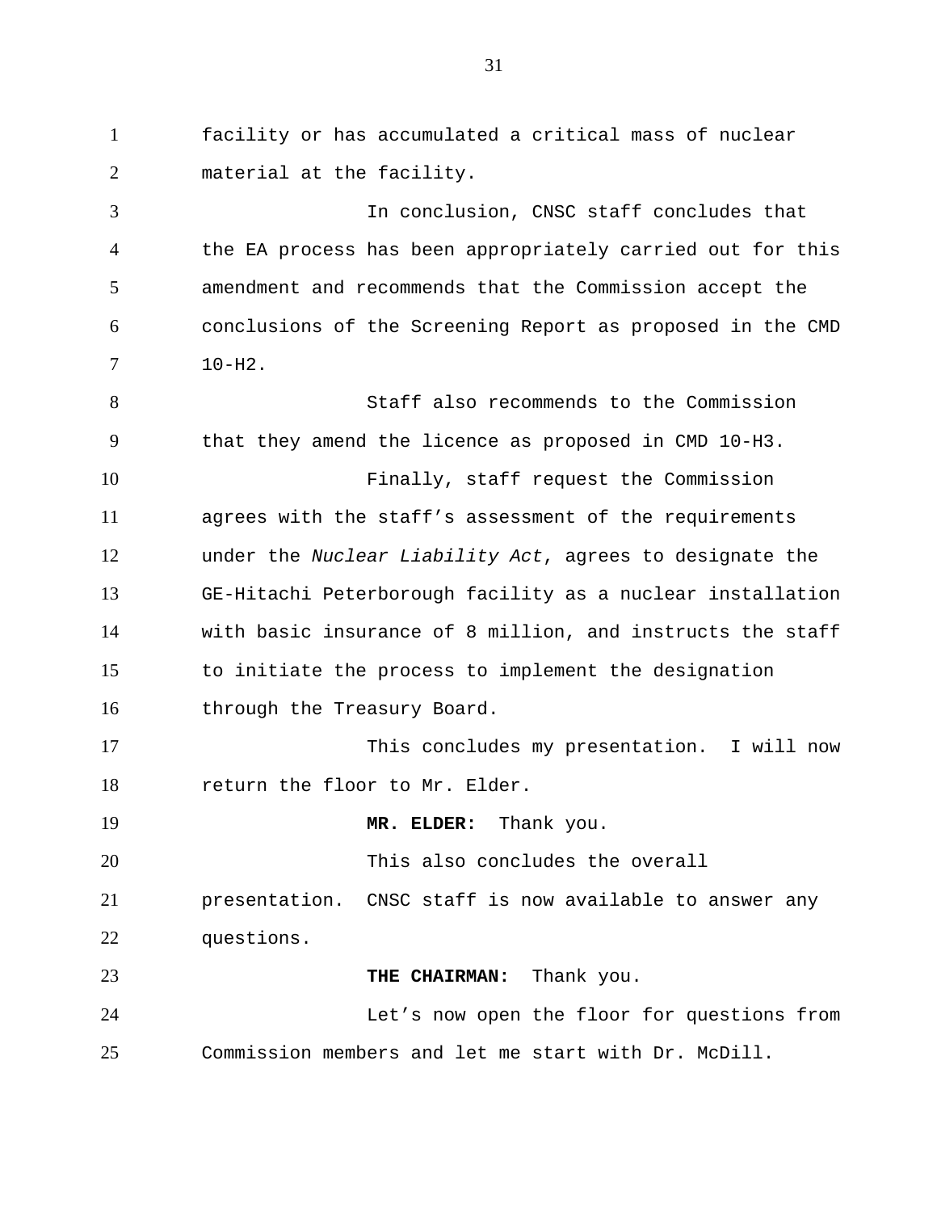facility or has accumulated a critical mass of nuclear material at the facility.

In conclusion, CNSC staff concludes that the EA process has been appropriately carried out for this amendment and recommends that the Commission accept the conclusions of the Screening Report as proposed in the CMD 10-H2.

Staff also recommends to the Commission that they amend the licence as proposed in CMD 10-H3.

Finally, staff request the Commission agrees with the staff's assessment of the requirements under the *Nuclear Liability Act*, agrees to designate the GE-Hitachi Peterborough facility as a nuclear installation with basic insurance of 8 million, and instructs the staff to initiate the process to implement the designation through the Treasury Board.

This concludes my presentation. I will now return the floor to Mr. Elder.

**MR. ELDER:** Thank you.

This also concludes the overall presentation. CNSC staff is now available to answer any questions.

**THE CHAIRMAN:** Thank you.

Let's now open the floor for questions from Commission members and let me start with Dr. McDill.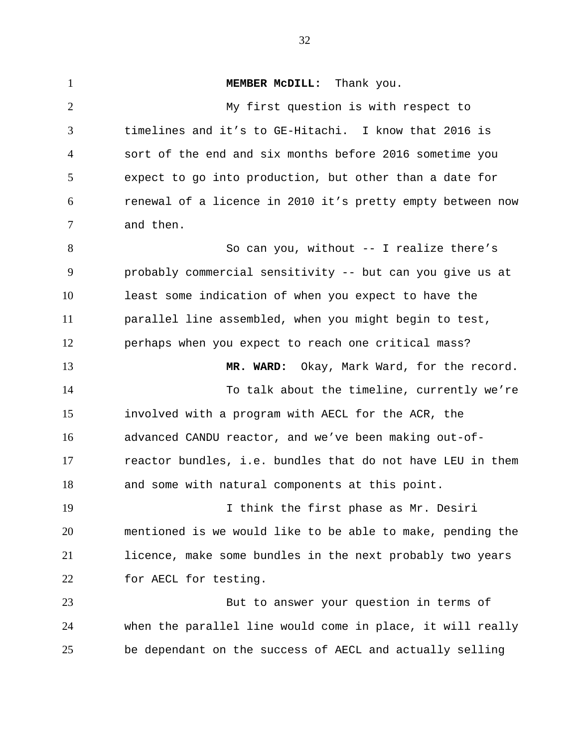**MEMBER McDILL:** Thank you.

My first question is with respect to timelines and it's to GE-Hitachi. I know that 2016 is sort of the end and six months before 2016 sometime you expect to go into production, but other than a date for renewal of a licence in 2010 it's pretty empty between now and then.

So can you, without -- I realize there's probably commercial sensitivity -- but can you give us at least some indication of when you expect to have the parallel line assembled, when you might begin to test, perhaps when you expect to reach one critical mass?

**MR. WARD:** Okay, Mark Ward, for the record.

To talk about the timeline, currently we're involved with a program with AECL for the ACR, the advanced CANDU reactor, and we've been making out-of-reactor bundles, i.e. bundles that do not have LEU in them and some with natural components at this point.

I think the first phase as Mr. Desiri mentioned is we would like to be able to make, pending the licence, make some bundles in the next probably two years for AECL for testing.

But to answer your question in terms of when the parallel line would come in place, it will really be dependant on the success of AECL and actually selling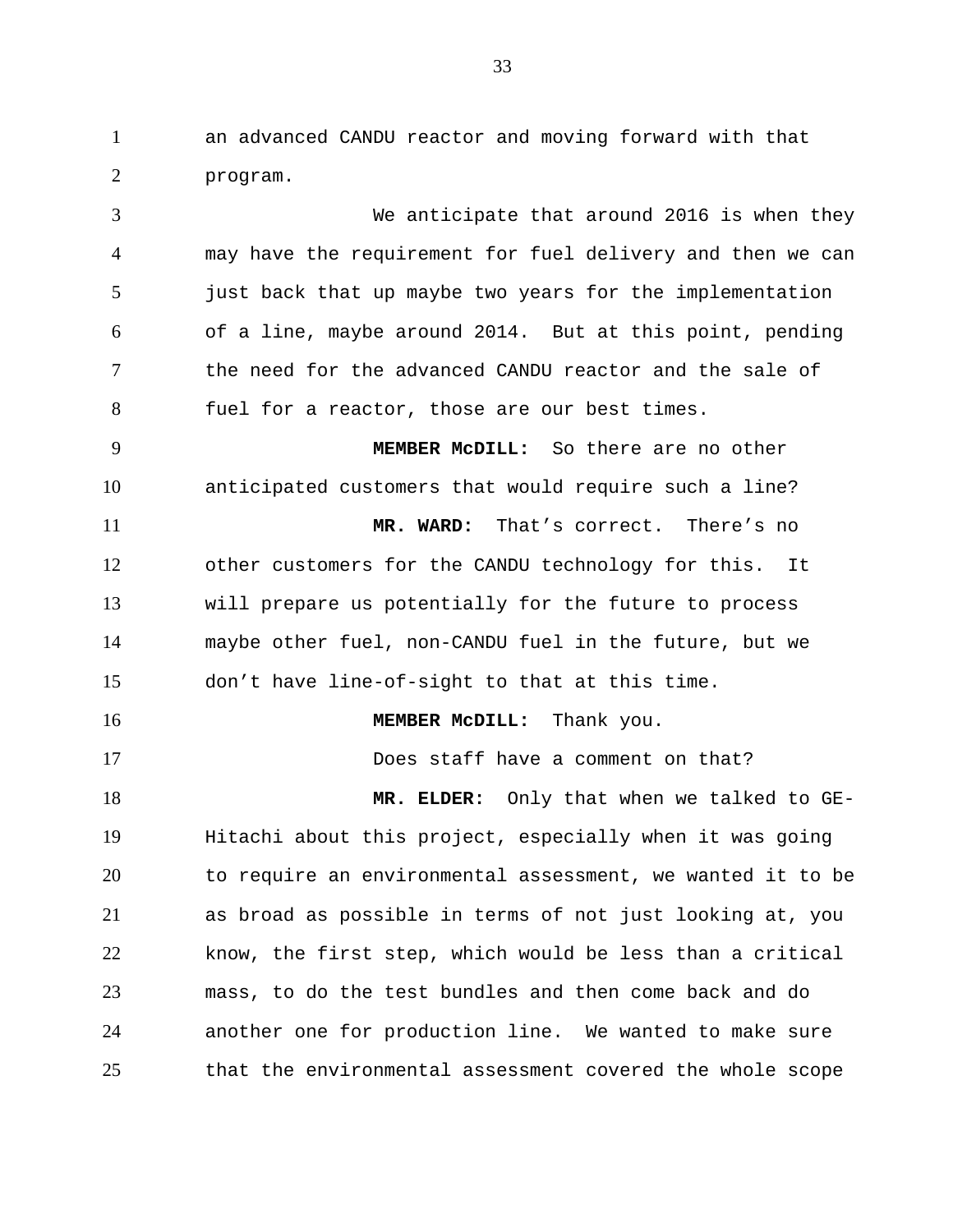an advanced CANDU reactor and moving forward with that program.

We anticipate that around 2016 is when they may have the requirement for fuel delivery and then we can just back that up maybe two years for the implementation of a line, maybe around 2014. But at this point, pending the need for the advanced CANDU reactor and the sale of fuel for a reactor, those are our best times.

**MEMBER McDILL:** So there are no other anticipated customers that would require such a line?

**MR. WARD:** That's correct. There's no other customers for the CANDU technology for this. It will prepare us potentially for the future to process maybe other fuel, non-CANDU fuel in the future, but we don't have line-of-sight to that at this time.

**MEMBER McDILL:** Thank you.

Does staff have a comment on that?

**MR. ELDER:** Only that when we talked to GE-Hitachi about this project, especially when it was going to require an environmental assessment, we wanted it to be as broad as possible in terms of not just looking at, you know, the first step, which would be less than a critical mass, to do the test bundles and then come back and do another one for production line. We wanted to make sure that the environmental assessment covered the whole scope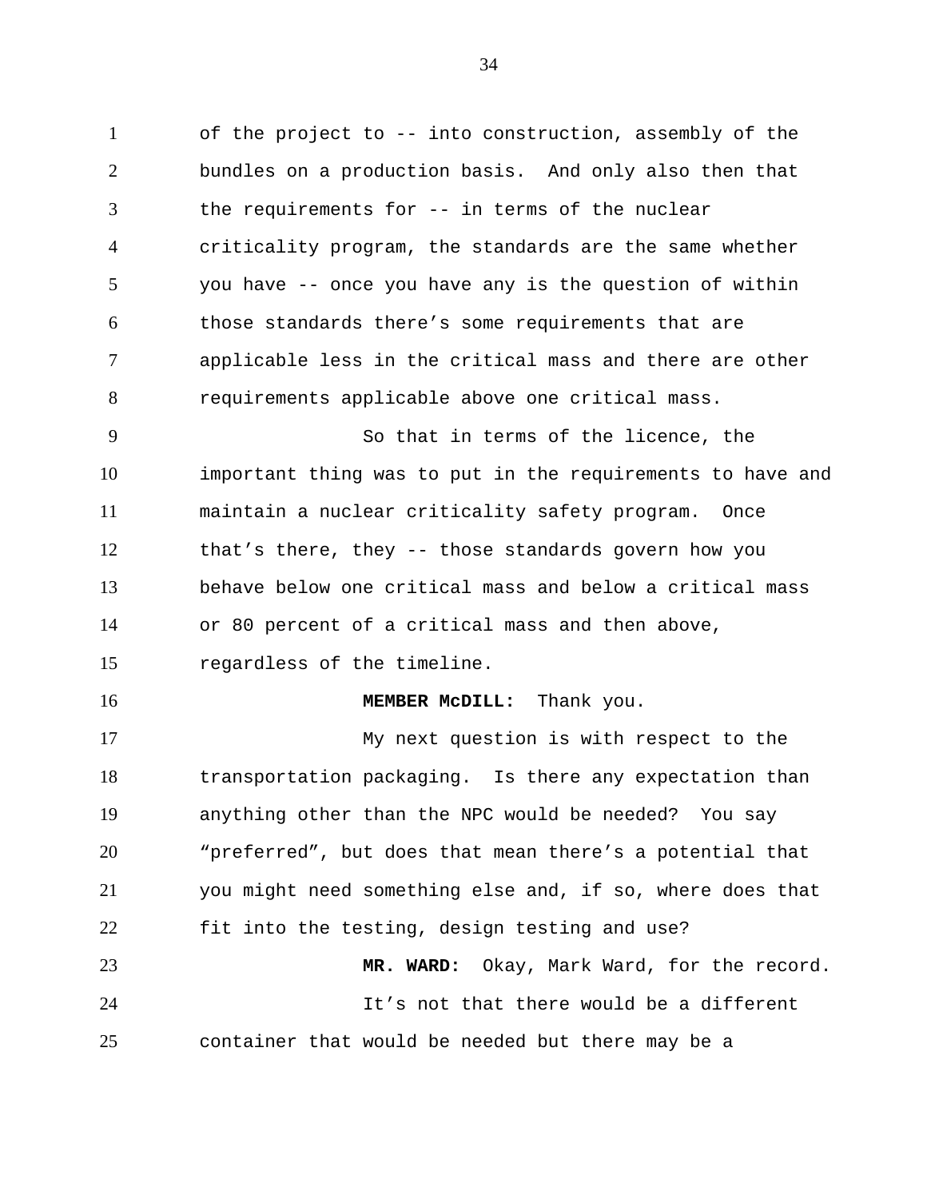of the project to -- into construction, assembly of the bundles on a production basis. And only also then that the requirements for -- in terms of the nuclear criticality program, the standards are the same whether you have -- once you have any is the question of within those standards there’s some requirements that are applicable less in the critical mass and there are other requirements applicable above one critical mass.

So that in terms of the licence, the important thing was to put in the requirements to have and maintain a nuclear criticality safety program. Once that’s there, they -- those standards govern how you behave below one critical mass and below a critical mass or 80 percent of a critical mass and then above, regardless of the timeline.

**MEMBER McDILL:** Thank you.

My next question is with respect to the transportation packaging. Is there any expectation than anything other than the NPC would be needed? You say “preferred”, but does that mean there’s a potential that you might need something else and, if so, where does that fit into the testing, design testing and use?

**MR. WARD:** Okay, Mark Ward, for the record.

It’s not that there would be a different container that would be needed but there may be a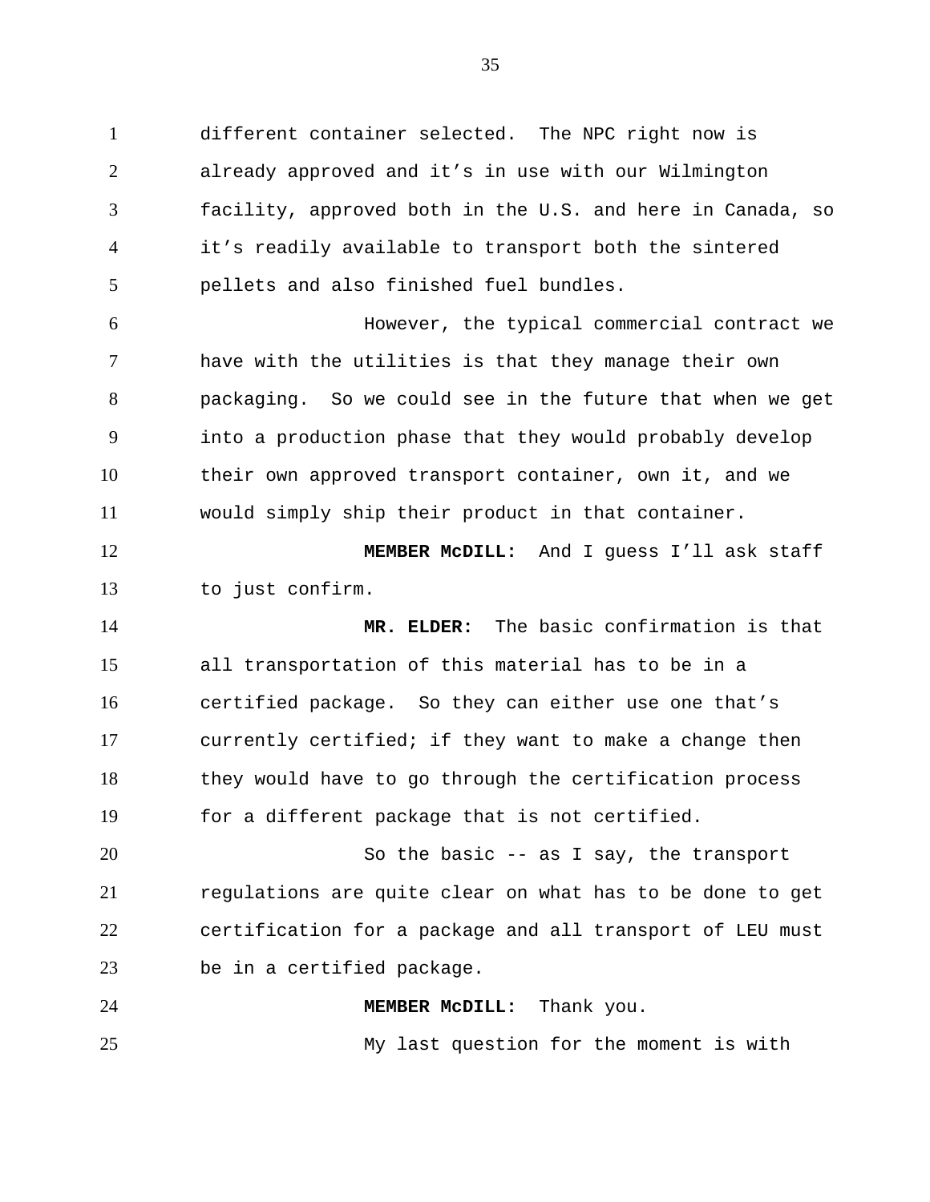different container selected. The NPC right now is already approved and it's in use with our Wilmington facility, approved both in the U.S. and here in Canada, so it's readily available to transport both the sintered pellets and also finished fuel bundles.

However, the typical commercial contract we have with the utilities is that they manage their own packaging. So we could see in the future that when we get into a production phase that they would probably develop their own approved transport container, own it, and we would simply ship their product in that container.

**MEMBER McDILL:** And I guess I'll ask staff to just confirm.

**MR. ELDER:** The basic confirmation is that all transportation of this material has to be in a certified package. So they can either use one that's currently certified; if they want to make a change then they would have to go through the certification process for a different package that is not certified.

So the basic -- as I say, the transport regulations are quite clear on what has to be done to get certification for a package and all transport of LEU must be in a certified package.

**MEMBER McDILL:** Thank you.

My last question for the moment is with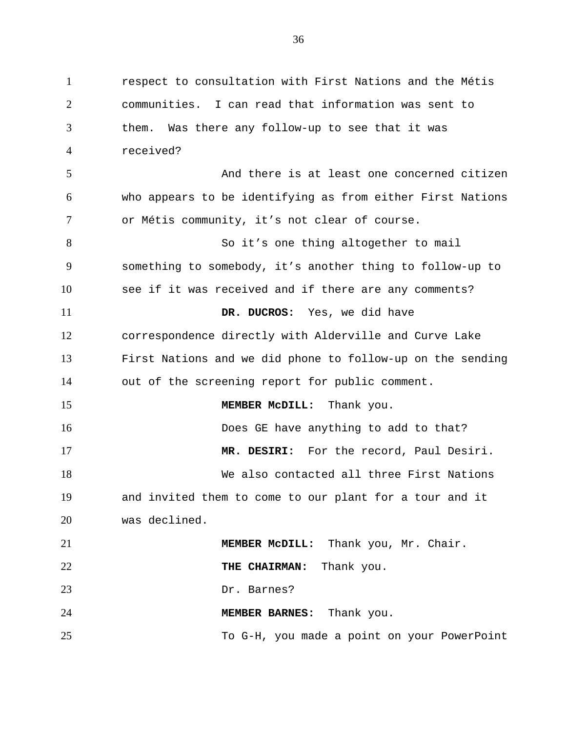respect to consultation with First Nations and the Métis communities. I can read that information was sent to them. Was there any follow-up to see that it was received?

And there is at least one concerned citizen who appears to be identifying as from either First Nations or Métis community, it's not clear of course.

So it's one thing altogether to mail something to somebody, it's another thing to follow-up to see if it was received and if there are any comments?

**DR. DUCROS:** Yes, we did have correspondence directly with Alderville and Curve Lake First Nations and we did phone to follow-up on the sending out of the screening report for public comment.

**MEMBER McDILL:** Thank you.

Does GE have anything to add to that?

**MR. DESIRI:** For the record, Paul Desiri.

We also contacted all three First Nations and invited them to come to our plant for a tour and it was declined.

**MEMBER McDILL:** Thank you, Mr. Chair.

**THE CHAIRMAN:** Thank you.

Dr. Barnes?

**MEMBER BARNES:** Thank you.

To G-H, you made a point on your PowerPoint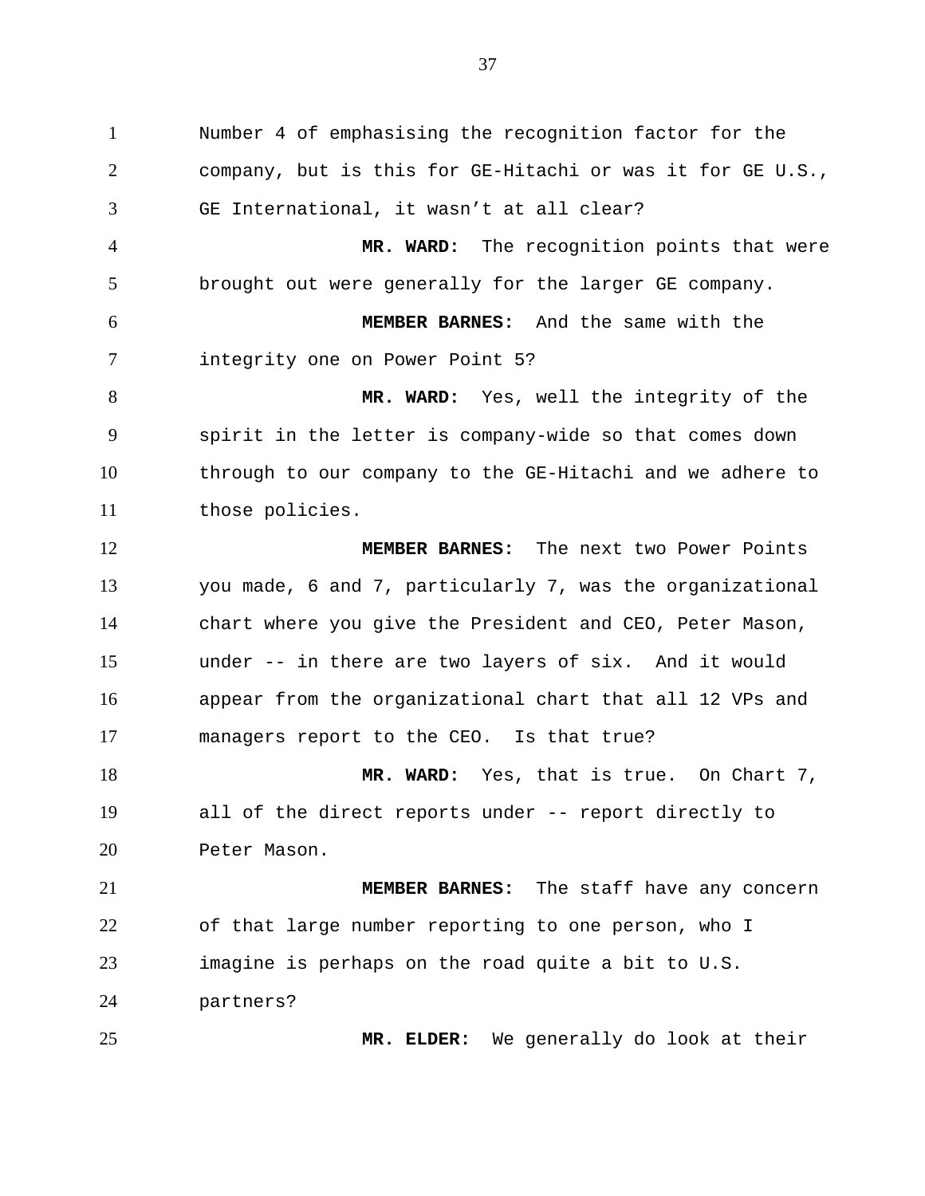Number 4 of emphasising the recognition factor for the company, but is this for GE-Hitachi or was it for GE U.S., GE International, it wasn't at all clear?

**MR. WARD:** The recognition points that were brought out were generally for the larger GE company.

**MEMBER BARNES:** And the same with the integrity one on Power Point 5?

**MR. WARD:** Yes, well the integrity of the spirit in the letter is company-wide so that comes down through to our company to the GE-Hitachi and we adhere to those policies.

**MEMBER BARNES:** The next two Power Points you made, 6 and 7, particularly 7, was the organizational chart where you give the President and CEO, Peter Mason, under -- in there are two layers of six. And it would appear from the organizational chart that all 12 VPs and managers report to the CEO. Is that true?

**MR. WARD:** Yes, that is true. On Chart 7, all of the direct reports under -- report directly to Peter Mason.

**MEMBER BARNES:** The staff have any concern of that large number reporting to one person, who I imagine is perhaps on the road quite a bit to U.S. partners?

**MR. ELDER:** We generally do look at their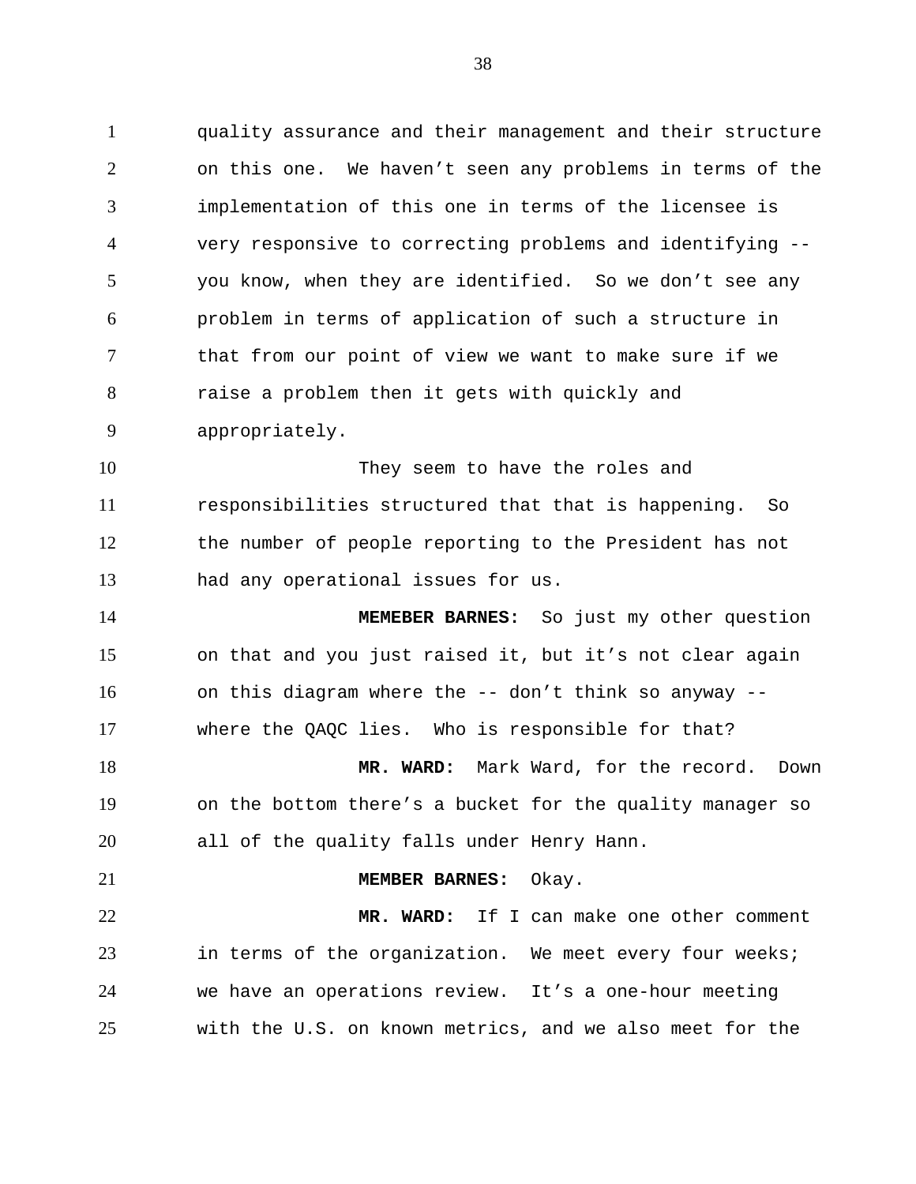quality assurance and their management and their structure on this one. We haven’t seen any problems in terms of the implementation of this one in terms of the licensee is very responsive to correcting problems and identifying -- you know, when they are identified. So we don’t see any problem in terms of application of such a structure in that from our point of view we want to make sure if we raise a problem then it gets with quickly and appropriately.

They seem to have the roles and responsibilities structured that that is happening. So the number of people reporting to the President has not had any operational issues for us.

**MEMEBER BARNES:** So just my other question on that and you just raised it, but it’s not clear again on this diagram where the -- don’t think so anyway -- where the QAQC lies. Who is responsible for that?

**MR. WARD:** Mark Ward, for the record. Down on the bottom there’s a bucket for the quality manager so all of the quality falls under Henry Hann.

**MEMBER BARNES:** Okay.

**MR. WARD:** If I can make one other comment in terms of the organization. We meet every four weeks; we have an operations review. It’s a one-hour meeting with the U.S. on known metrics, and we also meet for the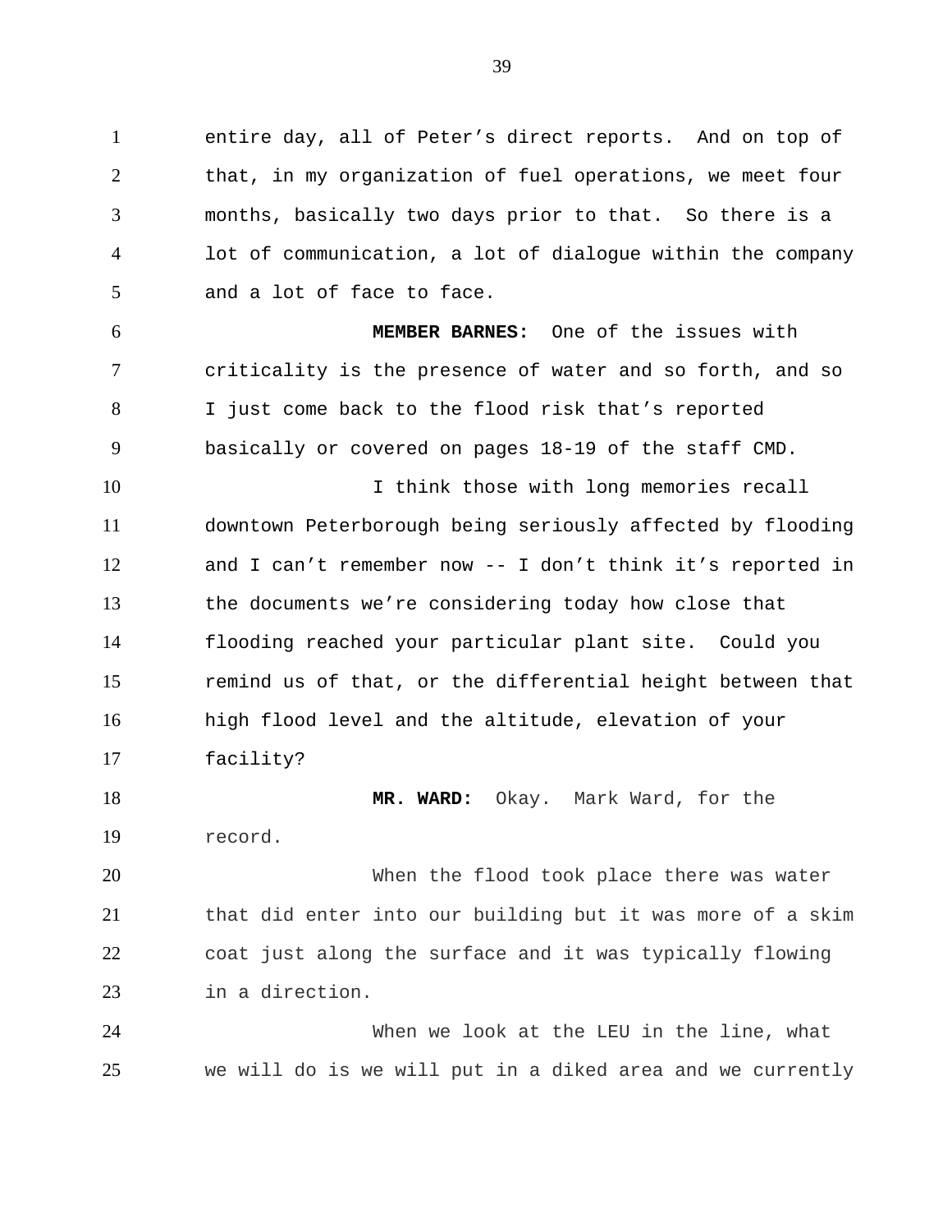entire day, all of Peter's direct reports. And on top of that, in my organization of fuel operations, we meet four months, basically two days prior to that. So there is a lot of communication, a lot of dialogue within the company and a lot of face to face.

**MEMBER BARNES:** One of the issues with criticality is the presence of water and so forth, and so I just come back to the flood risk that's reported basically or covered on pages 18-19 of the staff CMD.

I think those with long memories recall downtown Peterborough being seriously affected by flooding and I can't remember now -- I don't think it's reported in the documents we're considering today how close that flooding reached your particular plant site. Could you remind us of that, or the differential height between that high flood level and the altitude, elevation of your facility?

**MR. WARD:** Okay. Mark Ward, for the record.

When the flood took place there was water that did enter into our building but it was more of a skim coat just along the surface and it was typically flowing in a direction.

When we look at the LEU in the line, what we will do is we will put in a diked area and we currently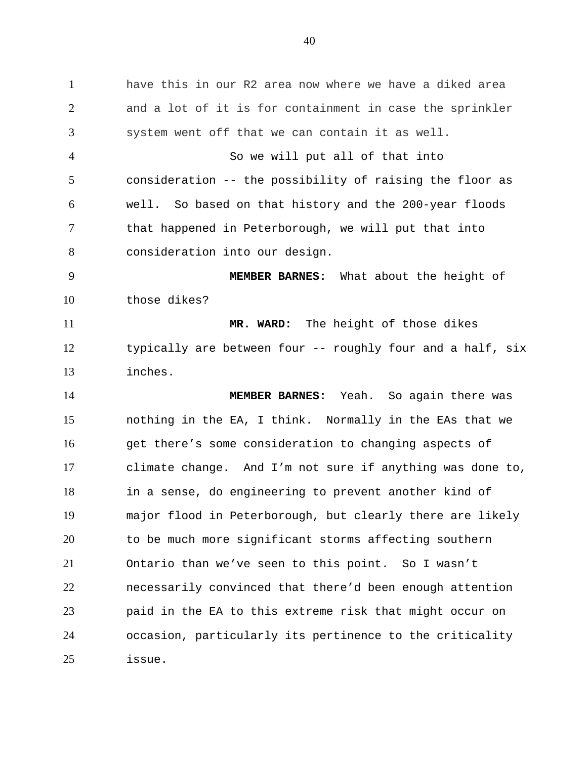have this in our R2 area now where we have a diked area and a lot of it is for containment in case the sprinkler system went off that we can contain it as well.

So we will put all of that into consideration -- the possibility of raising the floor as well. So based on that history and the 200-year floods that happened in Peterborough, we will put that into consideration into our design.

**MEMBER BARNES:** What about the height of those dikes?

**MR. WARD:** The height of those dikes typically are between four -- roughly four and a half, six inches.

**MEMBER BARNES:** Yeah. So again there was nothing in the EA, I think. Normally in the EAs that we get there's some consideration to changing aspects of climate change. And I'm not sure if anything was done to, in a sense, do engineering to prevent another kind of major flood in Peterborough, but clearly there are likely to be much more significant storms affecting southern Ontario than we've seen to this point. So I wasn't necessarily convinced that there'd been enough attention paid in the EA to this extreme risk that might occur on occasion, particularly its pertinence to the criticality issue.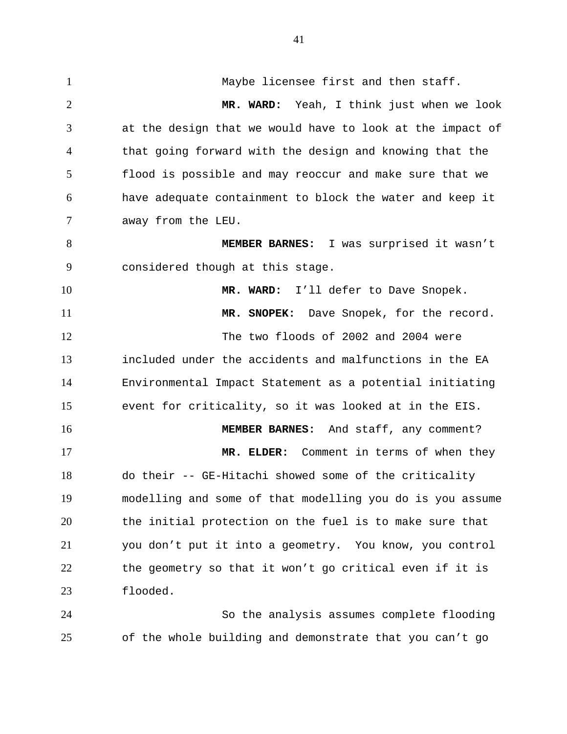Maybe licensee first and then staff.

**MR. WARD:** Yeah, I think just when we look at the design that we would have to look at the impact of that going forward with the design and knowing that the flood is possible and may reoccur and make sure that we have adequate containment to block the water and keep it away from the LEU.

**MEMBER BARNES:** I was surprised it wasn't considered though at this stage.

**MR. WARD:** I'll defer to Dave Snopek.

**MR. SNOPEK:** Dave Snopek, for the record.

The two floods of 2002 and 2004 were included under the accidents and malfunctions in the EA Environmental Impact Statement as a potential initiating event for criticality, so it was looked at in the EIS.

**MEMBER BARNES:** And staff, any comment?

**MR. ELDER:** Comment in terms of when they do their -- GE-Hitachi showed some of the criticality modelling and some of that modelling you do is you assume the initial protection on the fuel is to make sure that you don't put it into a geometry. You know, you control the geometry so that it won't go critical even if it is flooded.

So the analysis assumes complete flooding of the whole building and demonstrate that you can't go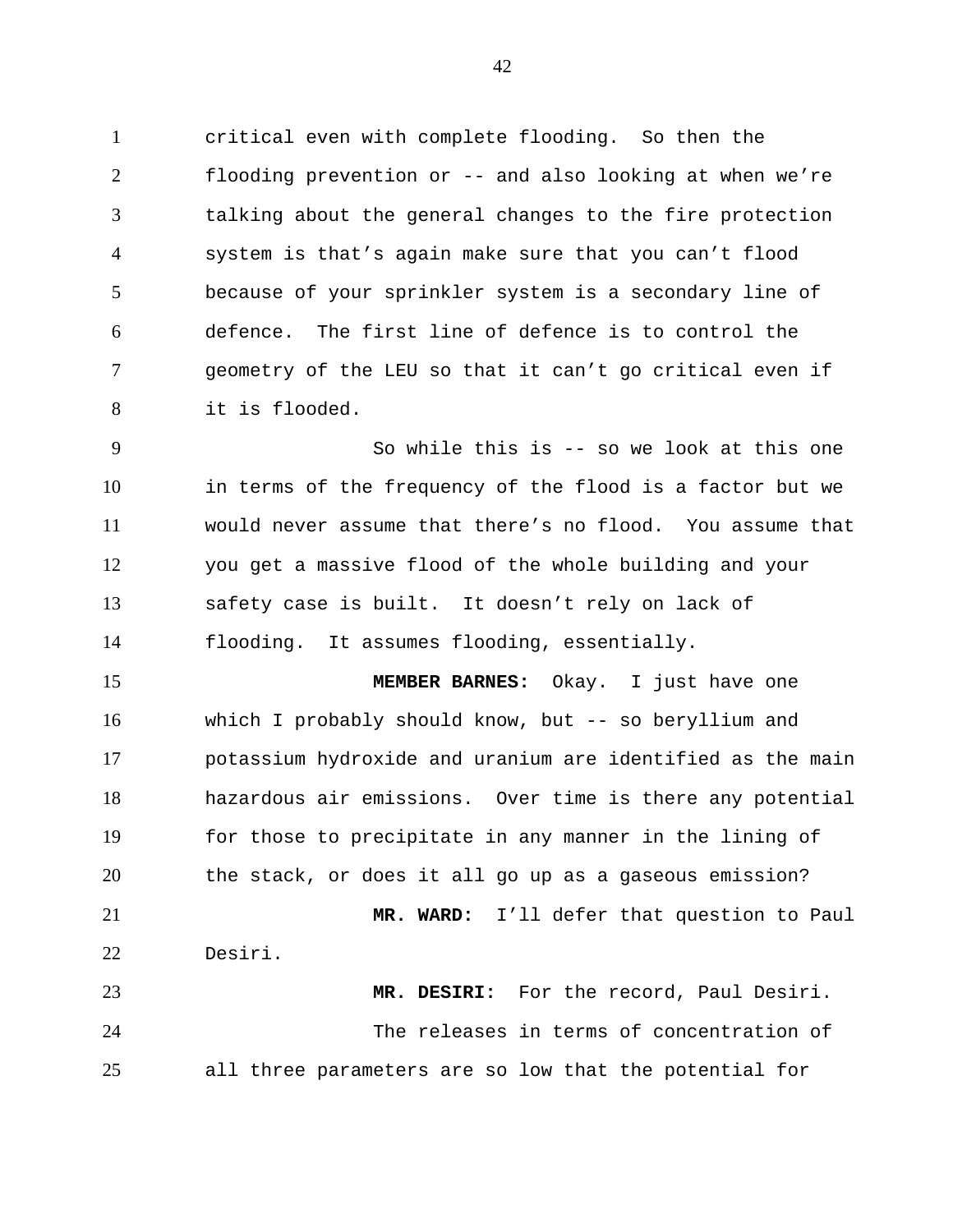critical even with complete flooding. So then the flooding prevention or -- and also looking at when we're talking about the general changes to the fire protection system is that's again make sure that you can't flood because of your sprinkler system is a secondary line of defence. The first line of defence is to control the geometry of the LEU so that it can't go critical even if it is flooded.

So while this is -- so we look at this one in terms of the frequency of the flood is a factor but we would never assume that there's no flood. You assume that you get a massive flood of the whole building and your safety case is built. It doesn't rely on lack of flooding. It assumes flooding, essentially.

**MEMBER BARNES:** Okay. I just have one which I probably should know, but -- so beryllium and potassium hydroxide and uranium are identified as the main hazardous air emissions. Over time is there any potential for those to precipitate in any manner in the lining of the stack, or does it all go up as a gaseous emission?

**MR. WARD:** I'll defer that question to Paul Desiri.

**MR. DESIRI:** For the record, Paul Desiri.

The releases in terms of concentration of all three parameters are so low that the potential for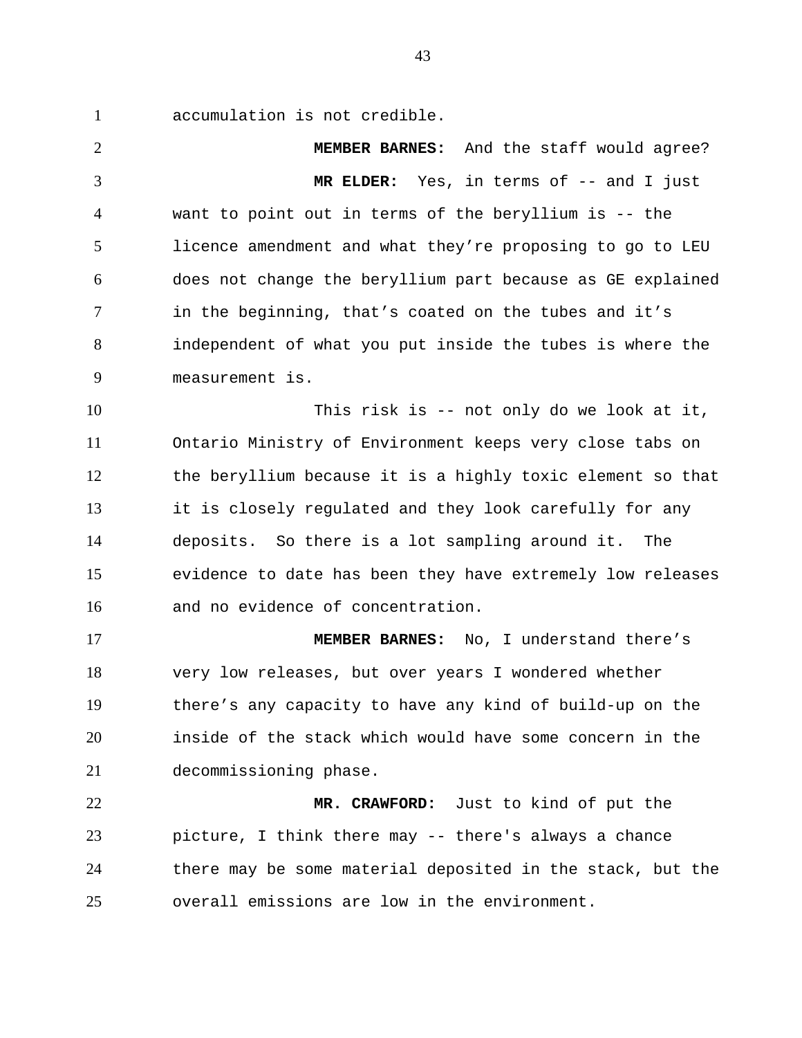accumulation is not credible.

**MEMBER BARNES:** And the staff would agree?

**MR ELDER:** Yes, in terms of -- and I just want to point out in terms of the beryllium is -- the licence amendment and what they're proposing to go to LEU does not change the beryllium part because as GE explained in the beginning, that's coated on the tubes and it's independent of what you put inside the tubes is where the measurement is.

This risk is -- not only do we look at it, Ontario Ministry of Environment keeps very close tabs on the beryllium because it is a highly toxic element so that it is closely regulated and they look carefully for any deposits. So there is a lot sampling around it. The evidence to date has been they have extremely low releases and no evidence of concentration.

**MEMBER BARNES:** No, I understand there's very low releases, but over years I wondered whether there's any capacity to have any kind of build-up on the inside of the stack which would have some concern in the decommissioning phase.

**MR. CRAWFORD:** Just to kind of put the picture, I think there may -- there's always a chance there may be some material deposited in the stack, but the overall emissions are low in the environment.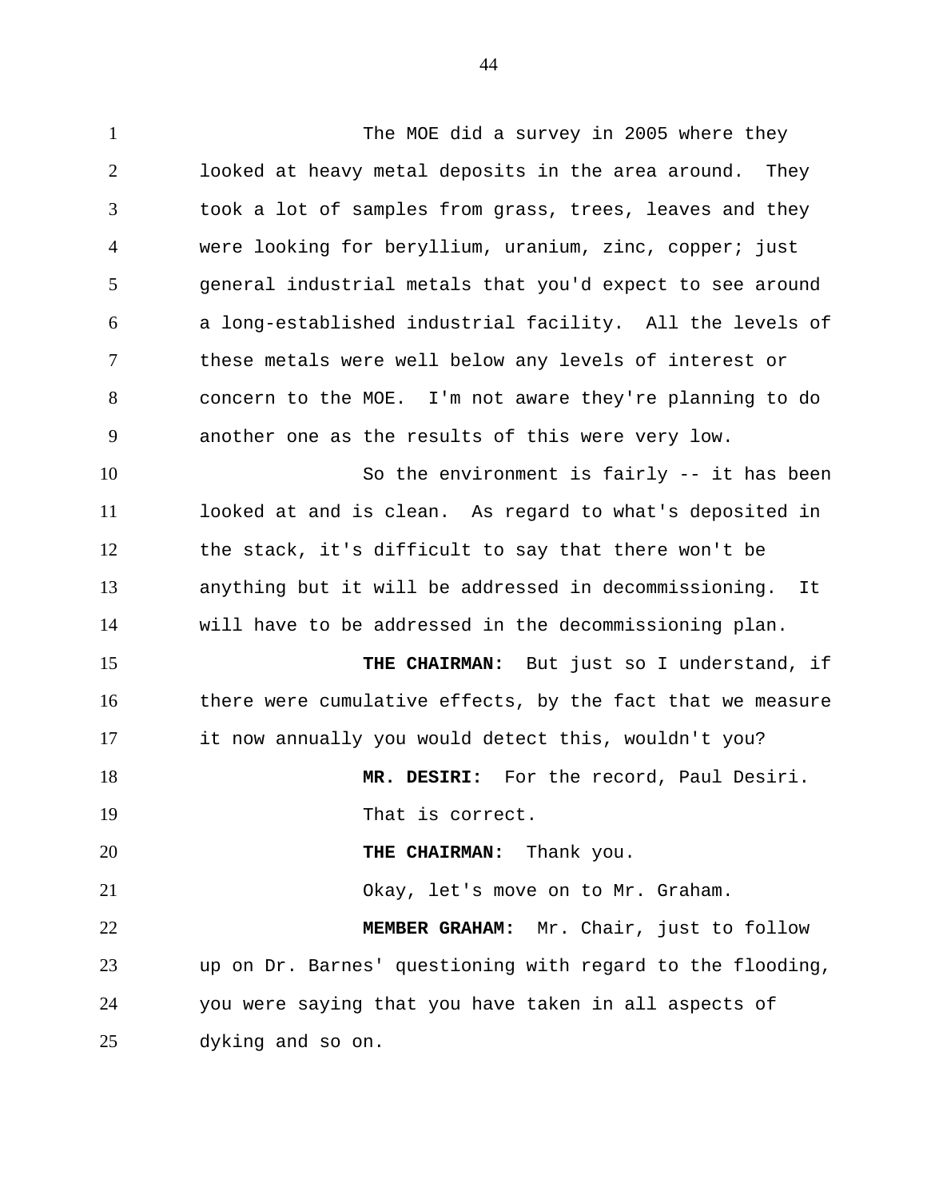The MOE did a survey in 2005 where they looked at heavy metal deposits in the area around. They took a lot of samples from grass, trees, leaves and they were looking for beryllium, uranium, zinc, copper; just general industrial metals that you'd expect to see around a long-established industrial facility. All the levels of these metals were well below any levels of interest or concern to the MOE. I'm not aware they're planning to do another one as the results of this were very low.

So the environment is fairly -- it has been looked at and is clean. As regard to what's deposited in the stack, it's difficult to say that there won't be anything but it will be addressed in decommissioning. It will have to be addressed in the decommissioning plan.

**THE CHAIRMAN:** But just so I understand, if there were cumulative effects, by the fact that we measure it now annually you would detect this, wouldn't you?

**MR. DESIRI:** For the record, Paul Desiri.

That is correct.

**THE CHAIRMAN:** Thank you.

Okay, let's move on to Mr. Graham.

**MEMBER GRAHAM:** Mr. Chair, just to follow up on Dr. Barnes' questioning with regard to the flooding, you were saying that you have taken in all aspects of dyking and so on.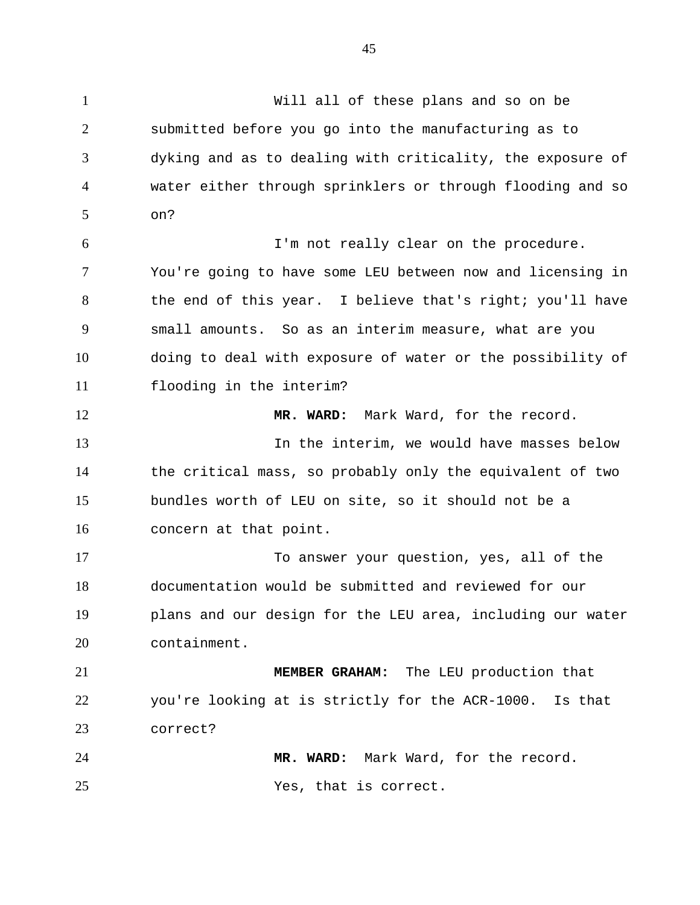Will all of these plans and so on be submitted before you go into the manufacturing as to dyking and as to dealing with criticality, the exposure of water either through sprinklers or through flooding and so on?

I'm not really clear on the procedure. You're going to have some LEU between now and licensing in the end of this year. I believe that's right; you'll have small amounts. So as an interim measure, what are you doing to deal with exposure of water or the possibility of flooding in the interim?

**MR. WARD:** Mark Ward, for the record.

In the interim, we would have masses below the critical mass, so probably only the equivalent of two bundles worth of LEU on site, so it should not be a concern at that point.

To answer your question, yes, all of the documentation would be submitted and reviewed for our plans and our design for the LEU area, including our water containment.

**MEMBER GRAHAM:** The LEU production that you're looking at is strictly for the ACR-1000. Is that correct?

**MR. WARD:** Mark Ward, for the record.

Yes, that is correct.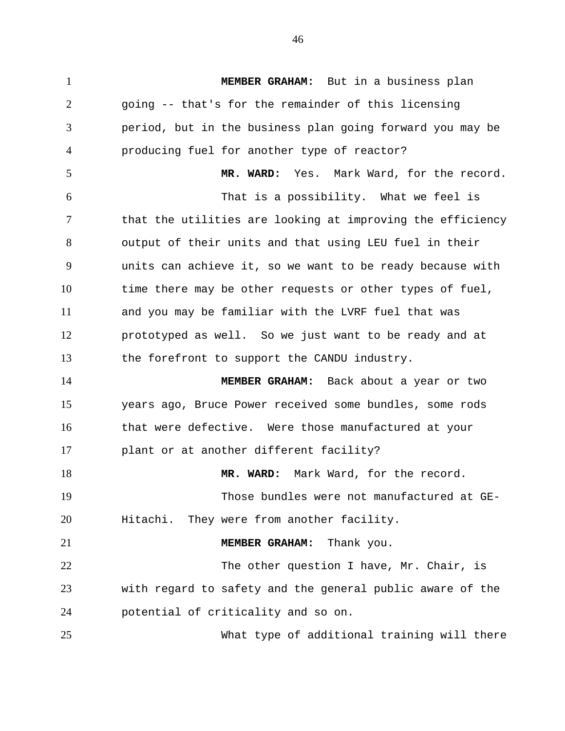**MEMBER GRAHAM:** But in a business plan going -- that's for the remainder of this licensing period, but in the business plan going forward you may be producing fuel for another type of reactor?

**MR. WARD:** Yes. Mark Ward, for the record.

That is a possibility. What we feel is that the utilities are looking at improving the efficiency output of their units and that using LEU fuel in their units can achieve it, so we want to be ready because with time there may be other requests or other types of fuel, and you may be familiar with the LVRF fuel that was prototyped as well. So we just want to be ready and at the forefront to support the CANDU industry.

**MEMBER GRAHAM:** Back about a year or two years ago, Bruce Power received some bundles, some rods that were defective. Were those manufactured at your plant or at another different facility?

**MR. WARD:** Mark Ward, for the record.

Those bundles were not manufactured at GE-Hitachi. They were from another facility.

**MEMBER GRAHAM:** Thank you.

The other question I have, Mr. Chair, is with regard to safety and the general public aware of the potential of criticality and so on.

What type of additional training will there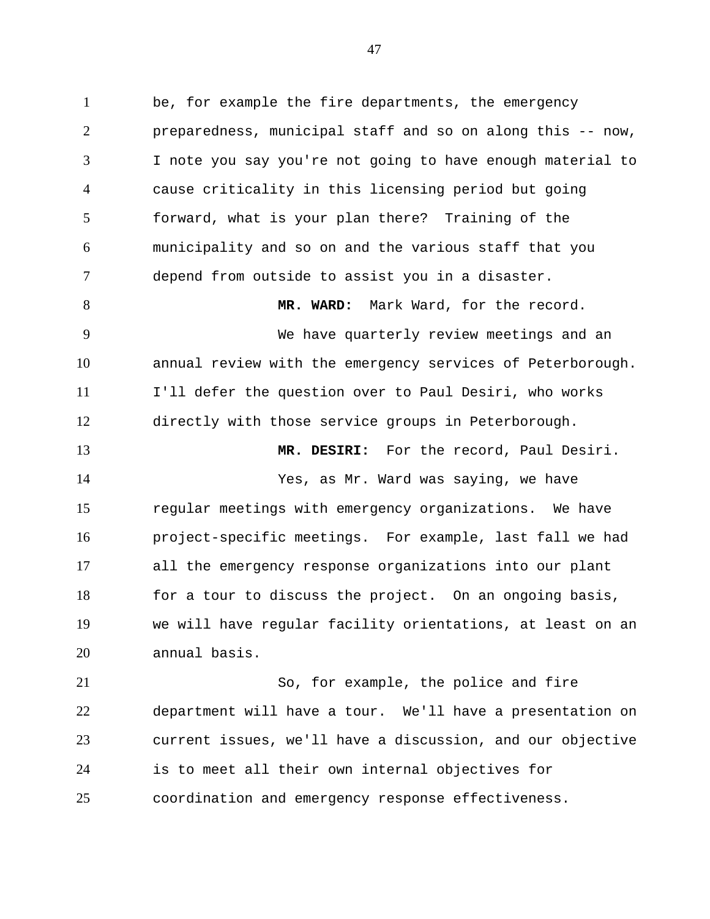be, for example the fire departments, the emergency preparedness, municipal staff and so on along this -- now, I note you say you're not going to have enough material to cause criticality in this licensing period but going forward, what is your plan there? Training of the municipality and so on and the various staff that you depend from outside to assist you in a disaster.

**MR. WARD:** Mark Ward, for the record.

We have quarterly review meetings and an annual review with the emergency services of Peterborough. I'll defer the question over to Paul Desiri, who works directly with those service groups in Peterborough.

**MR. DESIRI:** For the record, Paul Desiri.

Yes, as Mr. Ward was saying, we have regular meetings with emergency organizations. We have project-specific meetings. For example, last fall we had all the emergency response organizations into our plant for a tour to discuss the project. On an ongoing basis, we will have regular facility orientations, at least on an annual basis.

So, for example, the police and fire department will have a tour. We'll have a presentation on current issues, we'll have a discussion, and our objective is to meet all their own internal objectives for coordination and emergency response effectiveness.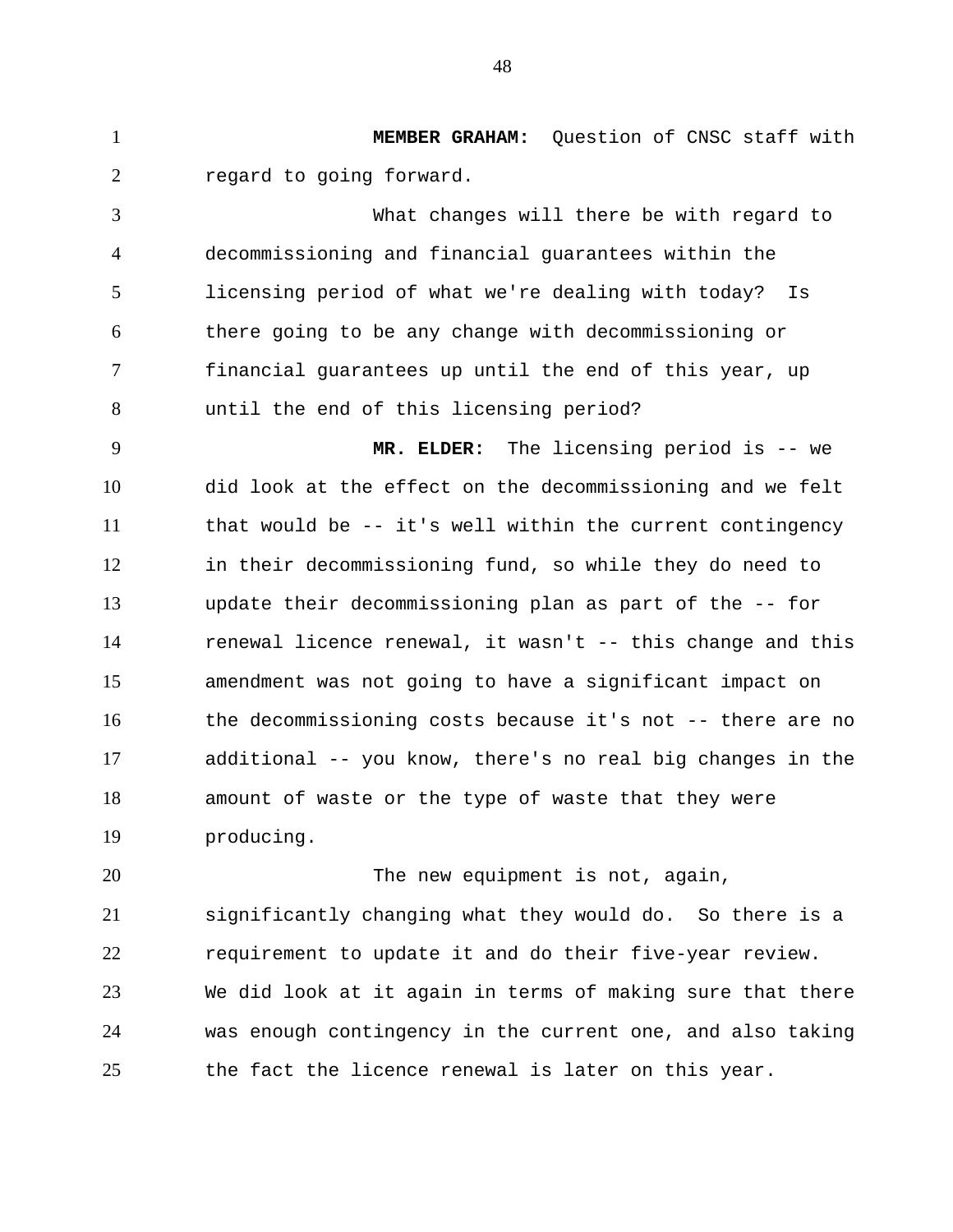**MEMBER GRAHAM:** Question of CNSC staff with regard to going forward.

What changes will there be with regard to decommissioning and financial guarantees within the licensing period of what we're dealing with today? Is there going to be any change with decommissioning or financial guarantees up until the end of this year, up until the end of this licensing period?

**MR. ELDER:** The licensing period is -- we did look at the effect on the decommissioning and we felt that would be -- it's well within the current contingency in their decommissioning fund, so while they do need to update their decommissioning plan as part of the -- for renewal licence renewal, it wasn't -- this change and this amendment was not going to have a significant impact on the decommissioning costs because it's not -- there are no additional -- you know, there's no real big changes in the amount of waste or the type of waste that they were producing.

The new equipment is not, again, significantly changing what they would do. So there is a requirement to update it and do their five-year review. We did look at it again in terms of making sure that there was enough contingency in the current one, and also taking the fact the licence renewal is later on this year.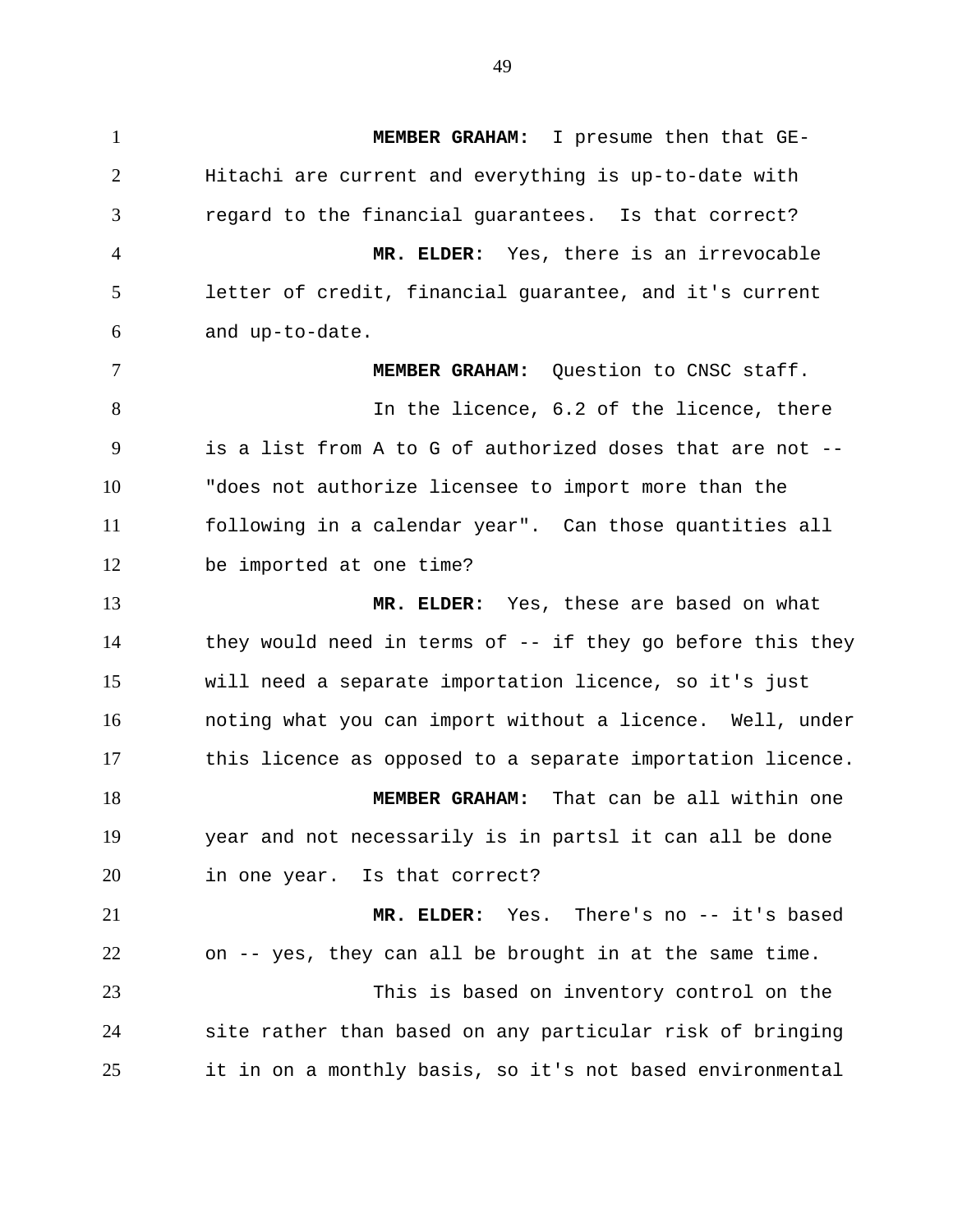**MEMBER GRAHAM:** I presume then that GE-Hitachi are current and everything is up-to-date with regard to the financial guarantees. Is that correct?

**MR. ELDER:** Yes, there is an irrevocable letter of credit, financial guarantee, and it's current and up-to-date.

**MEMBER GRAHAM:** Question to CNSC staff.

In the licence, 6.2 of the licence, there is a list from A to G of authorized doses that are not -- "does not authorize licensee to import more than the following in a calendar year". Can those quantities all be imported at one time?

**MR. ELDER:** Yes, these are based on what they would need in terms of -- if they go before this they will need a separate importation licence, so it's just noting what you can import without a licence. Well, under this licence as opposed to a separate importation licence.

**MEMBER GRAHAM:** That can be all within one year and not necessarily is in partsl it can all be done in one year. Is that correct?

**MR. ELDER:** Yes. There's no -- it's based on -- yes, they can all be brought in at the same time.

This is based on inventory control on the site rather than based on any particular risk of bringing it in on a monthly basis, so it's not based environmental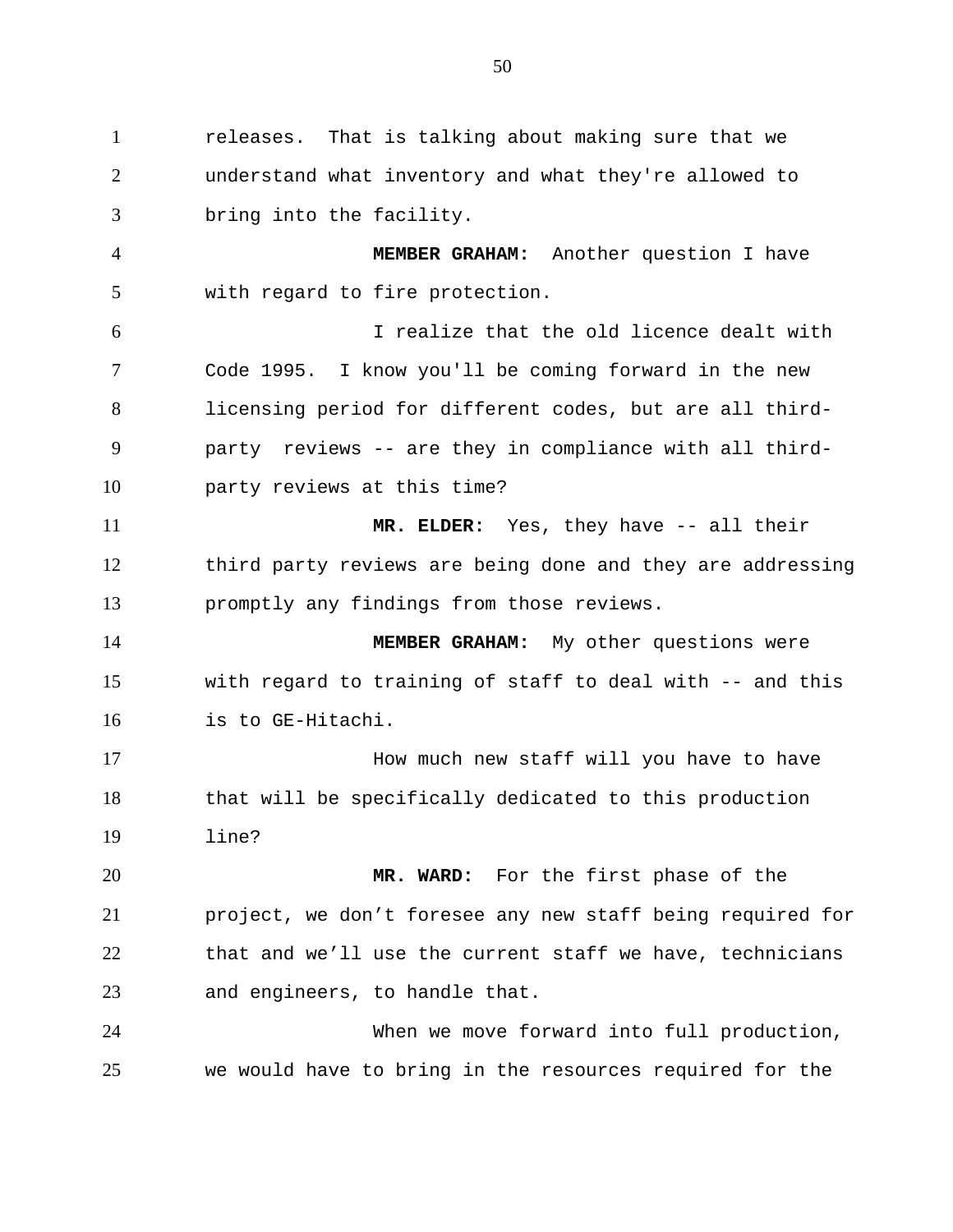releases. That is talking about making sure that we understand what inventory and what they're allowed to bring into the facility.

**MEMBER GRAHAM:** Another question I have with regard to fire protection.

I realize that the old licence dealt with Code 1995. I know you'll be coming forward in the new licensing period for different codes, but are all third-party reviews -- are they in compliance with all third-party reviews at this time?

**MR. ELDER:** Yes, they have -- all their third party reviews are being done and they are addressing promptly any findings from those reviews.

**MEMBER GRAHAM:** My other questions were with regard to training of staff to deal with -- and this is to GE-Hitachi.

How much new staff will you have to have that will be specifically dedicated to this production line?

**MR. WARD:** For the first phase of the project, we don't foresee any new staff being required for that and we'll use the current staff we have, technicians and engineers, to handle that.

When we move forward into full production, we would have to bring in the resources required for the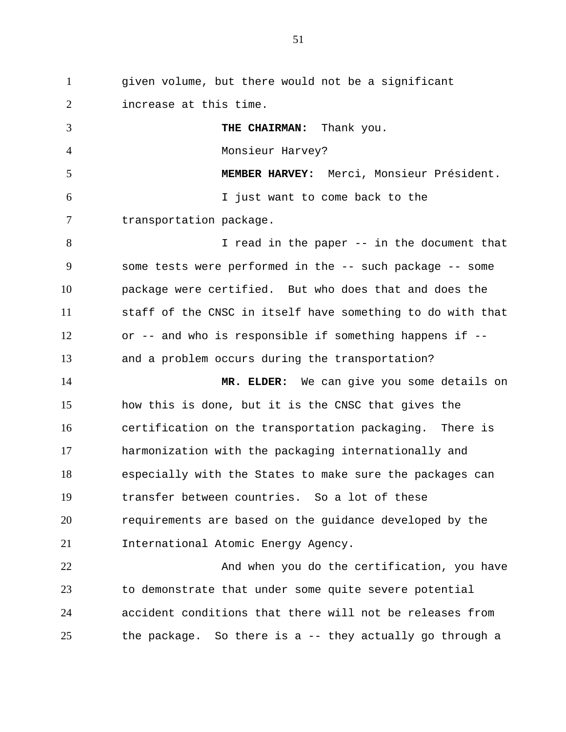given volume, but there would not be a significant increase at this time.

**THE CHAIRMAN:** Thank you.

Monsieur Harvey?

**MEMBER HARVEY:** Merci, Monsieur Président.

I just want to come back to the transportation package.

I read in the paper -- in the document that some tests were performed in the -- such package -- some package were certified. But who does that and does the staff of the CNSC in itself have something to do with that or -- and who is responsible if something happens if -- and a problem occurs during the transportation?

**MR. ELDER:** We can give you some details on how this is done, but it is the CNSC that gives the certification on the transportation packaging. There is harmonization with the packaging internationally and especially with the States to make sure the packages can transfer between countries. So a lot of these requirements are based on the guidance developed by the International Atomic Energy Agency.

And when you do the certification, you have to demonstrate that under some quite severe potential accident conditions that there will not be releases from the package. So there is a -- they actually go through a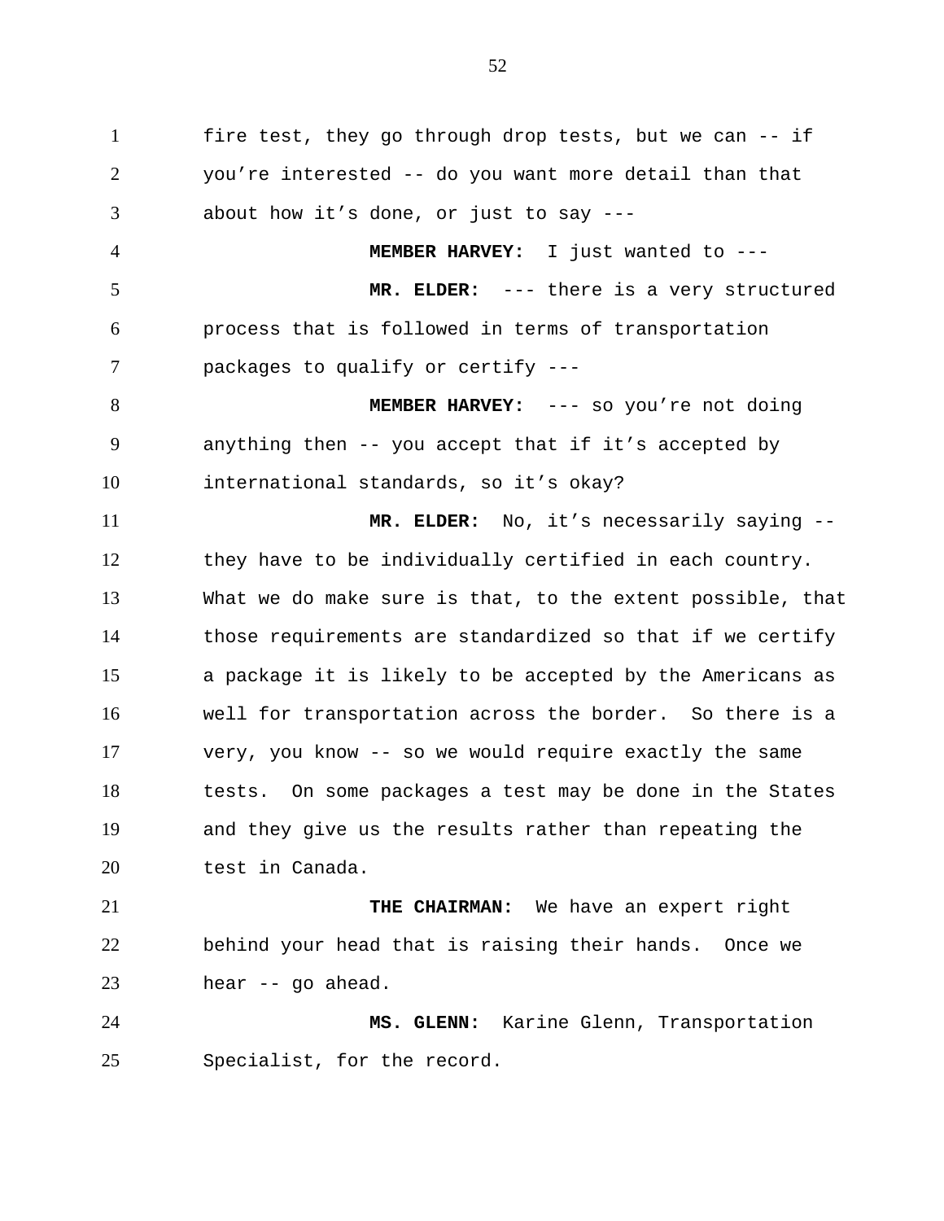fire test, they go through drop tests, but we can -- if you're interested -- do you want more detail than that about how it's done, or just to say ---

**MEMBER HARVEY:** I just wanted to ---

**MR. ELDER:** --- there is a very structured process that is followed in terms of transportation packages to qualify or certify ---

**MEMBER HARVEY:** --- so you're not doing anything then -- you accept that if it's accepted by international standards, so it's okay?

**MR. ELDER:** No, it's necessarily saying -- they have to be individually certified in each country. What we do make sure is that, to the extent possible, that those requirements are standardized so that if we certify a package it is likely to be accepted by the Americans as well for transportation across the border. So there is a very, you know -- so we would require exactly the same tests. On some packages a test may be done in the States and they give us the results rather than repeating the test in Canada.

**THE CHAIRMAN:** We have an expert right behind your head that is raising their hands. Once we hear -- go ahead.

**MS. GLENN:** Karine Glenn, Transportation Specialist, for the record.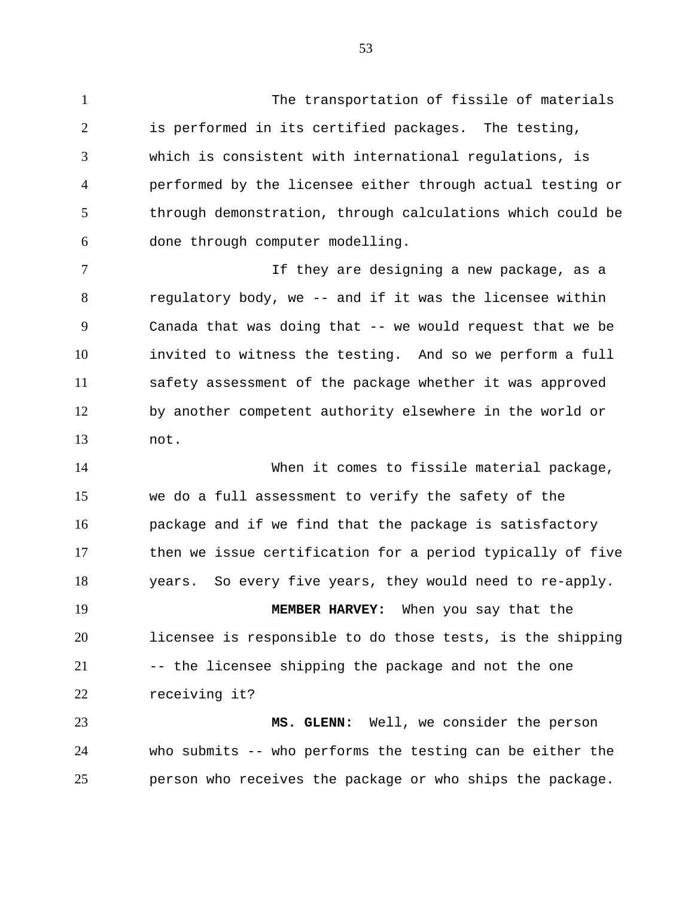The transportation of fissile of materials is performed in its certified packages. The testing, which is consistent with international regulations, is performed by the licensee either through actual testing or through demonstration, through calculations which could be done through computer modelling.

If they are designing a new package, as a regulatory body, we -- and if it was the licensee within Canada that was doing that -- we would request that we be invited to witness the testing. And so we perform a full safety assessment of the package whether it was approved by another competent authority elsewhere in the world or not.

When it comes to fissile material package, we do a full assessment to verify the safety of the package and if we find that the package is satisfactory then we issue certification for a period typically of five years. So every five years, they would need to re-apply.

**MEMBER HARVEY:** When you say that the licensee is responsible to do those tests, is the shipping -- the licensee shipping the package and not the one receiving it?

**MS. GLENN:** Well, we consider the person who submits -- who performs the testing can be either the person who receives the package or who ships the package.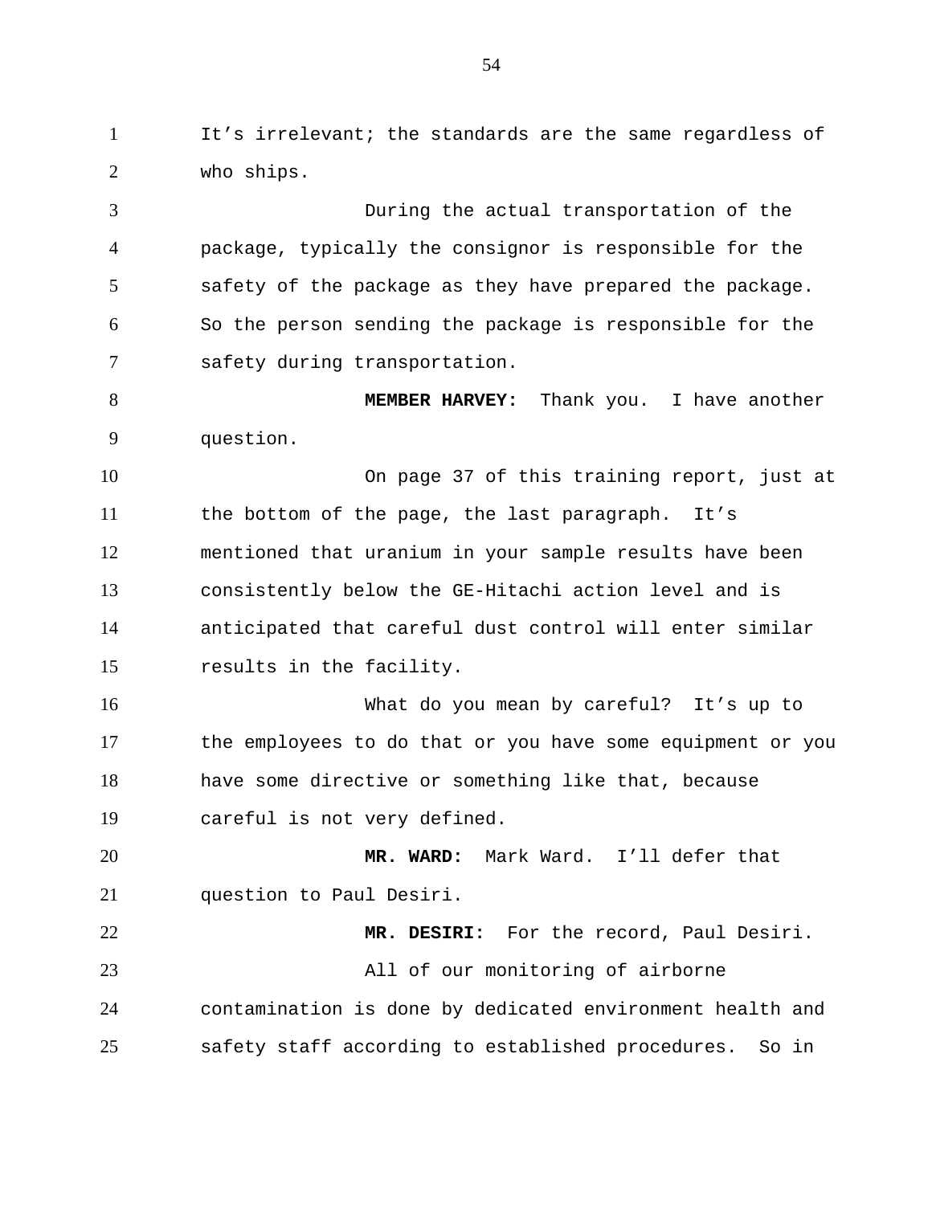It’s irrelevant; the standards are the same regardless of who ships.

During the actual transportation of the package, typically the consignor is responsible for the safety of the package as they have prepared the package. So the person sending the package is responsible for the safety during transportation.

**MEMBER HARVEY:** Thank you. I have another question.

On page 37 of this training report, just at the bottom of the page, the last paragraph. It’s mentioned that uranium in your sample results have been consistently below the GE-Hitachi action level and is anticipated that careful dust control will enter similar results in the facility.

What do you mean by careful? It’s up to the employees to do that or you have some equipment or you have some directive or something like that, because careful is not very defined.

**MR. WARD:** Mark Ward. I’ll defer that question to Paul Desiri.

**MR. DESIRI:** For the record, Paul Desiri.

All of our monitoring of airborne contamination is done by dedicated environment health and safety staff according to established procedures. So in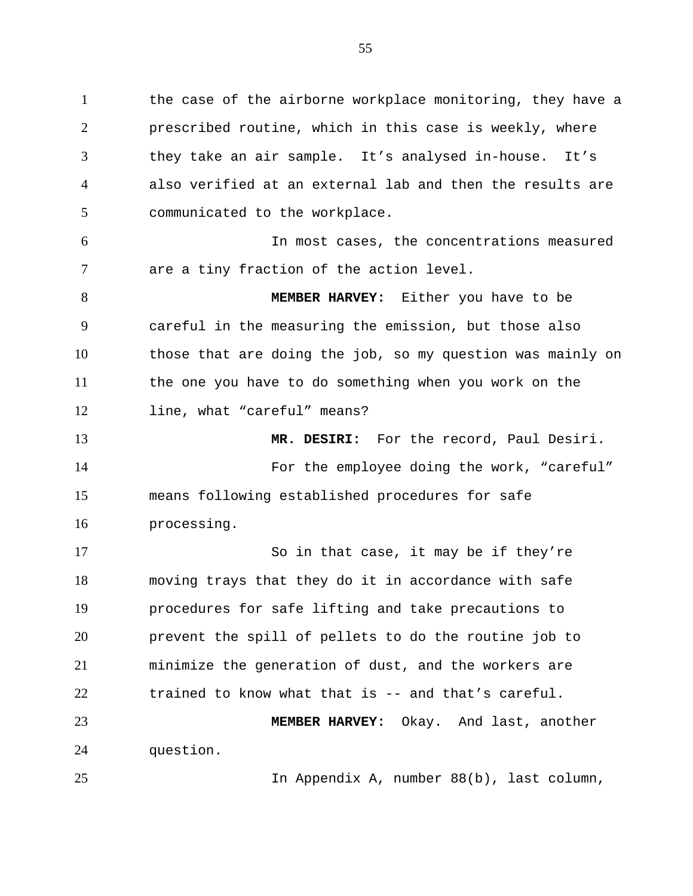the case of the airborne workplace monitoring, they have a prescribed routine, which in this case is weekly, where they take an air sample. It's analysed in-house. It's also verified at an external lab and then the results are communicated to the workplace.

In most cases, the concentrations measured are a tiny fraction of the action level.

**MEMBER HARVEY:** Either you have to be careful in the measuring the emission, but those also those that are doing the job, so my question was mainly on the one you have to do something when you work on the line, what "careful" means?

**MR. DESIRI:** For the record, Paul Desiri.

For the employee doing the work, "careful" means following established procedures for safe processing.

So in that case, it may be if they're moving trays that they do it in accordance with safe procedures for safe lifting and take precautions to prevent the spill of pellets to do the routine job to minimize the generation of dust, and the workers are trained to know what that is -- and that's careful.

**MEMBER HARVEY:** Okay. And last, another question.

In Appendix A, number 88(b), last column,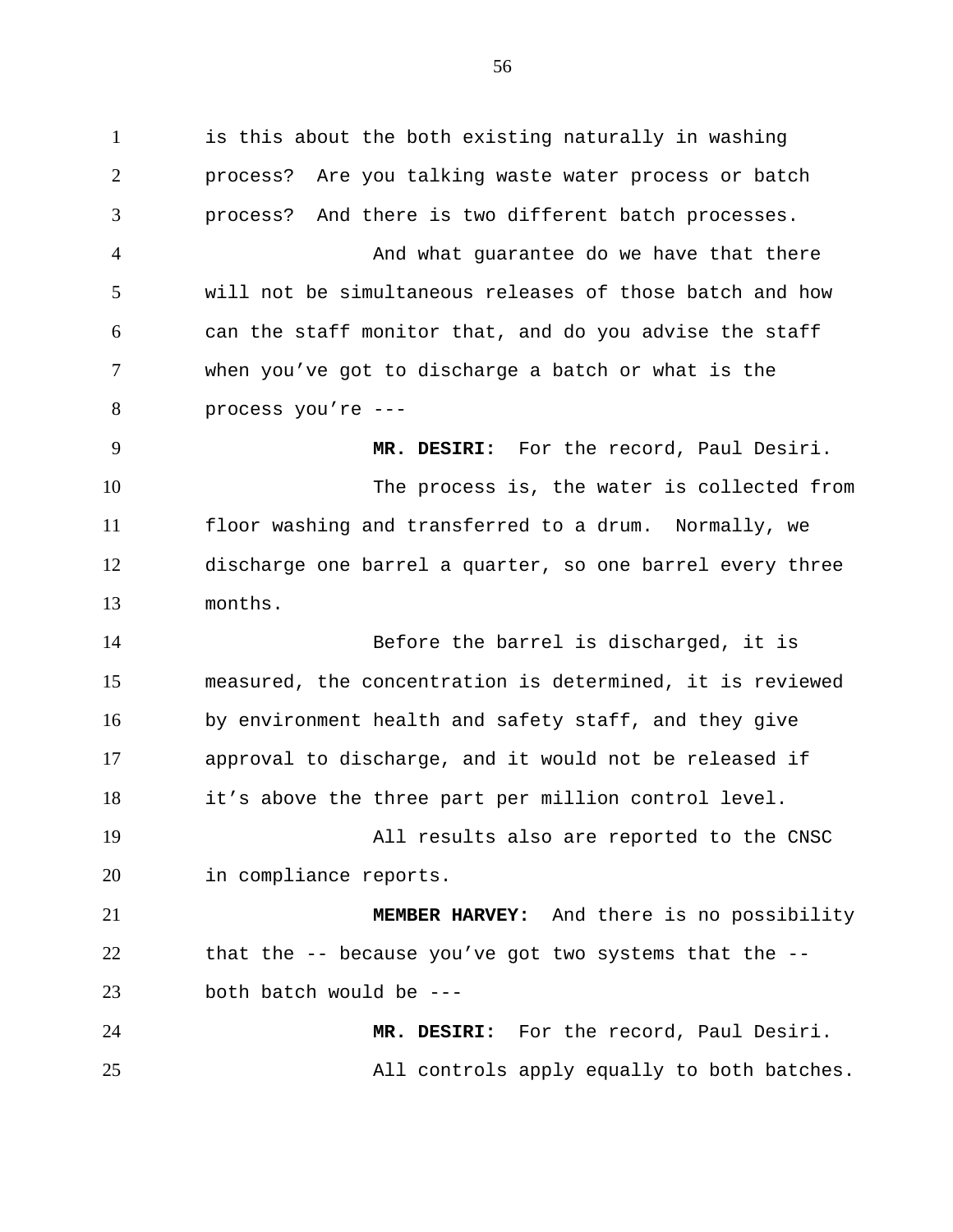is this about the both existing naturally in washing process? Are you talking waste water process or batch process? And there is two different batch processes.

And what guarantee do we have that there will not be simultaneous releases of those batch and how can the staff monitor that, and do you advise the staff when you've got to discharge a batch or what is the process you're ---

**MR. DESIRI:** For the record, Paul Desiri.

The process is, the water is collected from floor washing and transferred to a drum. Normally, we discharge one barrel a quarter, so one barrel every three months.

Before the barrel is discharged, it is measured, the concentration is determined, it is reviewed by environment health and safety staff, and they give approval to discharge, and it would not be released if it's above the three part per million control level.

All results also are reported to the CNSC in compliance reports.

**MEMBER HARVEY:** And there is no possibility that the -- because you've got two systems that the -- both batch would be ---

**MR. DESIRI:** For the record, Paul Desiri.

All controls apply equally to both batches.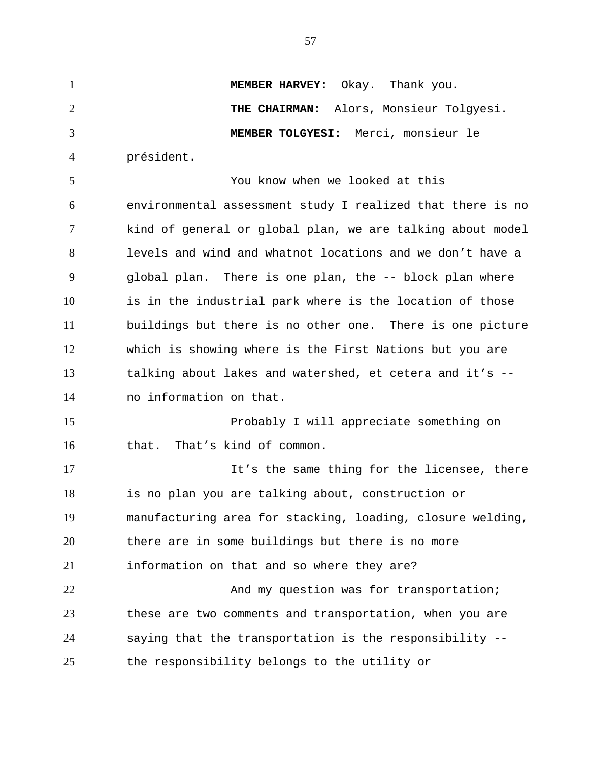**MEMBER HARVEY:** Okay. Thank you.

**THE CHAIRMAN:** Alors, Monsieur Tolgyesi.

**MEMBER TOLGYESI:** Merci, monsieur le président.

You know when we looked at this environmental assessment study I realized that there is no kind of general or global plan, we are talking about model levels and wind and whatnot locations and we don't have a global plan. There is one plan, the -- block plan where is in the industrial park where is the location of those buildings but there is no other one. There is one picture which is showing where is the First Nations but you are talking about lakes and watershed, et cetera and it's -- no information on that.

Probably I will appreciate something on that. That's kind of common.

It's the same thing for the licensee, there is no plan you are talking about, construction or manufacturing area for stacking, loading, closure welding, there are in some buildings but there is no more information on that and so where they are?

And my question was for transportation; these are two comments and transportation, when you are saying that the transportation is the responsibility -- the responsibility belongs to the utility or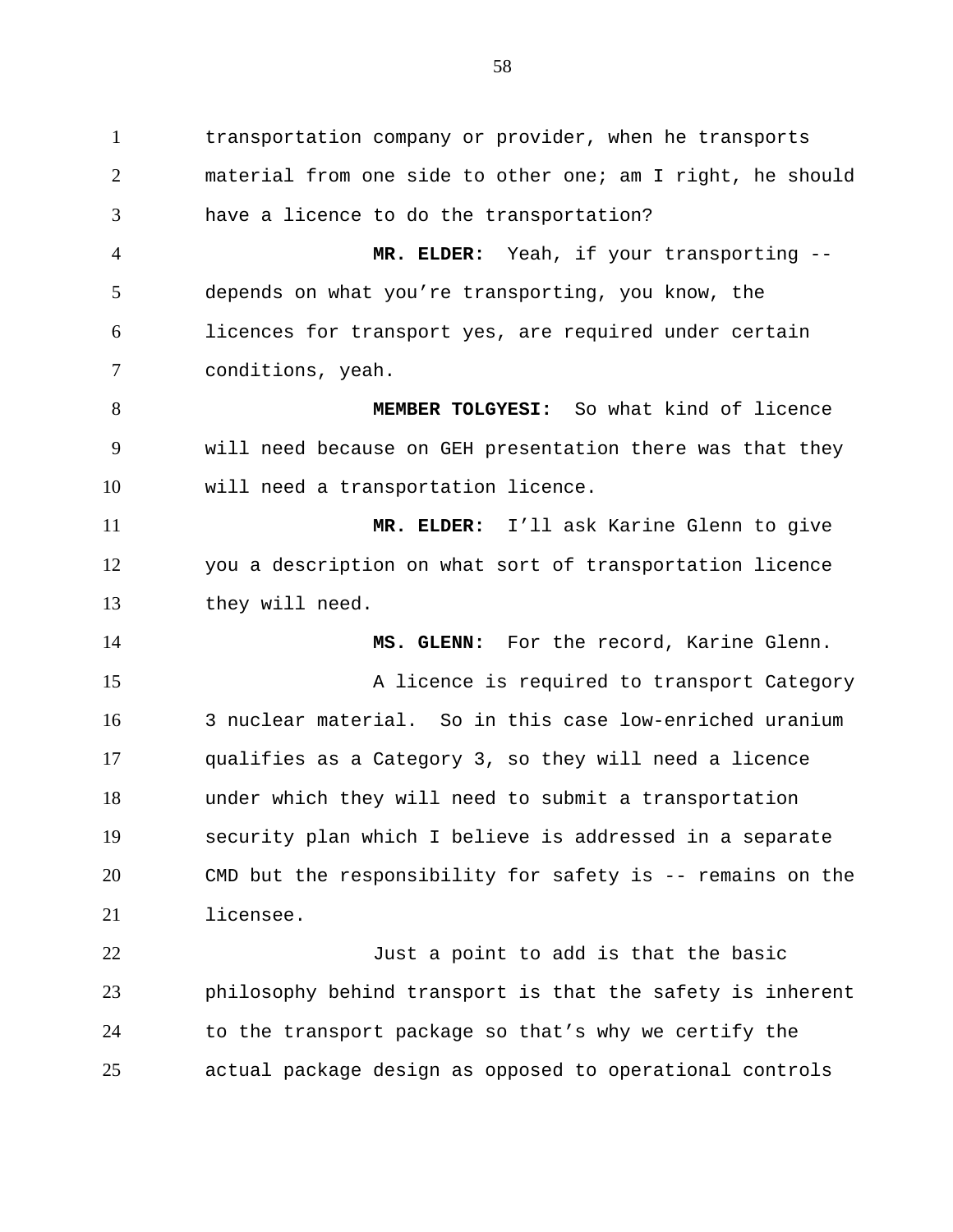transportation company or provider, when he transports material from one side to other one; am I right, he should have a licence to do the transportation?

**MR. ELDER:** Yeah, if your transporting -- depends on what you're transporting, you know, the licences for transport yes, are required under certain conditions, yeah.

**MEMBER TOLGYESI:** So what kind of licence will need because on GEH presentation there was that they will need a transportation licence.

**MR. ELDER:** I'll ask Karine Glenn to give you a description on what sort of transportation licence they will need.

**MS. GLENN:** For the record, Karine Glenn.

A licence is required to transport Category 3 nuclear material. So in this case low-enriched uranium qualifies as a Category 3, so they will need a licence under which they will need to submit a transportation security plan which I believe is addressed in a separate CMD but the responsibility for safety is -- remains on the licensee.

Just a point to add is that the basic philosophy behind transport is that the safety is inherent to the transport package so that's why we certify the actual package design as opposed to operational controls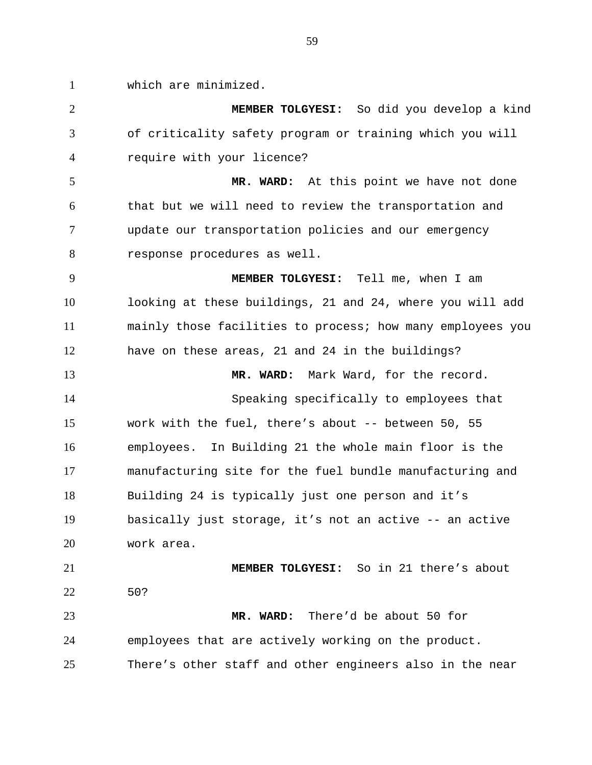which are minimized.

**MEMBER TOLGYESI:** So did you develop a kind of criticality safety program or training which you will require with your licence?

**MR. WARD:** At this point we have not done that but we will need to review the transportation and update our transportation policies and our emergency response procedures as well.

**MEMBER TOLGYESI:** Tell me, when I am looking at these buildings, 21 and 24, where you will add mainly those facilities to process; how many employees you have on these areas, 21 and 24 in the buildings?

**MR. WARD:** Mark Ward, for the record.

Speaking specifically to employees that work with the fuel, there's about -- between 50, 55 employees. In Building 21 the whole main floor is the manufacturing site for the fuel bundle manufacturing and Building 24 is typically just one person and it's basically just storage, it's not an active -- an active work area.

**MEMBER TOLGYESI:** So in 21 there's about 50?

**MR. WARD:** There'd be about 50 for employees that are actively working on the product. There's other staff and other engineers also in the near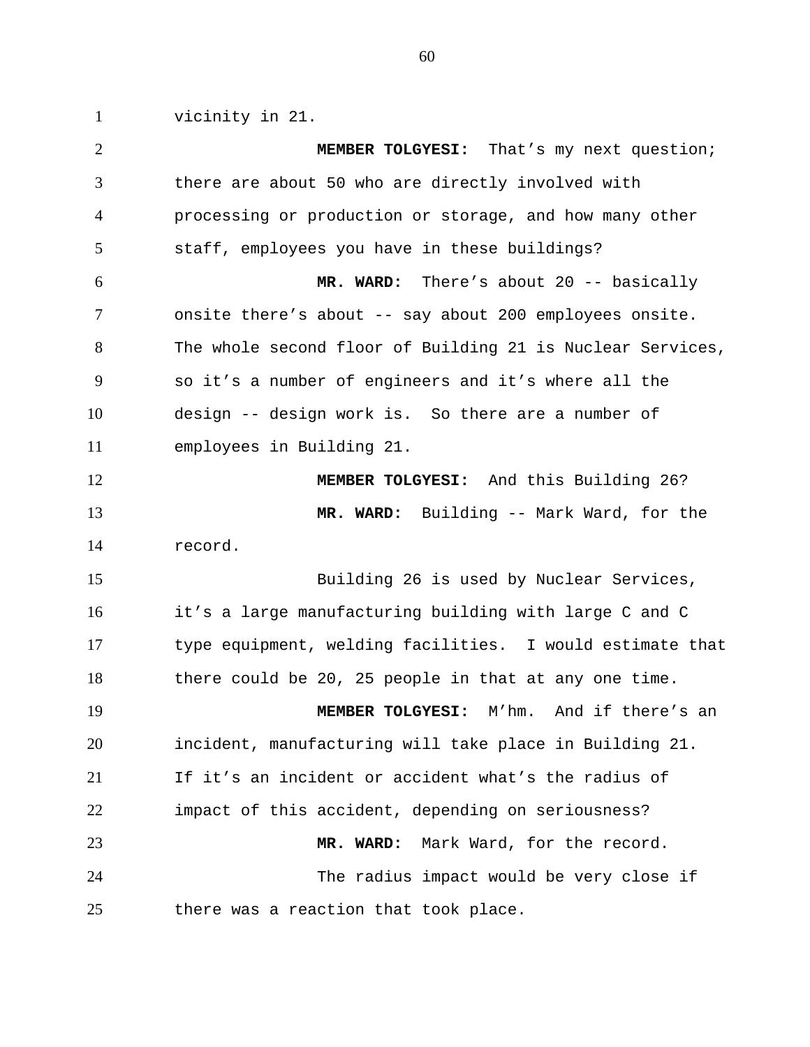vicinity in 21.

**MEMBER TOLGYESI:** That's my next question; there are about 50 who are directly involved with processing or production or storage, and how many other staff, employees you have in these buildings?

**MR. WARD:** There's about 20 -- basically onsite there's about -- say about 200 employees onsite. The whole second floor of Building 21 is Nuclear Services, so it's a number of engineers and it's where all the design -- design work is. So there are a number of employees in Building 21.

**MEMBER TOLGYESI:** And this Building 26?

**MR. WARD:** Building -- Mark Ward, for the record.

Building 26 is used by Nuclear Services, it's a large manufacturing building with large C and C type equipment, welding facilities. I would estimate that there could be 20, 25 people in that at any one time.

**MEMBER TOLGYESI:** M'hm. And if there's an incident, manufacturing will take place in Building 21. If it's an incident or accident what's the radius of impact of this accident, depending on seriousness?

**MR. WARD:** Mark Ward, for the record.

The radius impact would be very close if there was a reaction that took place.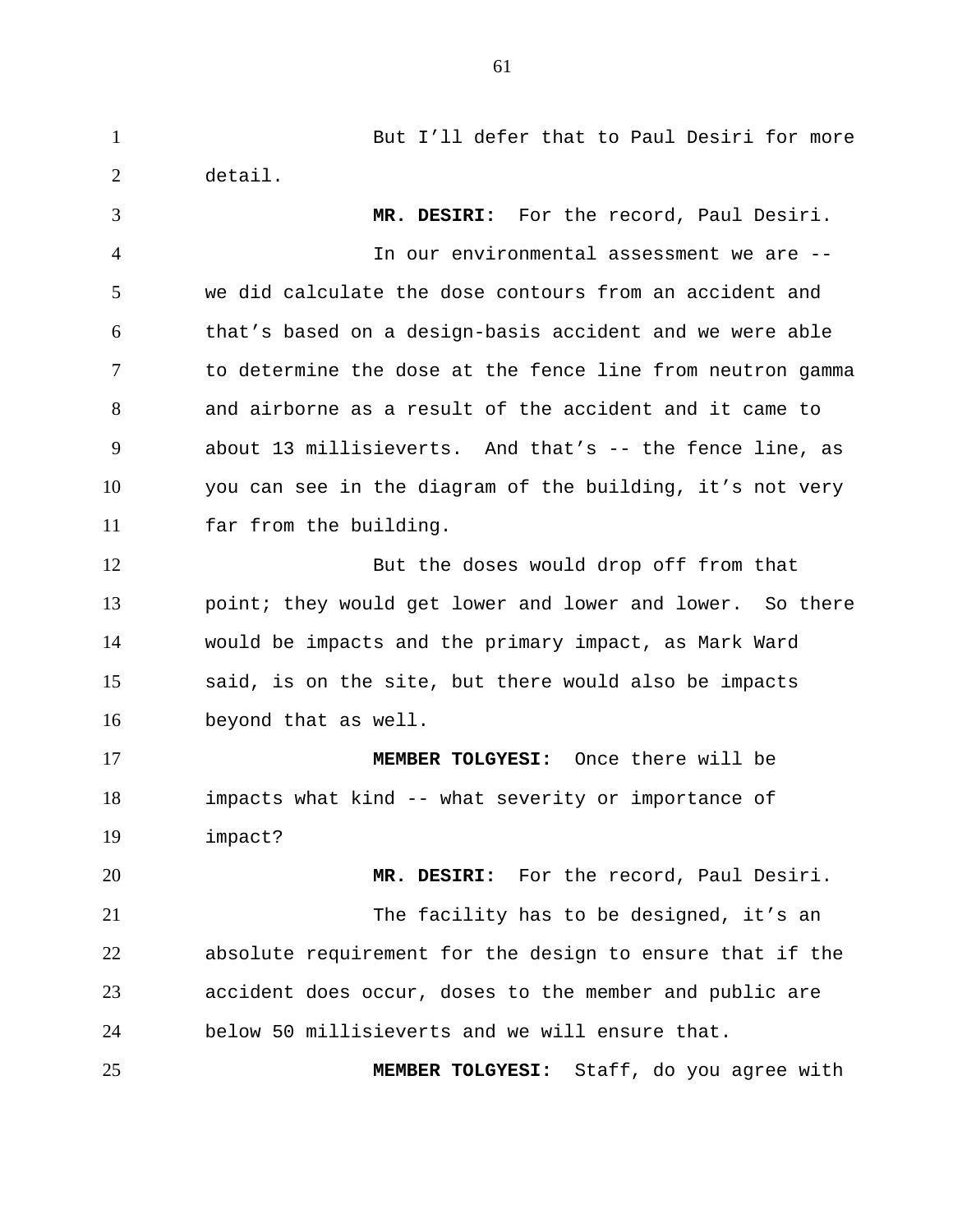But I'll defer that to Paul Desiri for more detail.

**MR. DESIRI:** For the record, Paul Desiri.

In our environmental assessment we are -- we did calculate the dose contours from an accident and that's based on a design-basis accident and we were able to determine the dose at the fence line from neutron gamma and airborne as a result of the accident and it came to about 13 millisieverts. And that's -- the fence line, as you can see in the diagram of the building, it's not very far from the building.

But the doses would drop off from that point; they would get lower and lower and lower. So there would be impacts and the primary impact, as Mark Ward said, is on the site, but there would also be impacts beyond that as well.

**MEMBER TOLGYESI:** Once there will be impacts what kind -- what severity or importance of impact?

**MR. DESIRI:** For the record, Paul Desiri.

The facility has to be designed, it's an absolute requirement for the design to ensure that if the accident does occur, doses to the member and public are below 50 millisieverts and we will ensure that.

**MEMBER TOLGYESI:** Staff, do you agree with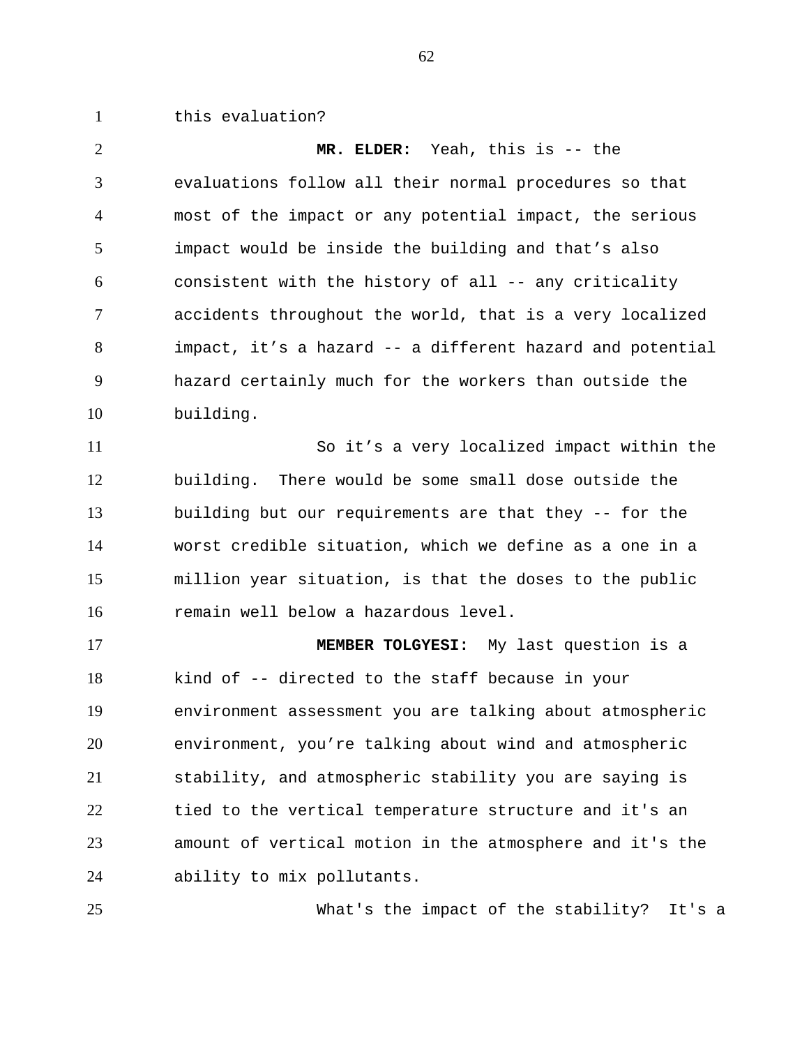this evaluation?

**MR. ELDER:** Yeah, this is -- the evaluations follow all their normal procedures so that most of the impact or any potential impact, the serious impact would be inside the building and that’s also consistent with the history of all -- any criticality accidents throughout the world, that is a very localized impact, it’s a hazard -- a different hazard and potential hazard certainly much for the workers than outside the building.

So it’s a very localized impact within the building. There would be some small dose outside the building but our requirements are that they -- for the worst credible situation, which we define as a one in a million year situation, is that the doses to the public remain well below a hazardous level.

**MEMBER TOLGYESI:** My last question is a kind of -- directed to the staff because in your environment assessment you are talking about atmospheric environment, you’re talking about wind and atmospheric stability, and atmospheric stability you are saying is tied to the vertical temperature structure and it's an amount of vertical motion in the atmosphere and it's the ability to mix pollutants.

What's the impact of the stability? It's a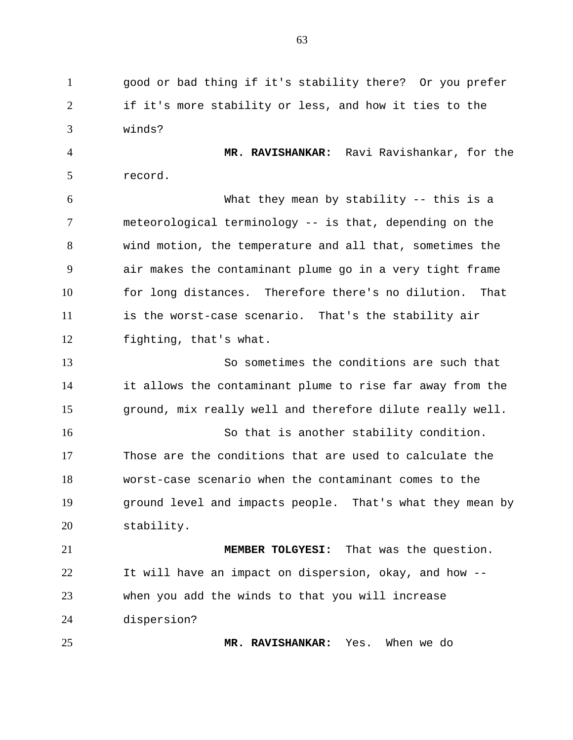good or bad thing if it's stability there? Or you prefer if it's more stability or less, and how it ties to the winds?

**MR. RAVISHANKAR:** Ravi Ravishankar, for the record.

What they mean by stability -- this is a meteorological terminology -- is that, depending on the wind motion, the temperature and all that, sometimes the air makes the contaminant plume go in a very tight frame for long distances. Therefore there's no dilution. That is the worst-case scenario. That's the stability air fighting, that's what.

So sometimes the conditions are such that it allows the contaminant plume to rise far away from the ground, mix really well and therefore dilute really well.

So that is another stability condition. Those are the conditions that are used to calculate the worst-case scenario when the contaminant comes to the ground level and impacts people. That's what they mean by stability.

**MEMBER TOLGYESI:** That was the question. It will have an impact on dispersion, okay, and how -- when you add the winds to that you will increase dispersion?

**MR. RAVISHANKAR:** Yes. When we do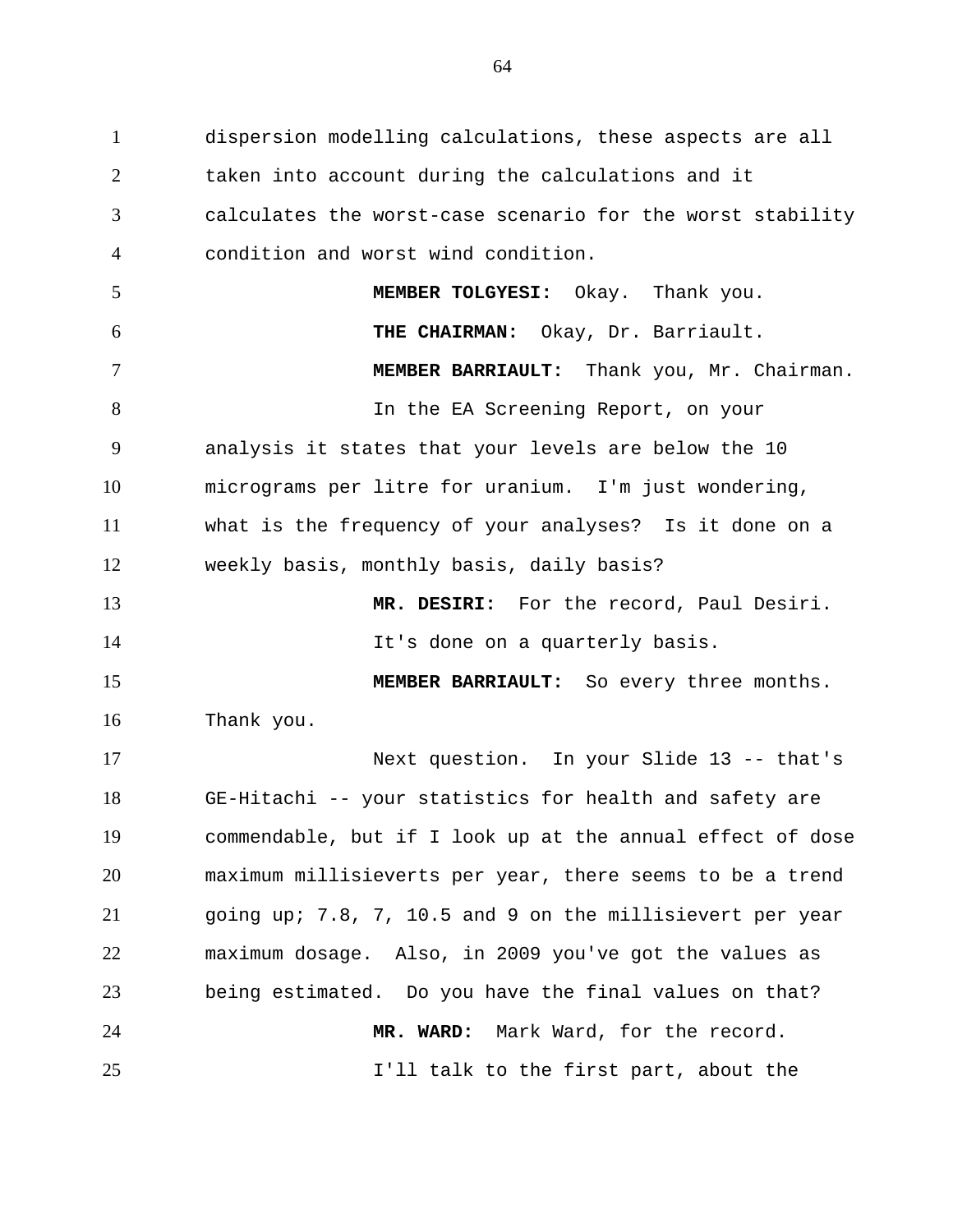dispersion modelling calculations, these aspects are all taken into account during the calculations and it calculates the worst-case scenario for the worst stability condition and worst wind condition.

**MEMBER TOLGYESI:** Okay. Thank you.

**THE CHAIRMAN:** Okay, Dr. Barriault.

**MEMBER BARRIAULT:** Thank you, Mr. Chairman.

In the EA Screening Report, on your analysis it states that your levels are below the 10 micrograms per litre for uranium. I'm just wondering, what is the frequency of your analyses? Is it done on a weekly basis, monthly basis, daily basis?

**MR. DESIRI:** For the record, Paul Desiri.

It's done on a quarterly basis.

**MEMBER BARRIAULT:** So every three months. Thank you.

Next question. In your Slide 13 -- that's GE-Hitachi -- your statistics for health and safety are commendable, but if I look up at the annual effect of dose maximum millisieverts per year, there seems to be a trend going up; 7.8, 7, 10.5 and 9 on the millisievert per year maximum dosage. Also, in 2009 you've got the values as being estimated. Do you have the final values on that?

**MR. WARD:** Mark Ward, for the record.

I'll talk to the first part, about the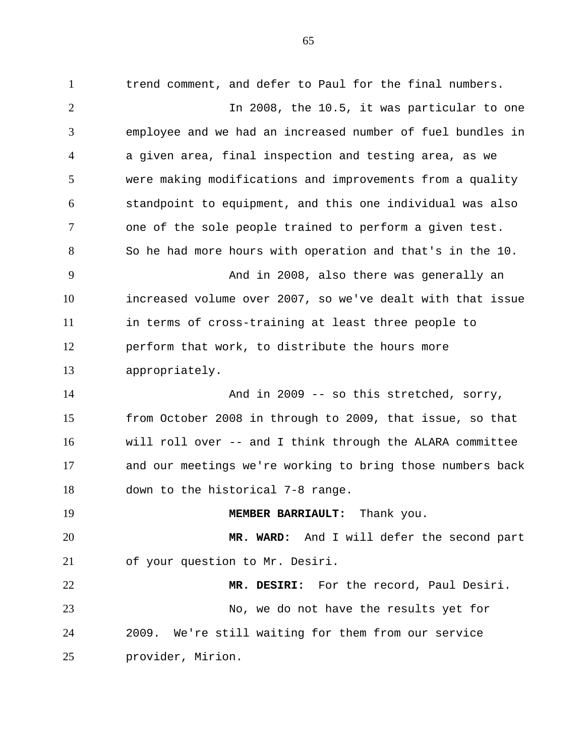trend comment, and defer to Paul for the final numbers.

In 2008, the 10.5, it was particular to one employee and we had an increased number of fuel bundles in a given area, final inspection and testing area, as we were making modifications and improvements from a quality standpoint to equipment, and this one individual was also one of the sole people trained to perform a given test. So he had more hours with operation and that's in the 10.

And in 2008, also there was generally an increased volume over 2007, so we've dealt with that issue in terms of cross-training at least three people to perform that work, to distribute the hours more appropriately.

And in 2009 -- so this stretched, sorry, from October 2008 in through to 2009, that issue, so that will roll over -- and I think through the ALARA committee and our meetings we're working to bring those numbers back down to the historical 7-8 range.

**MEMBER BARRIAULT:** Thank you.

**MR. WARD:** And I will defer the second part of your question to Mr. Desiri.

**MR. DESIRI:** For the record, Paul Desiri.

No, we do not have the results yet for 2009. We're still waiting for them from our service provider, Mirion.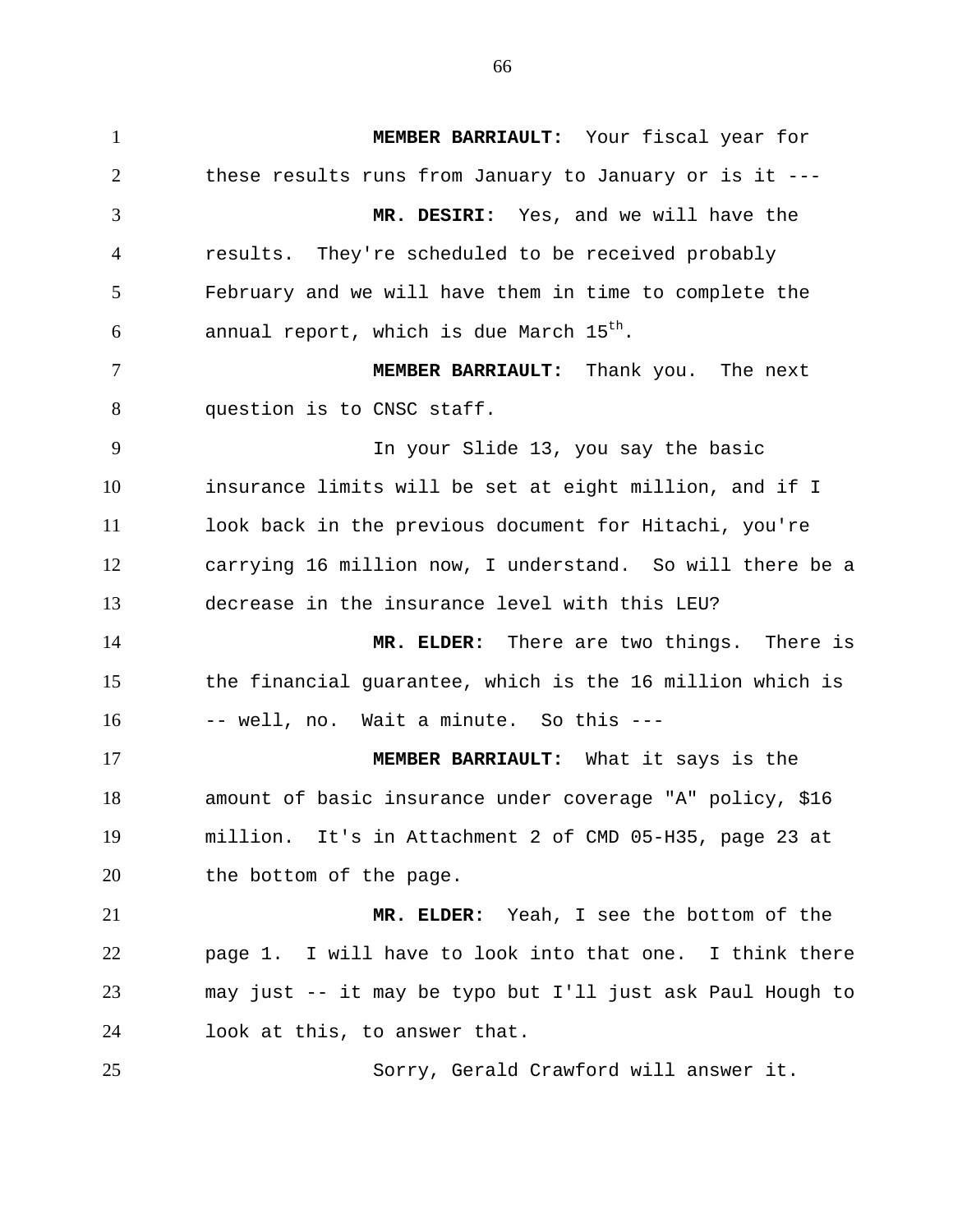**MEMBER BARRIAULT:** Your fiscal year for these results runs from January to January or is it ---

**MR. DESIRI:** Yes, and we will have the results. They're scheduled to be received probably February and we will have them in time to complete the annual report, which is due March 15th.

**MEMBER BARRIAULT:** Thank you. The next question is to CNSC staff.

In your Slide 13, you say the basic insurance limits will be set at eight million, and if I look back in the previous document for Hitachi, you're carrying 16 million now, I understand. So will there be a decrease in the insurance level with this LEU?

**MR. ELDER:** There are two things. There is the financial guarantee, which is the 16 million which is -- well, no. Wait a minute. So this ---

**MEMBER BARRIAULT:** What it says is the amount of basic insurance under coverage "A" policy, $16 million. It's in Attachment 2 of CMD 05-H35, page 23 at the bottom of the page.

**MR. ELDER:** Yeah, I see the bottom of the page 1. I will have to look into that one. I think there may just -- it may be typo but I'll just ask Paul Hough to look at this, to answer that.

Sorry, Gerald Crawford will answer it.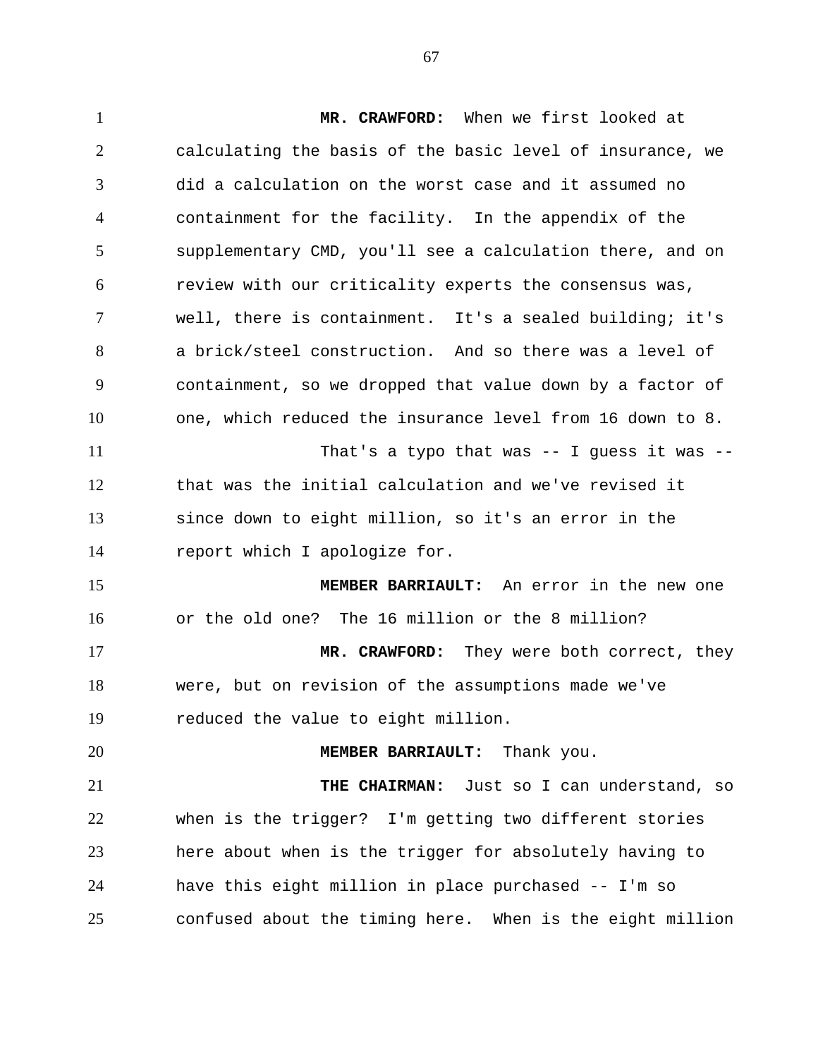**MR. CRAWFORD:** When we first looked at calculating the basis of the basic level of insurance, we did a calculation on the worst case and it assumed no containment for the facility. In the appendix of the supplementary CMD, you'll see a calculation there, and on review with our criticality experts the consensus was, well, there is containment. It's a sealed building; it's a brick/steel construction. And so there was a level of containment, so we dropped that value down by a factor of one, which reduced the insurance level from 16 down to 8.

That's a typo that was -- I guess it was -- that was the initial calculation and we've revised it since down to eight million, so it's an error in the report which I apologize for.

**MEMBER BARRIAULT:** An error in the new one or the old one? The 16 million or the 8 million?

**MR. CRAWFORD:** They were both correct, they were, but on revision of the assumptions made we've reduced the value to eight million.

**MEMBER BARRIAULT:** Thank you.

**THE CHAIRMAN:** Just so I can understand, so when is the trigger? I'm getting two different stories here about when is the trigger for absolutely having to have this eight million in place purchased -- I'm so confused about the timing here. When is the eight million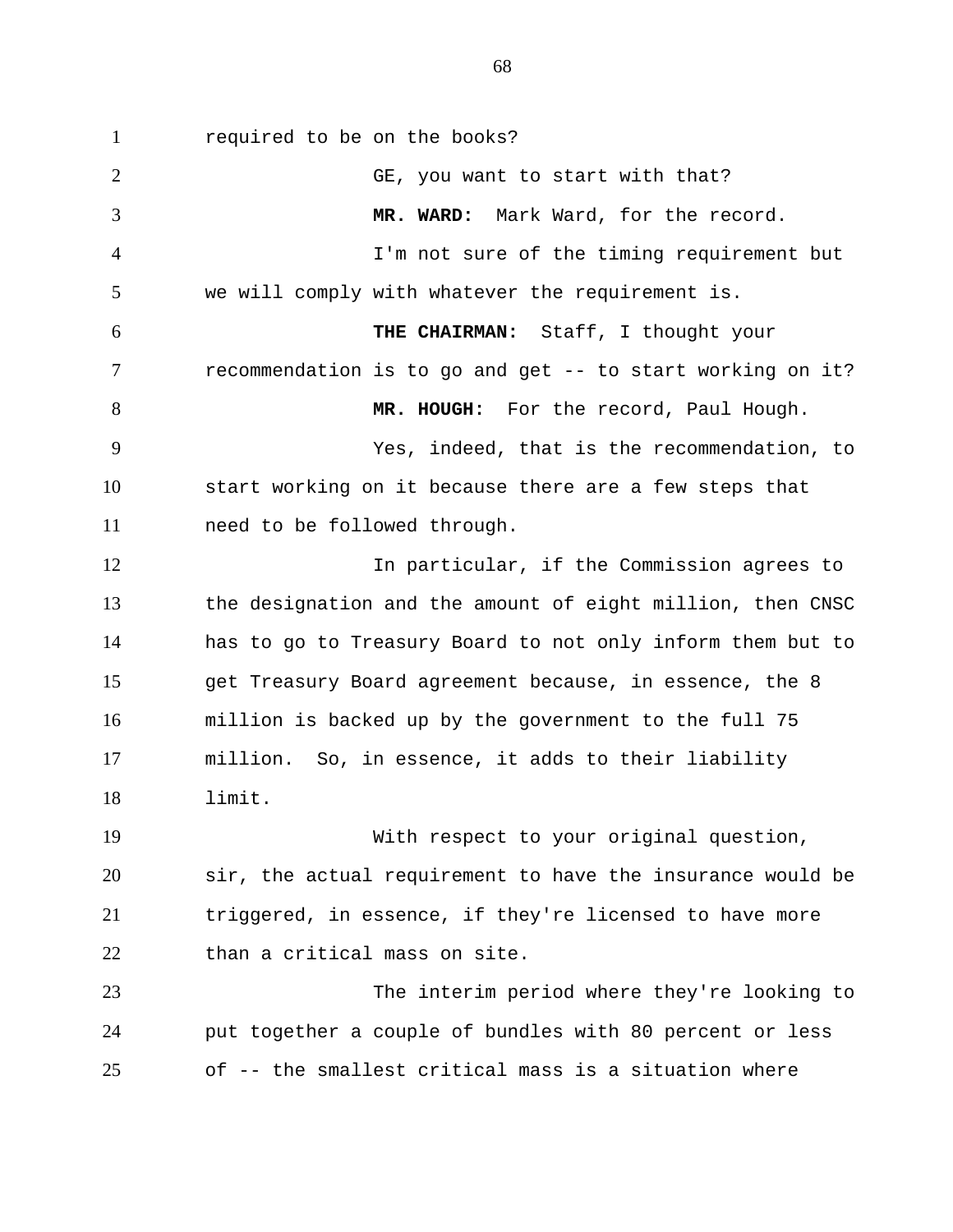required to be on the books?

GE, you want to start with that?

**MR. WARD:** Mark Ward, for the record.

I'm not sure of the timing requirement but we will comply with whatever the requirement is.

**THE CHAIRMAN:** Staff, I thought your recommendation is to go and get -- to start working on it?

**MR. HOUGH:** For the record, Paul Hough.

Yes, indeed, that is the recommendation, to start working on it because there are a few steps that need to be followed through.

In particular, if the Commission agrees to the designation and the amount of eight million, then CNSC has to go to Treasury Board to not only inform them but to get Treasury Board agreement because, in essence, the 8 million is backed up by the government to the full 75 million. So, in essence, it adds to their liability limit.

With respect to your original question, sir, the actual requirement to have the insurance would be triggered, in essence, if they're licensed to have more than a critical mass on site.

The interim period where they're looking to put together a couple of bundles with 80 percent or less of -- the smallest critical mass is a situation where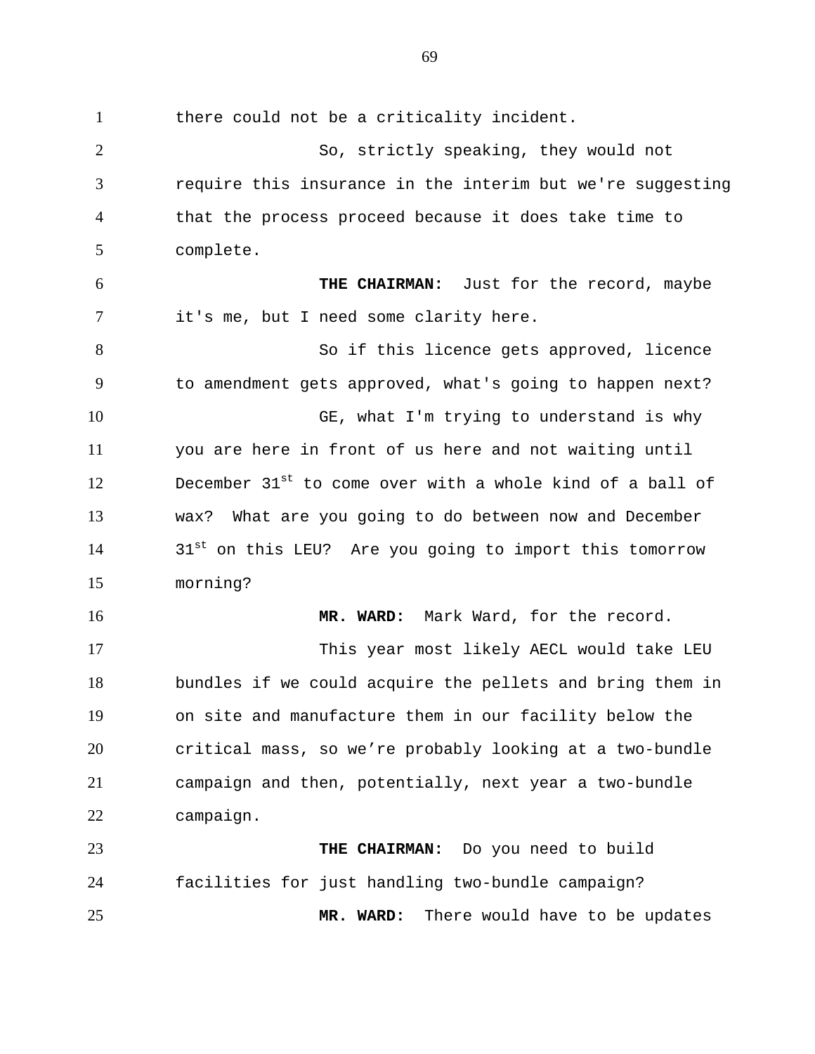there could not be a criticality incident.

So, strictly speaking, they would not require this insurance in the interim but we're suggesting that the process proceed because it does take time to complete.

**THE CHAIRMAN:** Just for the record, maybe it's me, but I need some clarity here.

So if this licence gets approved, licence to amendment gets approved, what's going to happen next?

GE, what I'm trying to understand is why you are here in front of us here and not waiting until December 31st to come over with a whole kind of a ball of wax? What are you going to do between now and December 31st on this LEU? Are you going to import this tomorrow morning?

**MR. WARD:** Mark Ward, for the record.

This year most likely AECL would take LEU bundles if we could acquire the pellets and bring them in on site and manufacture them in our facility below the critical mass, so we're probably looking at a two-bundle campaign and then, potentially, next year a two-bundle campaign.

**THE CHAIRMAN:** Do you need to build facilities for just handling two-bundle campaign?

**MR. WARD:** There would have to be updates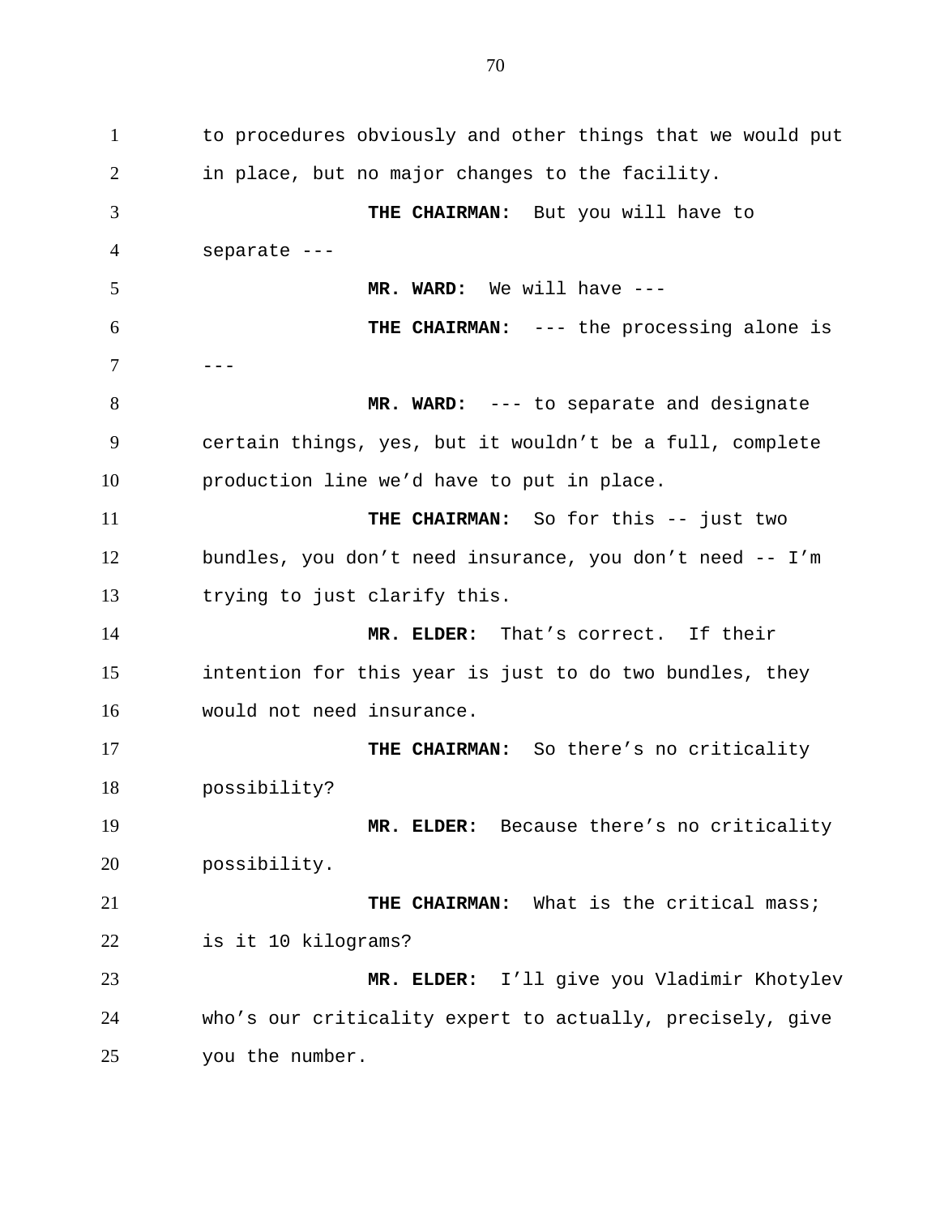to procedures obviously and other things that we would put in place, but no major changes to the facility.

**THE CHAIRMAN:** But you will have to separate ---

**MR. WARD:** We will have ---

**THE CHAIRMAN:** --- the processing alone is ---

**MR. WARD:** --- to separate and designate certain things, yes, but it wouldn't be a full, complete production line we'd have to put in place.

**THE CHAIRMAN:** So for this -- just two bundles, you don't need insurance, you don't need -- I'm trying to just clarify this.

**MR. ELDER:** That's correct. If their intention for this year is just to do two bundles, they would not need insurance.

**THE CHAIRMAN:** So there's no criticality possibility?

**MR. ELDER:** Because there's no criticality possibility.

**THE CHAIRMAN:** What is the critical mass; is it 10 kilograms?

**MR. ELDER:** I'll give you Vladimir Khotylev who's our criticality expert to actually, precisely, give you the number.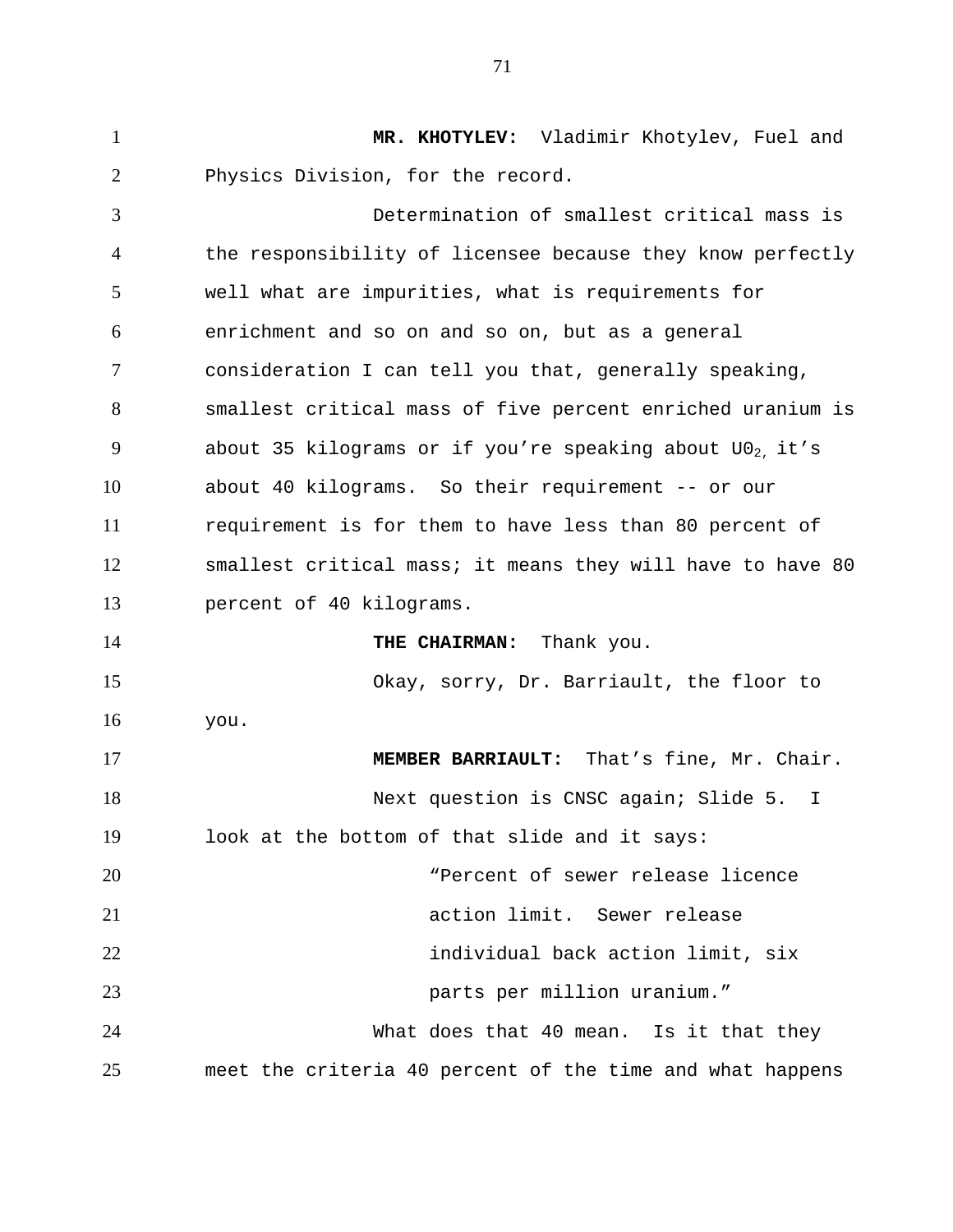**MR. KHOTYLEV:** Vladimir Khotylev, Fuel and Physics Division, for the record.

Determination of smallest critical mass is the responsibility of licensee because they know perfectly well what are impurities, what is requirements for enrichment and so on and so on, but as a general consideration I can tell you that, generally speaking, smallest critical mass of five percent enriched uranium is about 35 kilograms or if you're speaking about $U0_2$, it's about 40 kilograms. So their requirement -- or our requirement is for them to have less than 80 percent of smallest critical mass; it means they will have to have 80 percent of 40 kilograms.

**THE CHAIRMAN:** Thank you.

Okay, sorry, Dr. Barriault, the floor to you.

**MEMBER BARRIAULT:** That's fine, Mr. Chair.

Next question is CNSC again; Slide 5. I look at the bottom of that slide and it says:

> "Percent of sewer release licence action limit. Sewer release individual back action limit, six parts per million uranium."

What does that 40 mean. Is it that they meet the criteria 40 percent of the time and what happens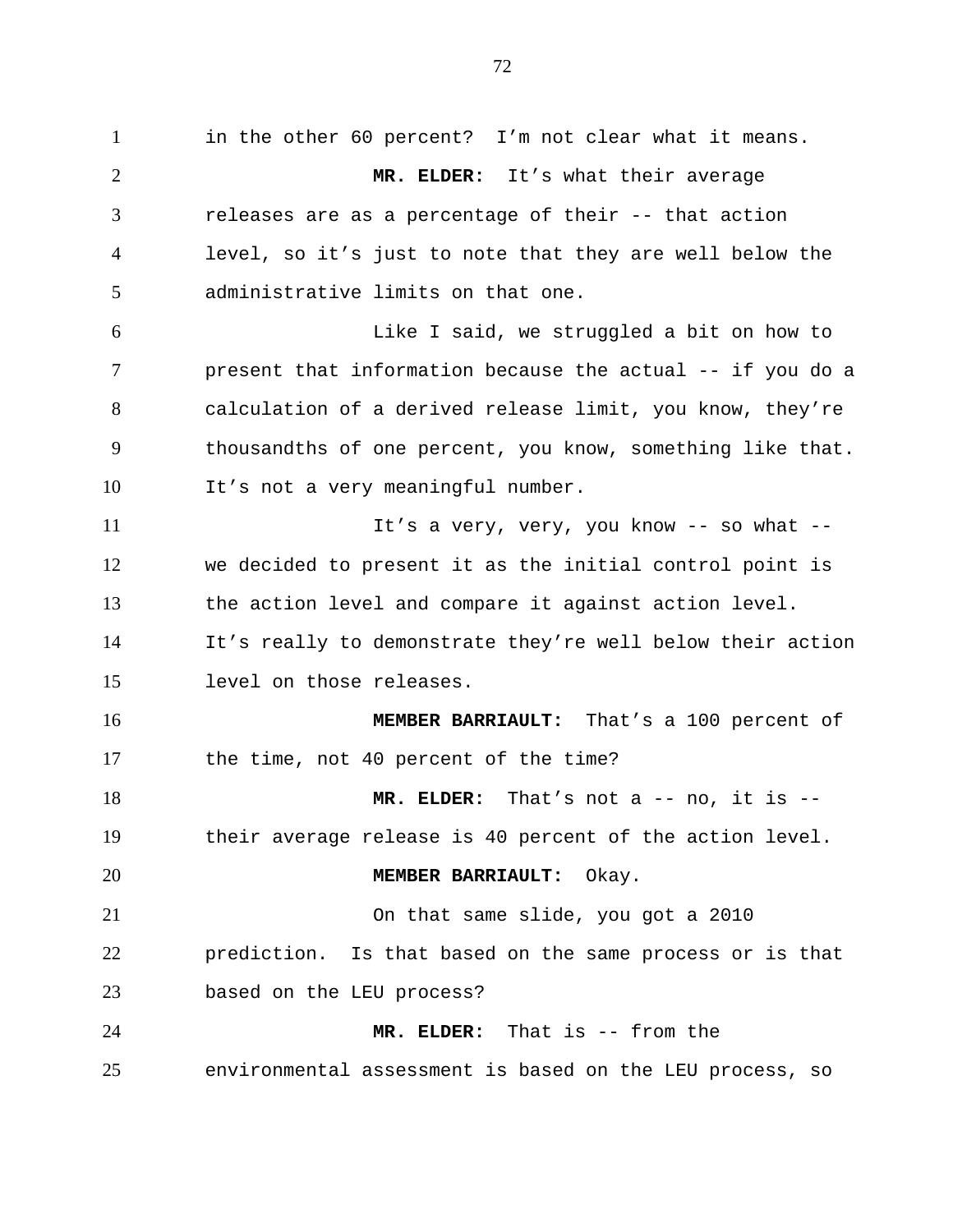in the other 60 percent? I'm not clear what it means.

**MR. ELDER:** It's what their average releases are as a percentage of their -- that action level, so it's just to note that they are well below the administrative limits on that one.

Like I said, we struggled a bit on how to present that information because the actual -- if you do a calculation of a derived release limit, you know, they're thousandths of one percent, you know, something like that. It's not a very meaningful number.

It's a very, very, you know -- so what -- we decided to present it as the initial control point is the action level and compare it against action level. It's really to demonstrate they're well below their action level on those releases.

**MEMBER BARRIAULT:** That's a 100 percent of the time, not 40 percent of the time?

**MR. ELDER:** That's not a -- no, it is -- their average release is 40 percent of the action level.

**MEMBER BARRIAULT:** Okay.

On that same slide, you got a 2010 prediction. Is that based on the same process or is that based on the LEU process?

**MR. ELDER:** That is -- from the environmental assessment is based on the LEU process, so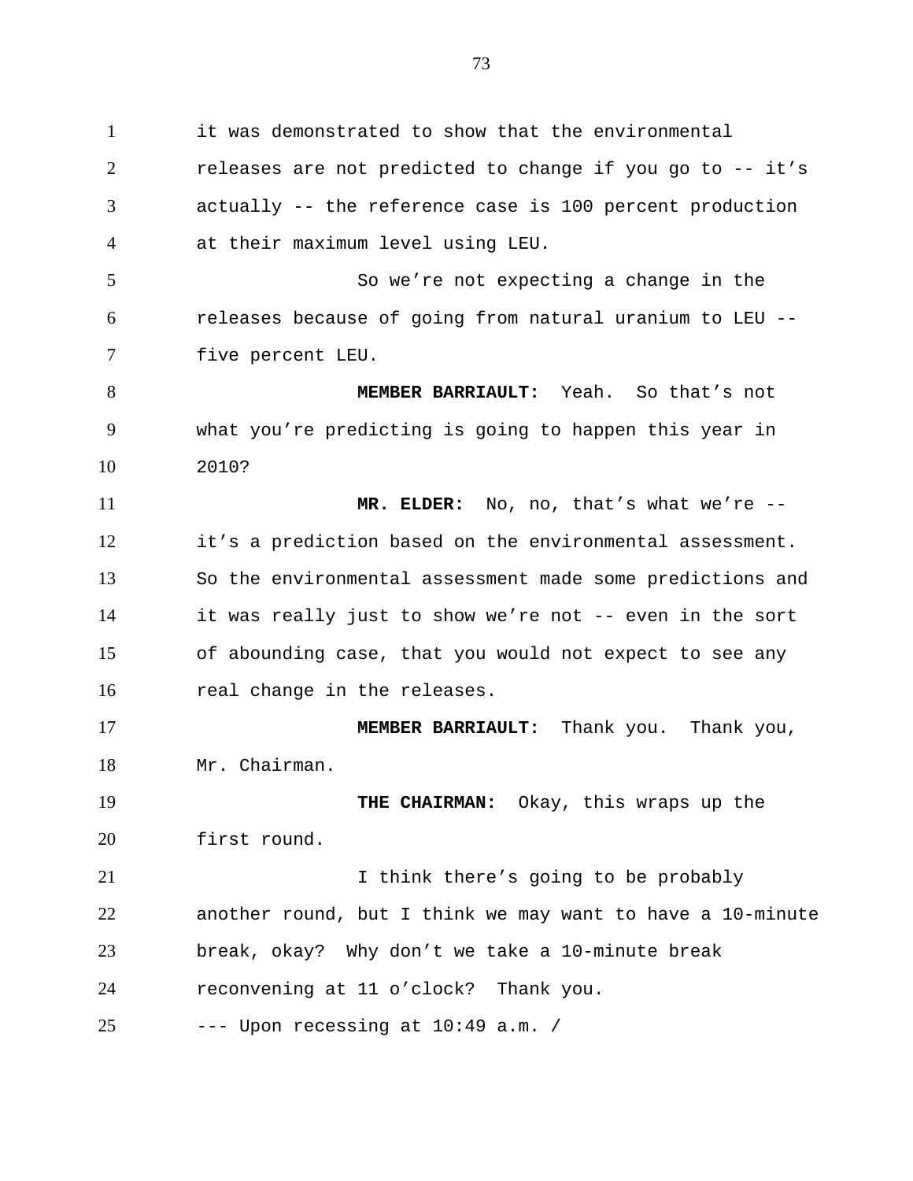it was demonstrated to show that the environmental releases are not predicted to change if you go to -- it's actually -- the reference case is 100 percent production at their maximum level using LEU.

So we're not expecting a change in the releases because of going from natural uranium to LEU -- five percent LEU.

**MEMBER BARRIAULT:** Yeah. So that's not what you're predicting is going to happen this year in 2010?

**MR. ELDER:** No, no, that's what we're -- it's a prediction based on the environmental assessment. So the environmental assessment made some predictions and it was really just to show we're not -- even in the sort of abounding case, that you would not expect to see any real change in the releases.

**MEMBER BARRIAULT:** Thank you. Thank you, Mr. Chairman.

**THE CHAIRMAN:** Okay, this wraps up the first round.

I think there's going to be probably another round, but I think we may want to have a 10-minute break, okay? Why don't we take a 10-minute break reconvening at 11 o'clock? Thank you.

--- Upon recessing at 10:49 a.m. /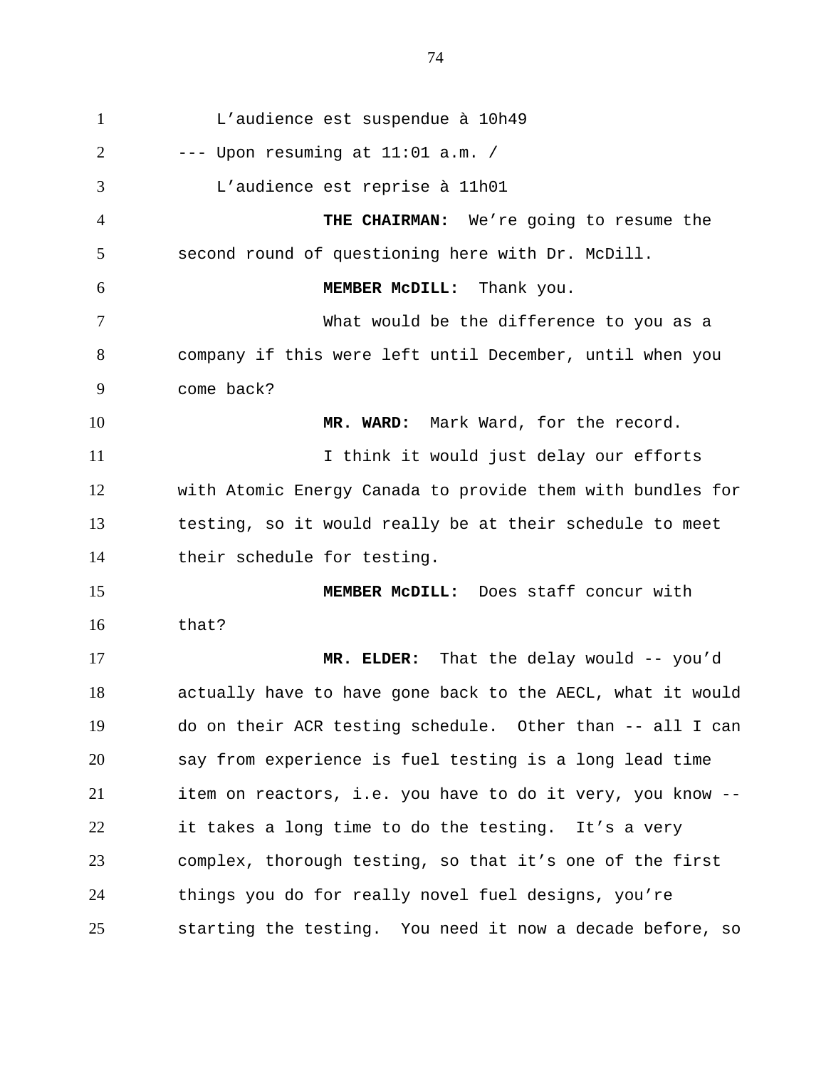L'audience est suspendue à 10h49

--- Upon resuming at 11:01 a.m. /

L'audience est reprise à 11h01

**THE CHAIRMAN:** We're going to resume the second round of questioning here with Dr. McDill.

**MEMBER McDILL:** Thank you.

What would be the difference to you as a company if this were left until December, until when you come back?

**MR. WARD:** Mark Ward, for the record.

I think it would just delay our efforts with Atomic Energy Canada to provide them with bundles for testing, so it would really be at their schedule to meet their schedule for testing.

**MEMBER McDILL:** Does staff concur with that?

**MR. ELDER:** That the delay would -- you'd actually have to have gone back to the AECL, what it would do on their ACR testing schedule. Other than -- all I can say from experience is fuel testing is a long lead time item on reactors, i.e. you have to do it very, you know -- it takes a long time to do the testing. It's a very complex, thorough testing, so that it's one of the first things you do for really novel fuel designs, you're starting the testing. You need it now a decade before, so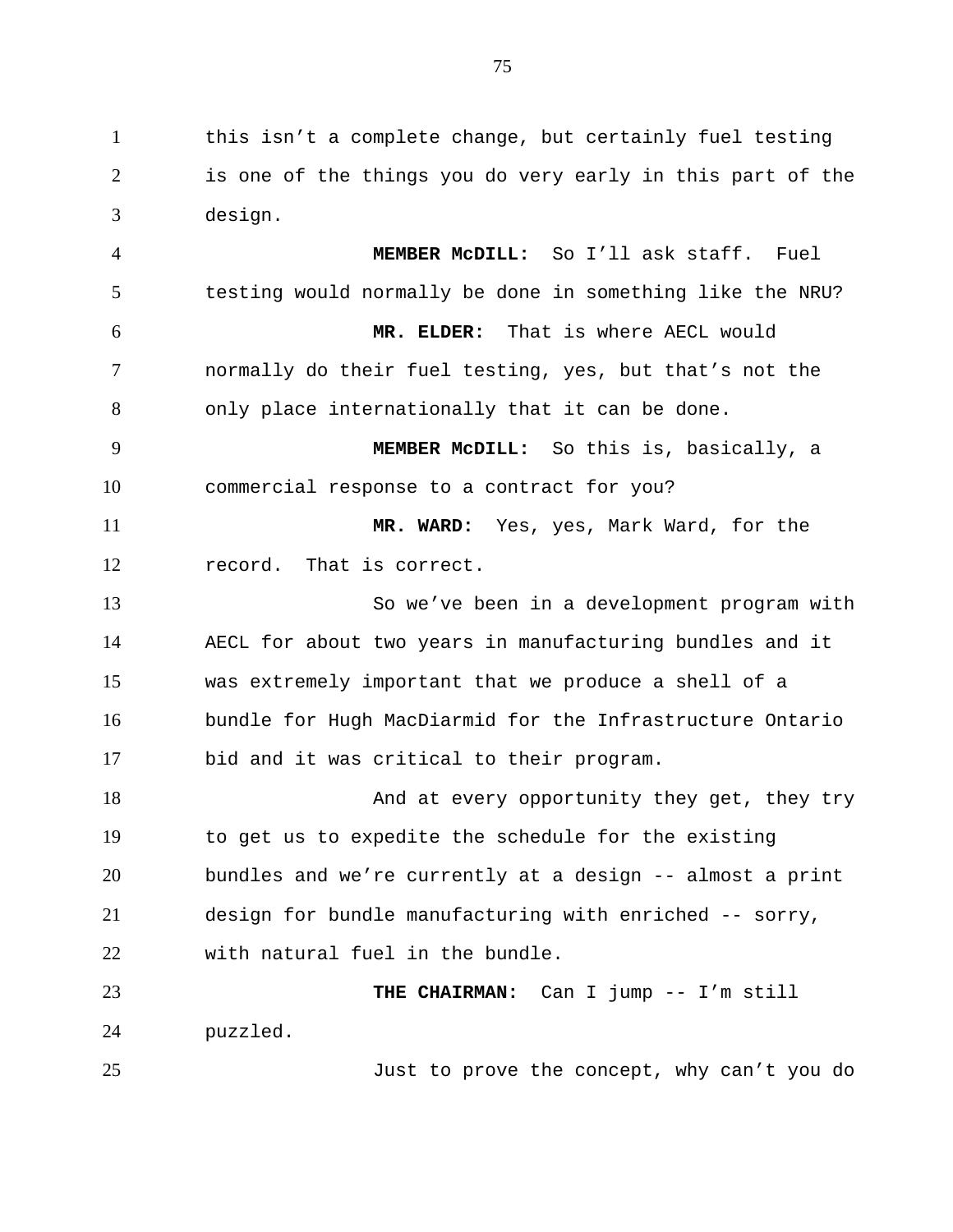this isn’t a complete change, but certainly fuel testing is one of the things you do very early in this part of the design.

**MEMBER McDILL:** So I’ll ask staff. Fuel testing would normally be done in something like the NRU?

**MR. ELDER:** That is where AECL would normally do their fuel testing, yes, but that’s not the only place internationally that it can be done.

**MEMBER McDILL:** So this is, basically, a commercial response to a contract for you?

**MR. WARD:** Yes, yes, Mark Ward, for the record. That is correct.

So we’ve been in a development program with AECL for about two years in manufacturing bundles and it was extremely important that we produce a shell of a bundle for Hugh MacDiarmid for the Infrastructure Ontario bid and it was critical to their program.

And at every opportunity they get, they try to get us to expedite the schedule for the existing bundles and we’re currently at a design -- almost a print design for bundle manufacturing with enriched -- sorry, with natural fuel in the bundle.

**THE CHAIRMAN:** Can I jump -- I’m still puzzled.

Just to prove the concept, why can’t you do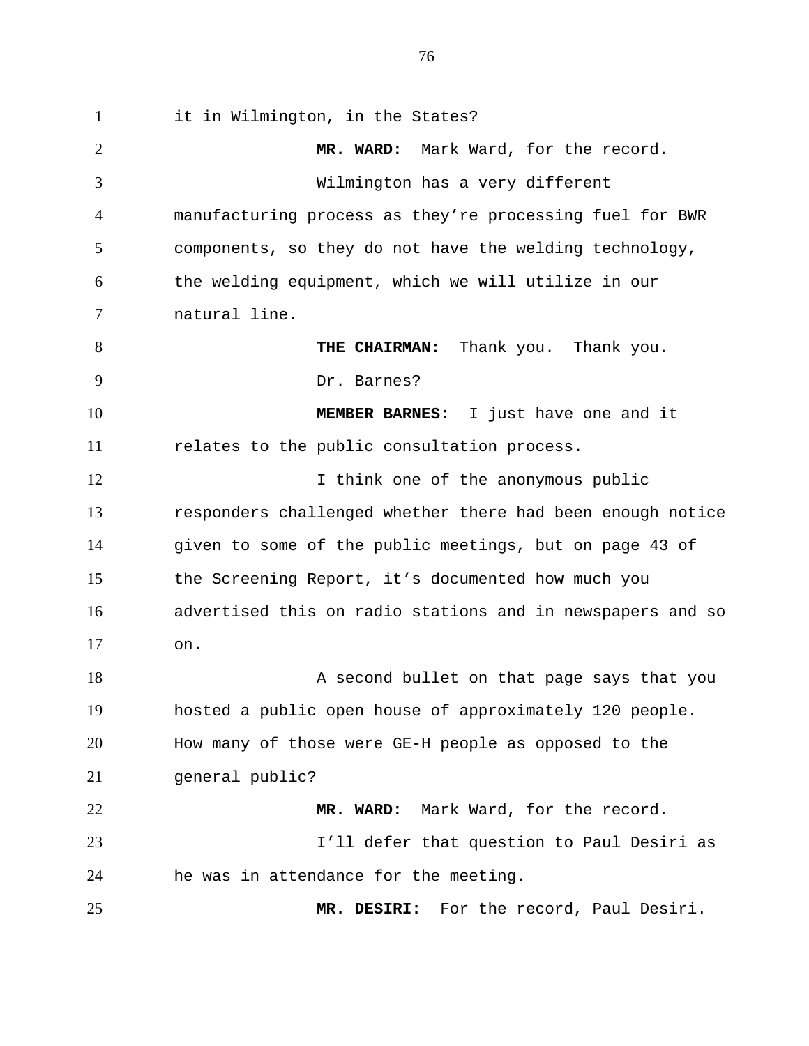it in Wilmington, in the States?

**MR. WARD:** Mark Ward, for the record.

Wilmington has a very different manufacturing process as they're processing fuel for BWR components, so they do not have the welding technology, the welding equipment, which we will utilize in our natural line.

**THE CHAIRMAN:** Thank you. Thank you.

Dr. Barnes?

**MEMBER BARNES:** I just have one and it relates to the public consultation process.

I think one of the anonymous public responders challenged whether there had been enough notice given to some of the public meetings, but on page 43 of the Screening Report, it's documented how much you advertised this on radio stations and in newspapers and so on.

A second bullet on that page says that you hosted a public open house of approximately 120 people. How many of those were GE-H people as opposed to the general public?

**MR. WARD:** Mark Ward, for the record.

I'll defer that question to Paul Desiri as he was in attendance for the meeting.

**MR. DESIRI:** For the record, Paul Desiri.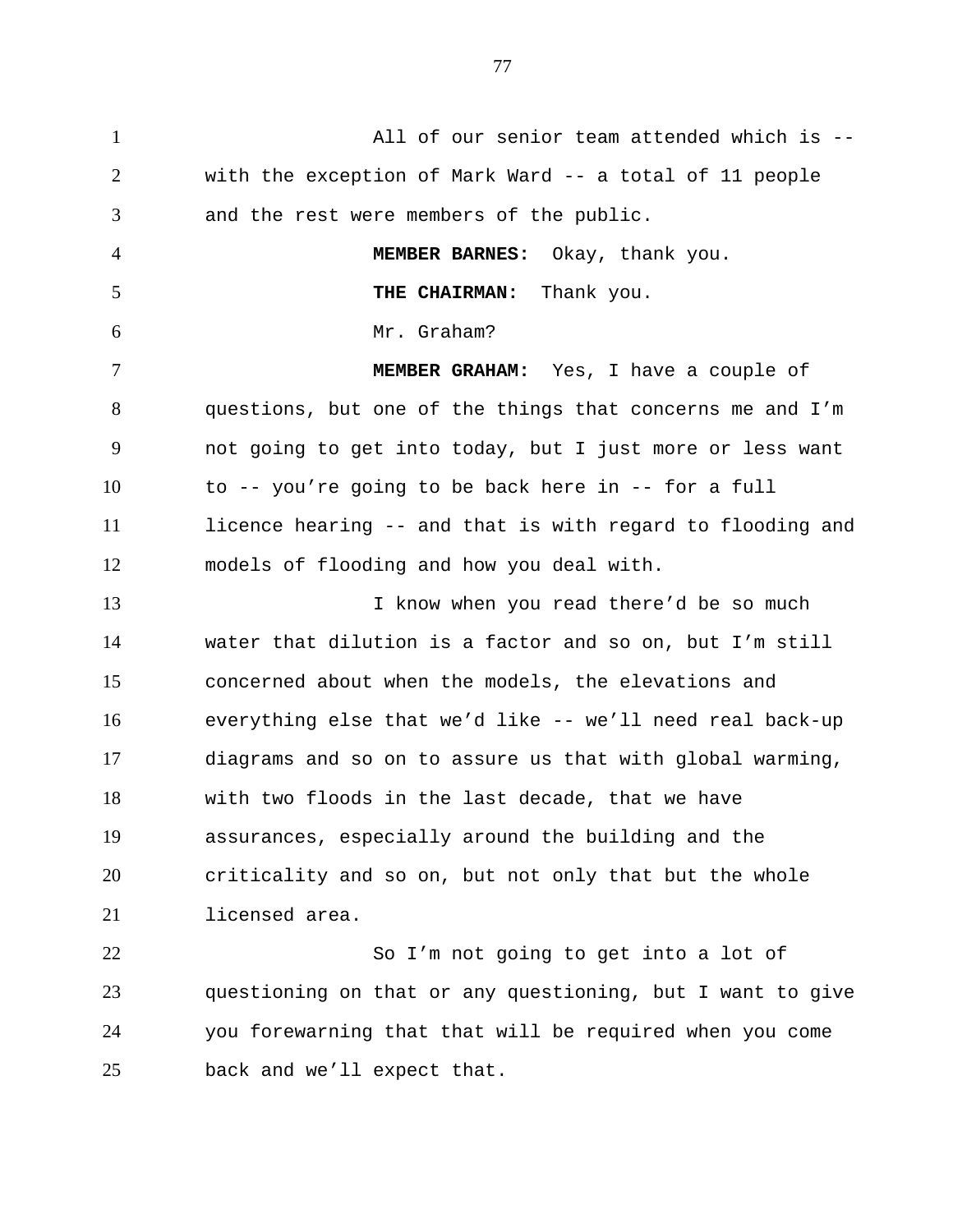All of our senior team attended which is -- with the exception of Mark Ward -- a total of 11 people and the rest were members of the public.

**MEMBER BARNES:** Okay, thank you.

**THE CHAIRMAN:** Thank you.

Mr. Graham?

**MEMBER GRAHAM:** Yes, I have a couple of questions, but one of the things that concerns me and I'm not going to get into today, but I just more or less want to -- you're going to be back here in -- for a full licence hearing -- and that is with regard to flooding and models of flooding and how you deal with.

I know when you read there'd be so much water that dilution is a factor and so on, but I'm still concerned about when the models, the elevations and everything else that we'd like -- we'll need real back-up diagrams and so on to assure us that with global warming, with two floods in the last decade, that we have assurances, especially around the building and the criticality and so on, but not only that but the whole licensed area.

So I'm not going to get into a lot of questioning on that or any questioning, but I want to give you forewarning that that will be required when you come back and we'll expect that.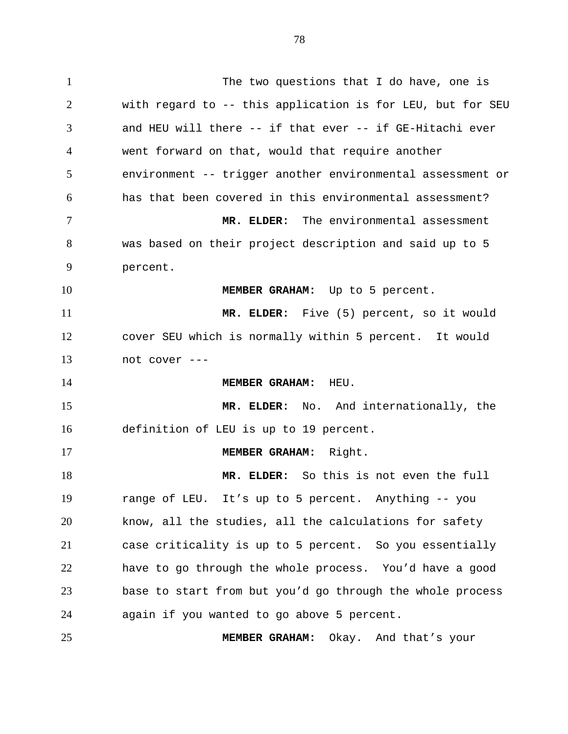The two questions that I do have, one is with regard to -- this application is for LEU, but for SEU and HEU will there -- if that ever -- if GE-Hitachi ever went forward on that, would that require another environment -- trigger another environmental assessment or has that been covered in this environmental assessment?

**MR. ELDER:** The environmental assessment was based on their project description and said up to 5 percent.

**MEMBER GRAHAM:** Up to 5 percent.

**MR. ELDER:** Five (5) percent, so it would cover SEU which is normally within 5 percent. It would not cover ---

**MEMBER GRAHAM:** HEU.

**MR. ELDER:** No. And internationally, the definition of LEU is up to 19 percent.

**MEMBER GRAHAM:** Right.

**MR. ELDER:** So this is not even the full range of LEU. It's up to 5 percent. Anything -- you know, all the studies, all the calculations for safety case criticality is up to 5 percent. So you essentially have to go through the whole process. You'd have a good base to start from but you'd go through the whole process again if you wanted to go above 5 percent.

**MEMBER GRAHAM:** Okay. And that's your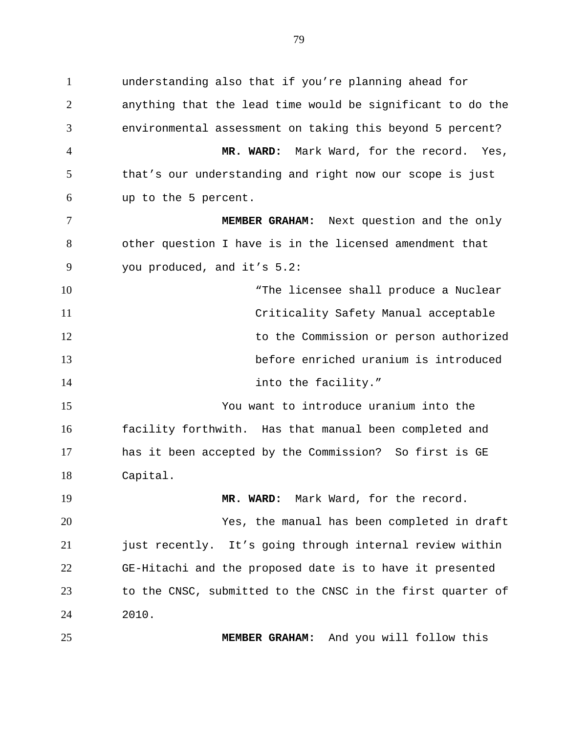understanding also that if you're planning ahead for anything that the lead time would be significant to do the environmental assessment on taking this beyond 5 percent?

**MR. WARD:** Mark Ward, for the record. Yes, that's our understanding and right now our scope is just up to the 5 percent.

**MEMBER GRAHAM:** Next question and the only other question I have is in the licensed amendment that you produced, and it's 5.2:

> "The licensee shall produce a Nuclear Criticality Safety Manual acceptable to the Commission or person authorized before enriched uranium is introduced into the facility."

You want to introduce uranium into the facility forthwith. Has that manual been completed and has it been accepted by the Commission? So first is GE Capital.

**MR. WARD:** Mark Ward, for the record.

Yes, the manual has been completed in draft just recently. It's going through internal review within GE-Hitachi and the proposed date is to have it presented to the CNSC, submitted to the CNSC in the first quarter of 2010.

**MEMBER GRAHAM:** And you will follow this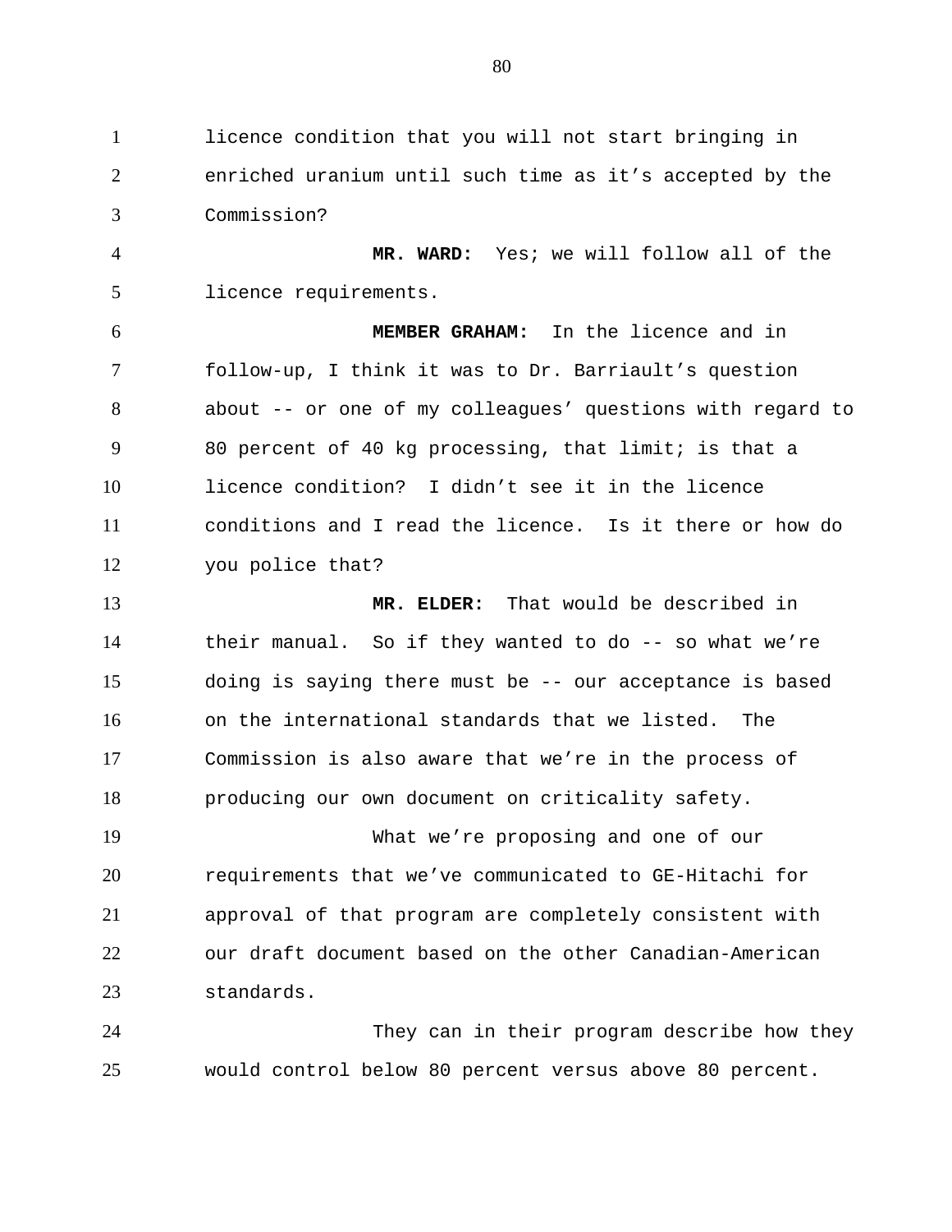licence condition that you will not start bringing in enriched uranium until such time as it's accepted by the Commission?

**MR. WARD:** Yes; we will follow all of the licence requirements.

**MEMBER GRAHAM:** In the licence and in follow-up, I think it was to Dr. Barriault's question about -- or one of my colleagues' questions with regard to 80 percent of 40 kg processing, that limit; is that a licence condition? I didn't see it in the licence conditions and I read the licence. Is it there or how do you police that?

**MR. ELDER:** That would be described in their manual. So if they wanted to do -- so what we're doing is saying there must be -- our acceptance is based on the international standards that we listed. The Commission is also aware that we're in the process of producing our own document on criticality safety.

What we're proposing and one of our requirements that we've communicated to GE-Hitachi for approval of that program are completely consistent with our draft document based on the other Canadian-American standards.

They can in their program describe how they would control below 80 percent versus above 80 percent.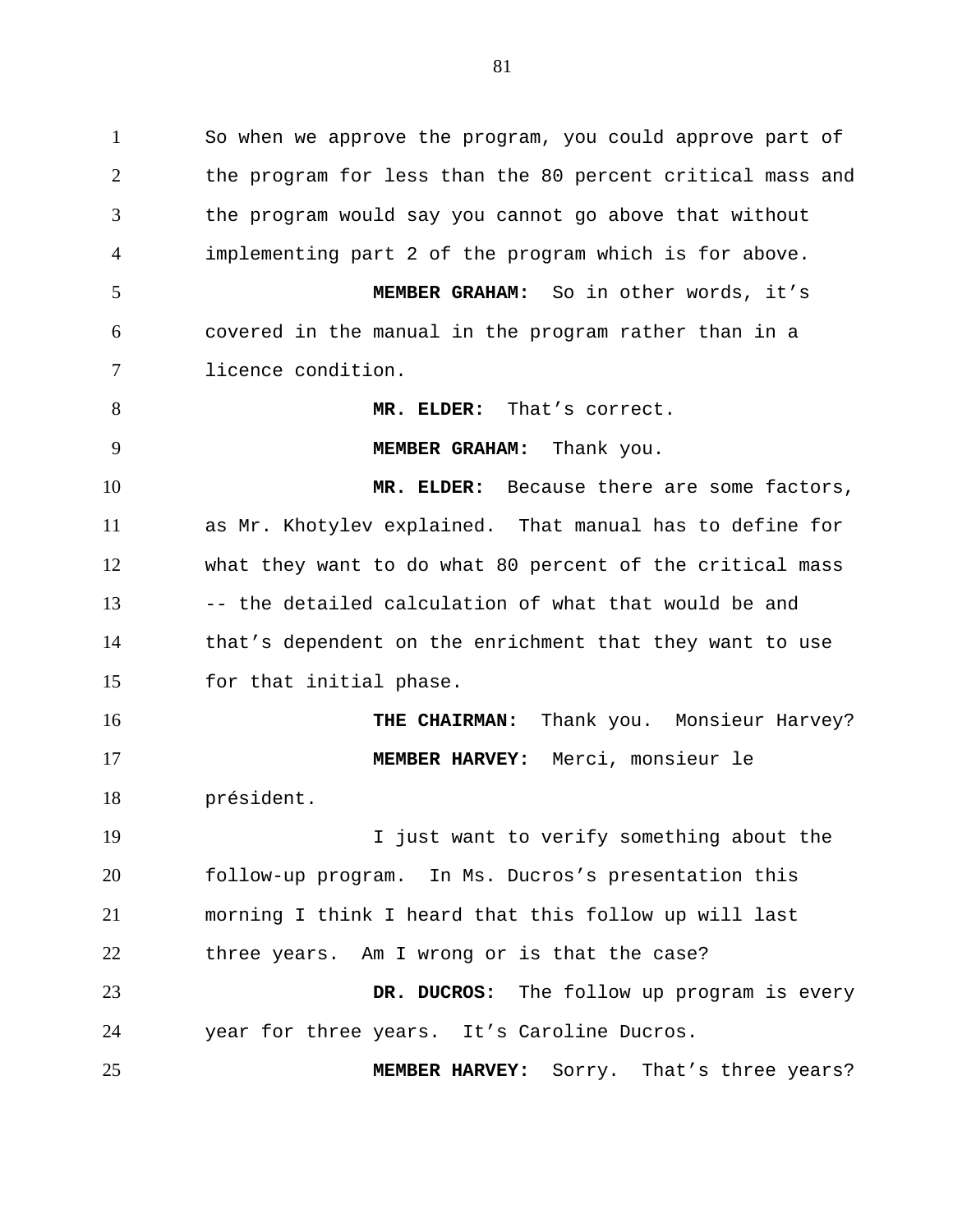So when we approve the program, you could approve part of the program for less than the 80 percent critical mass and the program would say you cannot go above that without implementing part 2 of the program which is for above.

**MEMBER GRAHAM:** So in other words, it's covered in the manual in the program rather than in a licence condition.

**MR. ELDER:** That's correct.

**MEMBER GRAHAM:** Thank you.

**MR. ELDER:** Because there are some factors, as Mr. Khotylev explained. That manual has to define for what they want to do what 80 percent of the critical mass -- the detailed calculation of what that would be and that's dependent on the enrichment that they want to use for that initial phase.

**THE CHAIRMAN:** Thank you. Monsieur Harvey?

**MEMBER HARVEY:** Merci, monsieur le président.

I just want to verify something about the follow-up program. In Ms. Ducros's presentation this morning I think I heard that this follow up will last three years. Am I wrong or is that the case?

**DR. DUCROS:** The follow up program is every year for three years. It's Caroline Ducros.

**MEMBER HARVEY:** Sorry. That's three years?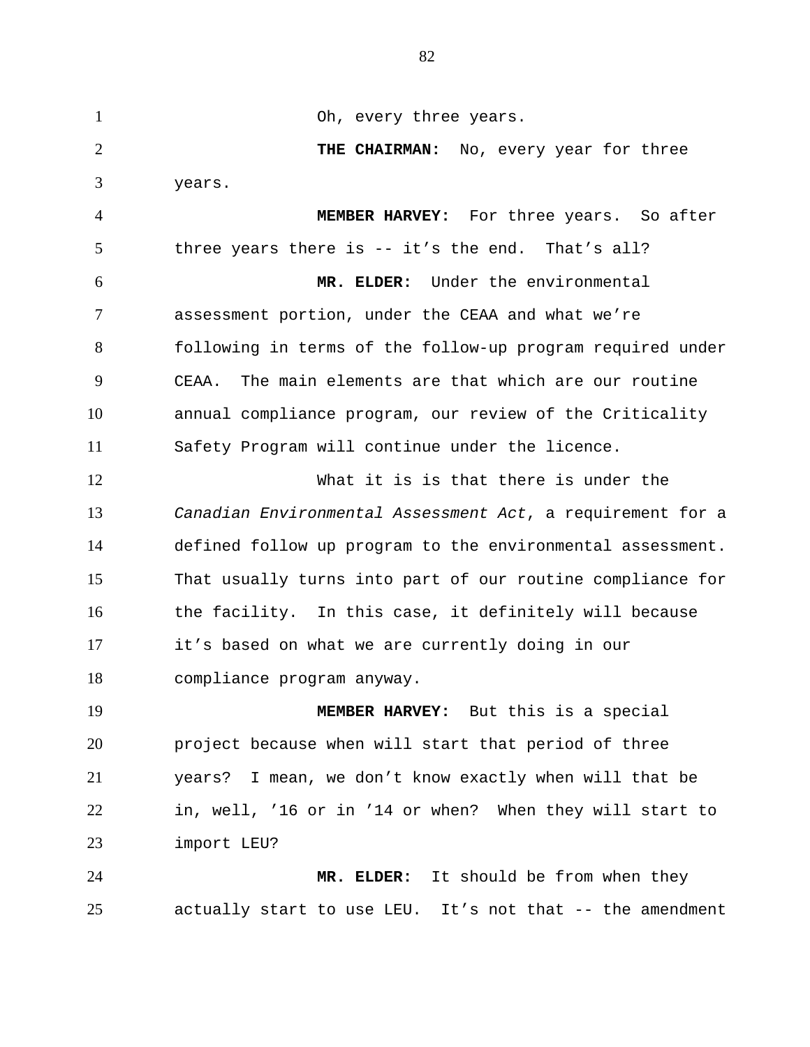Oh, every three years.

**THE CHAIRMAN:** No, every year for three years.

**MEMBER HARVEY:** For three years. So after three years there is -- it's the end. That's all?

**MR. ELDER:** Under the environmental assessment portion, under the CEAA and what we're following in terms of the follow-up program required under CEAA. The main elements are that which are our routine annual compliance program, our review of the Criticality Safety Program will continue under the licence.

What it is is that there is under the *Canadian Environmental Assessment Act*, a requirement for a defined follow up program to the environmental assessment. That usually turns into part of our routine compliance for the facility. In this case, it definitely will because it's based on what we are currently doing in our compliance program anyway.

**MEMBER HARVEY:** But this is a special project because when will start that period of three years? I mean, we don't know exactly when will that be in, well, '16 or in '14 or when? When they will start to import LEU?

**MR. ELDER:** It should be from when they actually start to use LEU. It's not that -- the amendment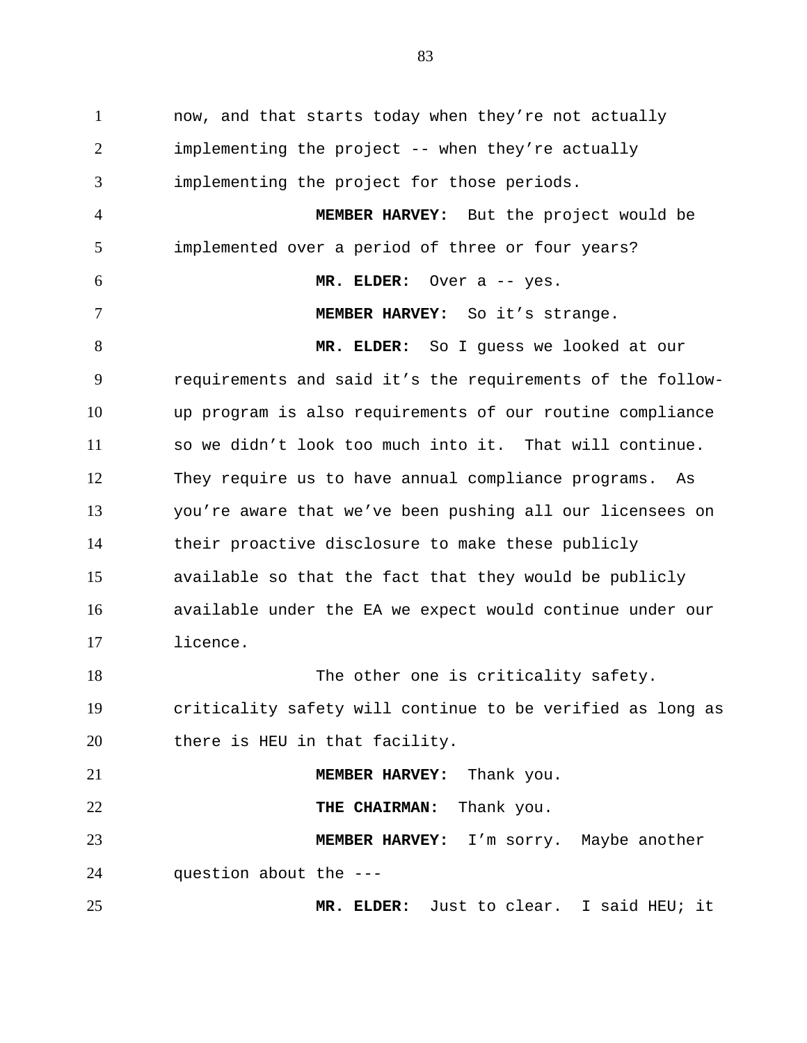now, and that starts today when they're not actually implementing the project -- when they're actually implementing the project for those periods.

**MEMBER HARVEY:** But the project would be implemented over a period of three or four years?

**MR. ELDER:** Over a -- yes.

**MEMBER HARVEY:** So it's strange.

**MR. ELDER:** So I guess we looked at our requirements and said it's the requirements of the follow-up program is also requirements of our routine compliance so we didn't look too much into it. That will continue. They require us to have annual compliance programs. As you're aware that we've been pushing all our licensees on their proactive disclosure to make these publicly available so that the fact that they would be publicly available under the EA we expect would continue under our licence.

The other one is criticality safety. criticality safety will continue to be verified as long as there is HEU in that facility.

**MEMBER HARVEY:** Thank you.

**THE CHAIRMAN:** Thank you.

**MEMBER HARVEY:** I'm sorry. Maybe another question about the ---

**MR. ELDER:** Just to clear. I said HEU; it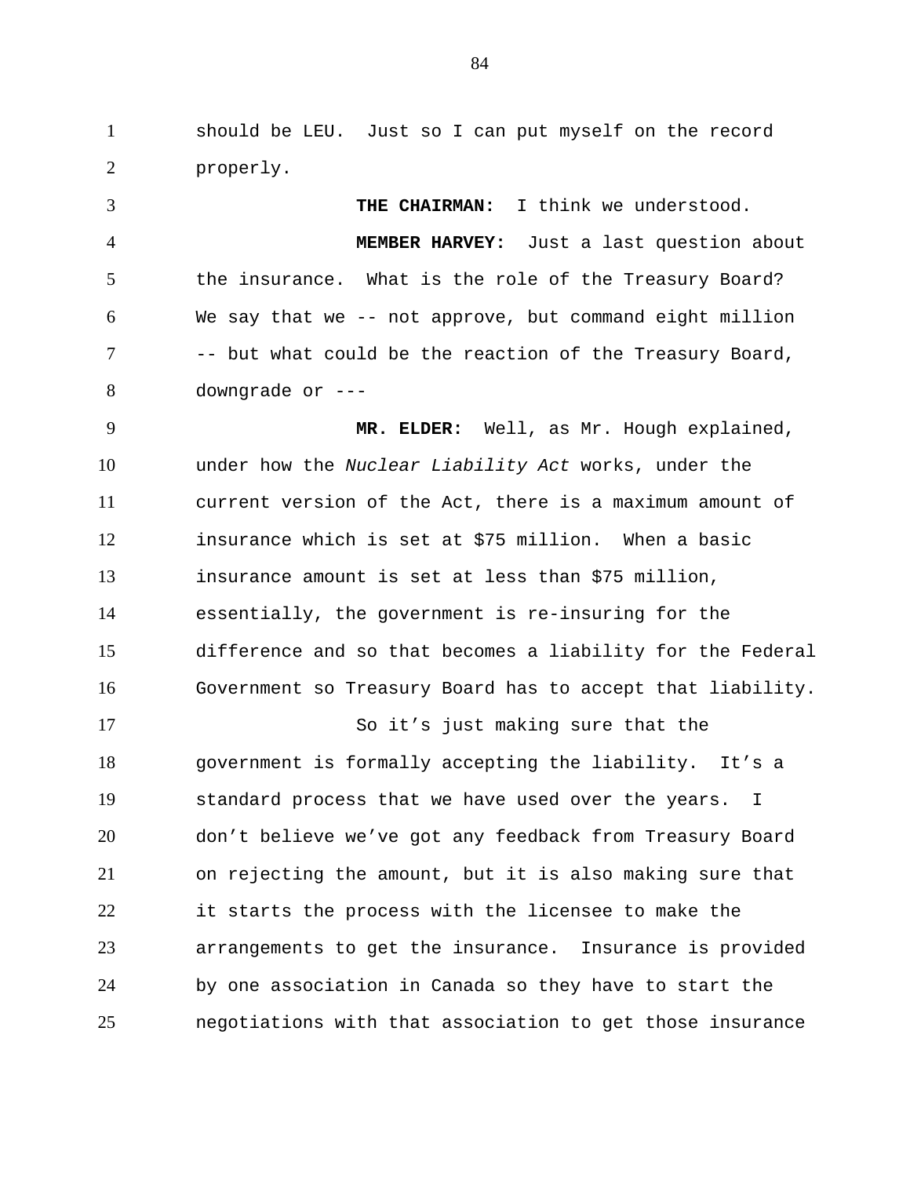should be LEU. Just so I can put myself on the record properly.

**THE CHAIRMAN:** I think we understood.

**MEMBER HARVEY:** Just a last question about the insurance. What is the role of the Treasury Board? We say that we -- not approve, but command eight million -- but what could be the reaction of the Treasury Board, downgrade or ---

**MR. ELDER:** Well, as Mr. Hough explained, under how the *Nuclear Liability Act* works, under the current version of the Act, there is a maximum amount of insurance which is set at $75 million. When a basic insurance amount is set at less than $75 million, essentially, the government is re-insuring for the difference and so that becomes a liability for the Federal Government so Treasury Board has to accept that liability.

So it's just making sure that the government is formally accepting the liability. It's a standard process that we have used over the years. I don't believe we've got any feedback from Treasury Board on rejecting the amount, but it is also making sure that it starts the process with the licensee to make the arrangements to get the insurance. Insurance is provided by one association in Canada so they have to start the negotiations with that association to get those insurance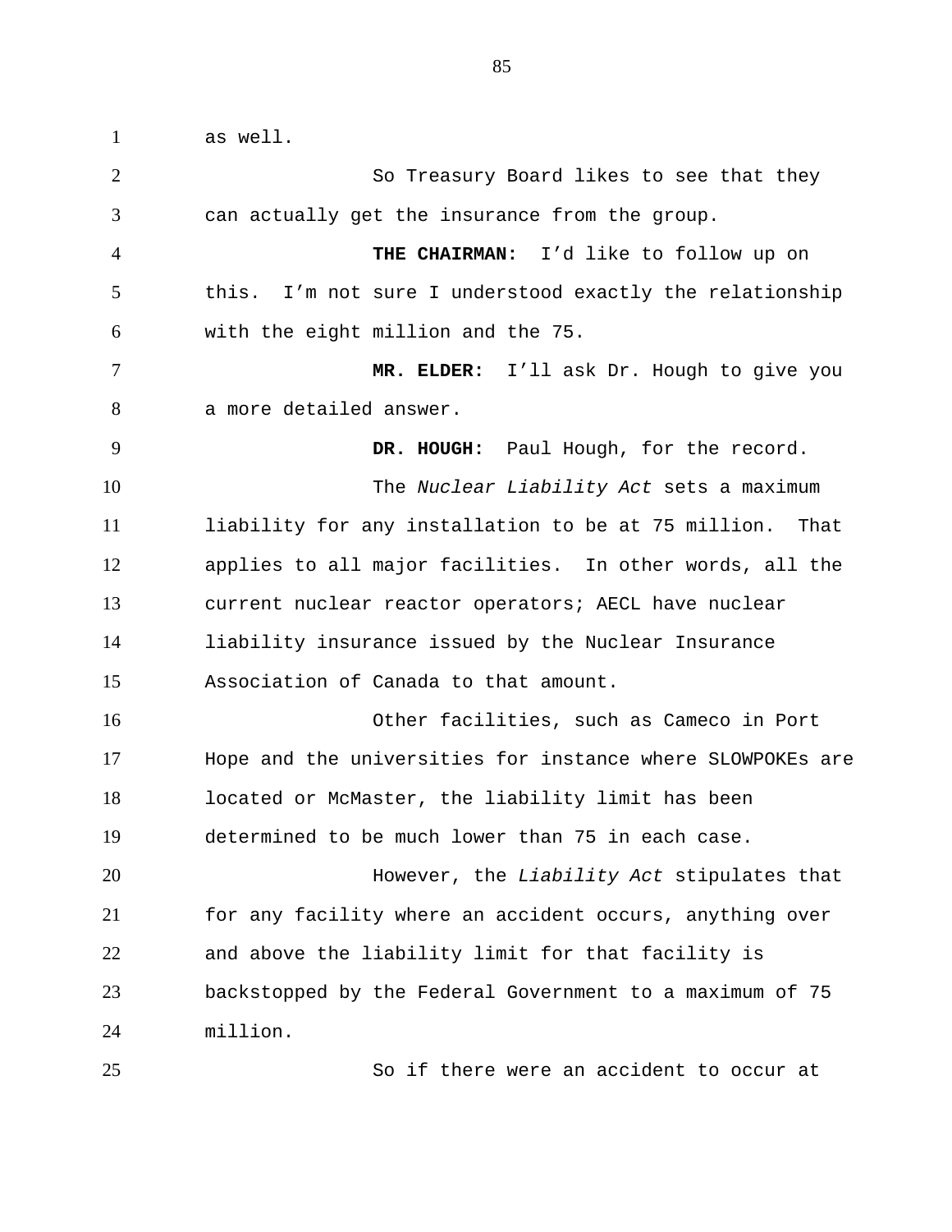as well.

So Treasury Board likes to see that they can actually get the insurance from the group.

**THE CHAIRMAN:** I'd like to follow up on this. I'm not sure I understood exactly the relationship with the eight million and the 75.

**MR. ELDER:** I'll ask Dr. Hough to give you a more detailed answer.

**DR. HOUGH:** Paul Hough, for the record.

The *Nuclear Liability Act* sets a maximum liability for any installation to be at 75 million. That applies to all major facilities. In other words, all the current nuclear reactor operators; AECL have nuclear liability insurance issued by the Nuclear Insurance Association of Canada to that amount.

Other facilities, such as Cameco in Port Hope and the universities for instance where SLOWPOKEs are located or McMaster, the liability limit has been determined to be much lower than 75 in each case.

However, the *Liability Act* stipulates that for any facility where an accident occurs, anything over and above the liability limit for that facility is backstopped by the Federal Government to a maximum of 75 million.

So if there were an accident to occur at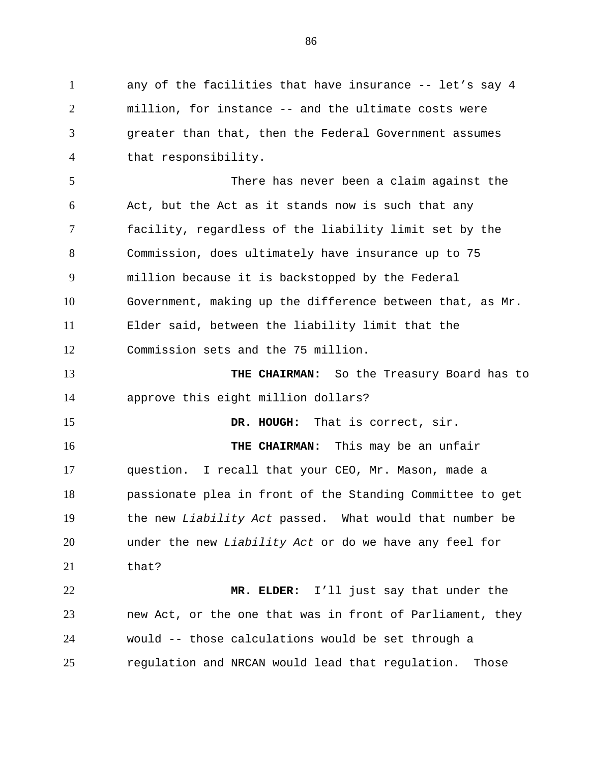any of the facilities that have insurance -- let's say 4 million, for instance -- and the ultimate costs were greater than that, then the Federal Government assumes that responsibility.

There has never been a claim against the Act, but the Act as it stands now is such that any facility, regardless of the liability limit set by the Commission, does ultimately have insurance up to 75 million because it is backstopped by the Federal Government, making up the difference between that, as Mr. Elder said, between the liability limit that the Commission sets and the 75 million.

**THE CHAIRMAN:** So the Treasury Board has to approve this eight million dollars?

**DR. HOUGH:** That is correct, sir.

**THE CHAIRMAN:** This may be an unfair question. I recall that your CEO, Mr. Mason, made a passionate plea in front of the Standing Committee to get the new *Liability Act* passed. What would that number be under the new *Liability Act* or do we have any feel for that?

**MR. ELDER:** I'll just say that under the new Act, or the one that was in front of Parliament, they would -- those calculations would be set through a regulation and NRCAN would lead that regulation. Those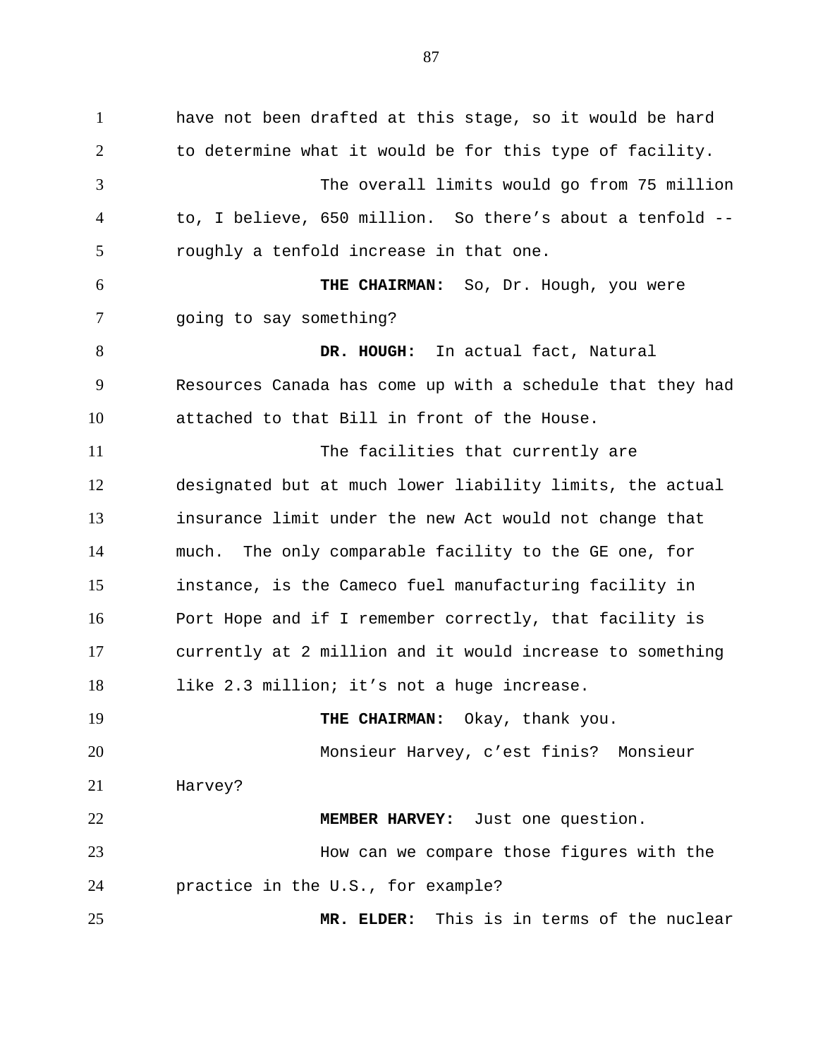have not been drafted at this stage, so it would be hard to determine what it would be for this type of facility.

The overall limits would go from 75 million to, I believe, 650 million. So there's about a tenfold -- roughly a tenfold increase in that one.

**THE CHAIRMAN:** So, Dr. Hough, you were going to say something?

**DR. HOUGH:** In actual fact, Natural Resources Canada has come up with a schedule that they had attached to that Bill in front of the House.

The facilities that currently are designated but at much lower liability limits, the actual insurance limit under the new Act would not change that much. The only comparable facility to the GE one, for instance, is the Cameco fuel manufacturing facility in Port Hope and if I remember correctly, that facility is currently at 2 million and it would increase to something like 2.3 million; it's not a huge increase.

**THE CHAIRMAN:** Okay, thank you.

Monsieur Harvey, c'est finis? Monsieur Harvey?

**MEMBER HARVEY:** Just one question.

How can we compare those figures with the practice in the U.S., for example?

**MR. ELDER:** This is in terms of the nuclear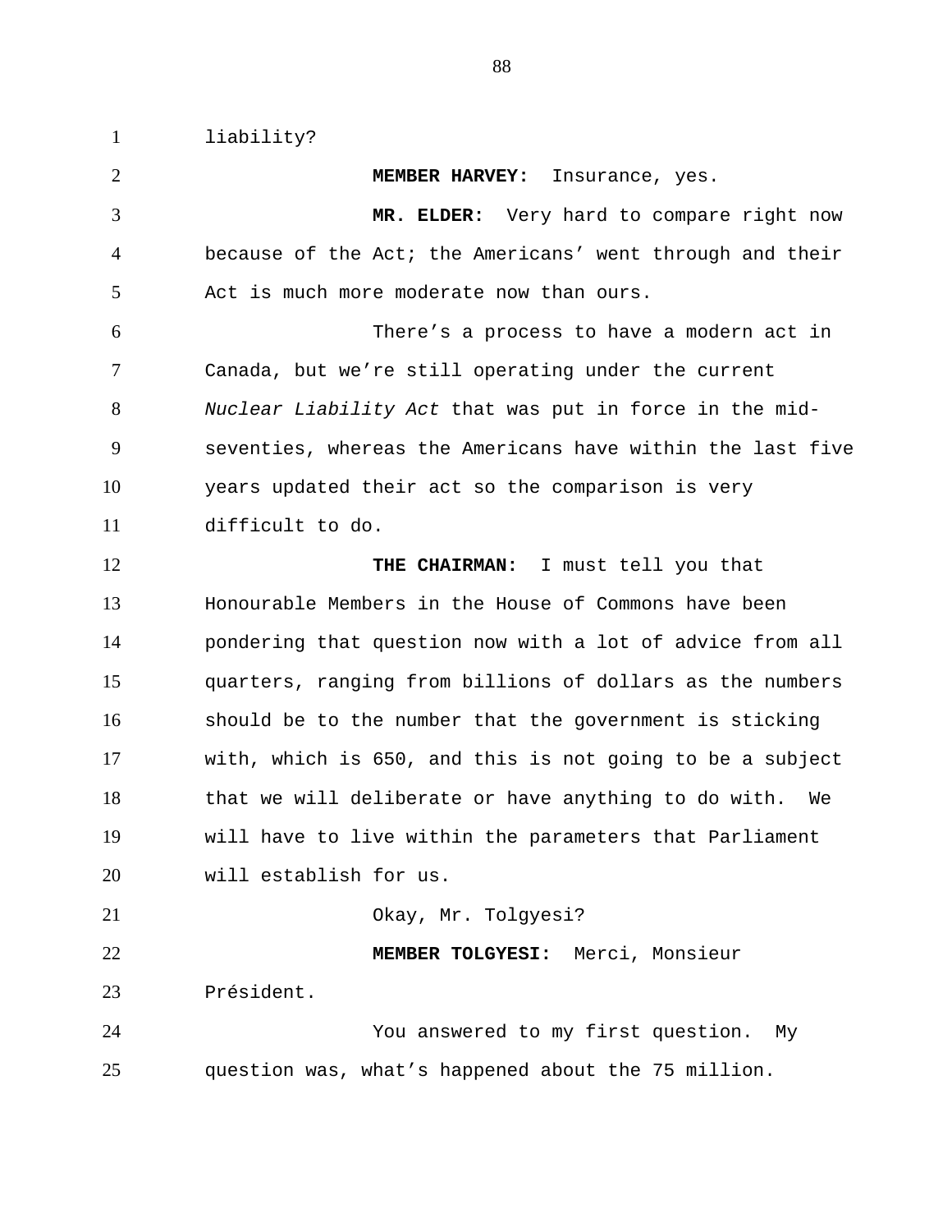liability?

**MEMBER HARVEY:** Insurance, yes.

**MR. ELDER:** Very hard to compare right now because of the Act; the Americans' went through and their Act is much more moderate now than ours.

There's a process to have a modern act in Canada, but we're still operating under the current *Nuclear Liability Act* that was put in force in the mid-seventies, whereas the Americans have within the last five years updated their act so the comparison is very difficult to do.

**THE CHAIRMAN:** I must tell you that Honourable Members in the House of Commons have been pondering that question now with a lot of advice from all quarters, ranging from billions of dollars as the numbers should be to the number that the government is sticking with, which is 650, and this is not going to be a subject that we will deliberate or have anything to do with. We will have to live within the parameters that Parliament will establish for us.

Okay, Mr. Tolgyesi?

**MEMBER TOLGYESI:** Merci, Monsieur Président.

You answered to my first question. My question was, what's happened about the 75 million.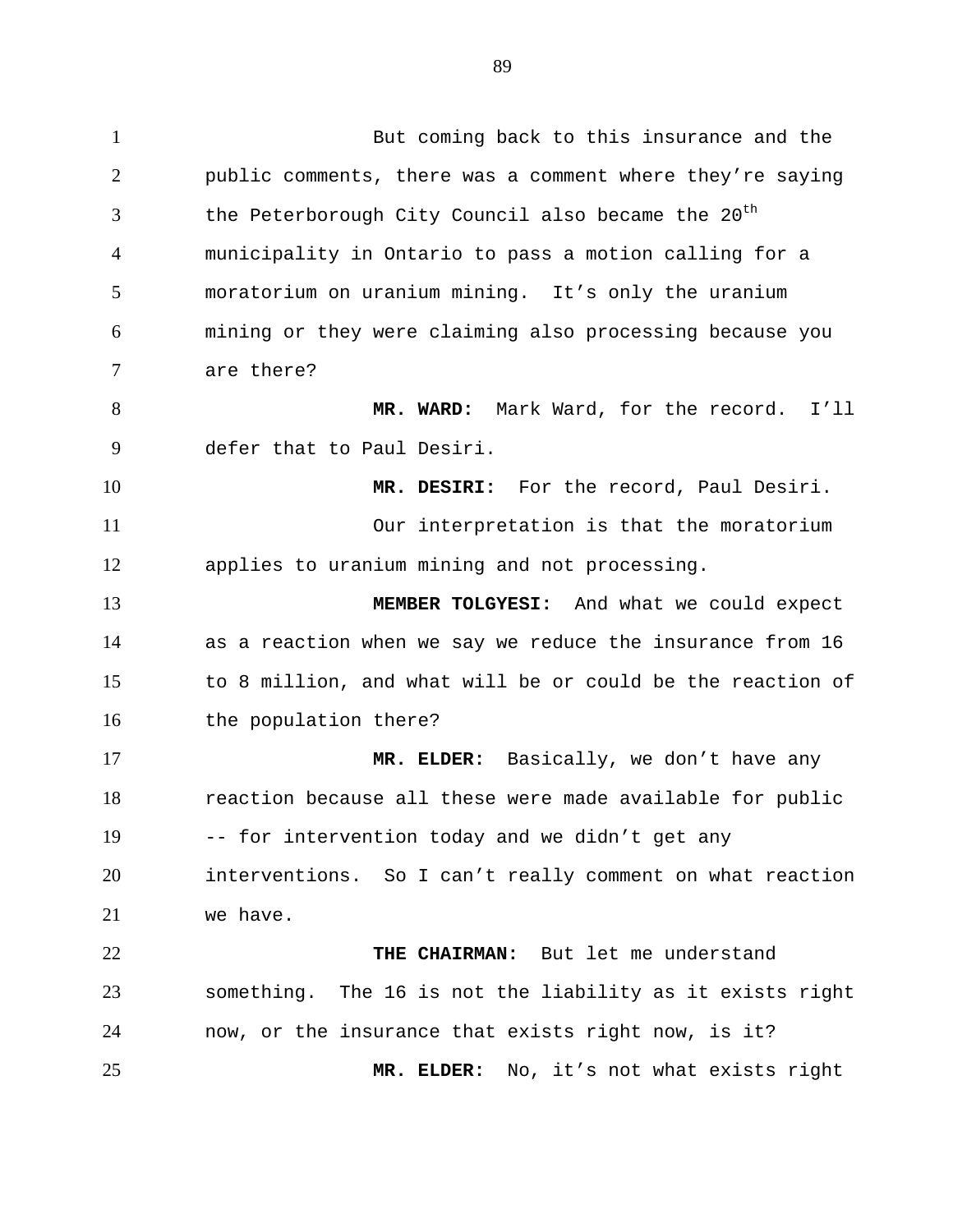But coming back to this insurance and the public comments, there was a comment where they're saying the Peterborough City Council also became the 20th municipality in Ontario to pass a motion calling for a moratorium on uranium mining. It's only the uranium mining or they were claiming also processing because you are there?

**MR. WARD:** Mark Ward, for the record. I'll defer that to Paul Desiri.

**MR. DESIRI:** For the record, Paul Desiri.

Our interpretation is that the moratorium applies to uranium mining and not processing.

**MEMBER TOLGYESI:** And what we could expect as a reaction when we say we reduce the insurance from 16 to 8 million, and what will be or could be the reaction of the population there?

**MR. ELDER:** Basically, we don't have any reaction because all these were made available for public -- for intervention today and we didn't get any interventions. So I can't really comment on what reaction we have.

**THE CHAIRMAN:** But let me understand something. The 16 is not the liability as it exists right now, or the insurance that exists right now, is it?

**MR. ELDER:** No, it's not what exists right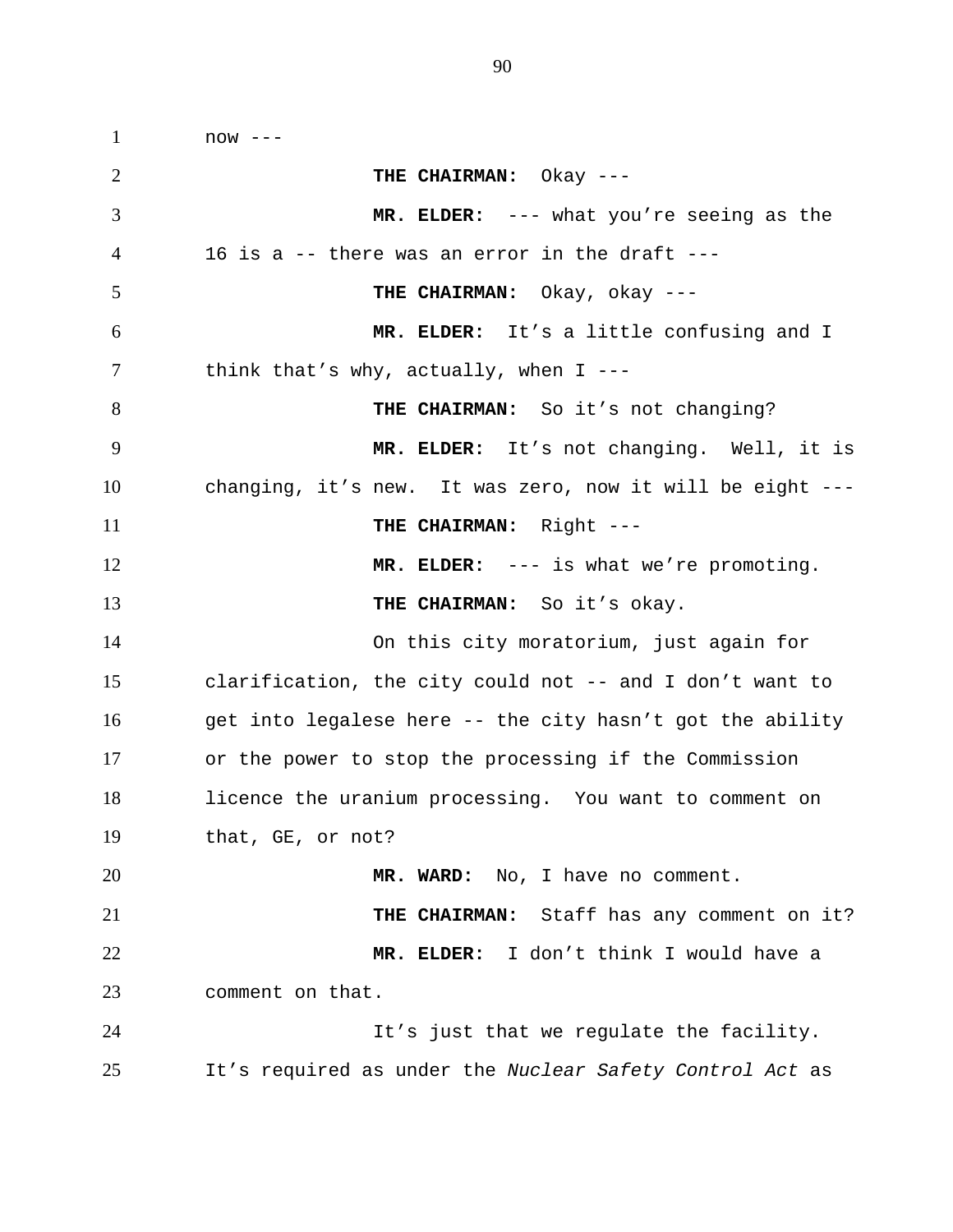now ---

**THE CHAIRMAN:** Okay ---

**MR. ELDER:** --- what you're seeing as the 16 is a -- there was an error in the draft ---

**THE CHAIRMAN:** Okay, okay ---

**MR. ELDER:** It's a little confusing and I think that's why, actually, when I ---

**THE CHAIRMAN:** So it's not changing?

**MR. ELDER:** It's not changing. Well, it is changing, it's new. It was zero, now it will be eight ---

**THE CHAIRMAN:** Right ---

**MR. ELDER:** --- is what we're promoting.

**THE CHAIRMAN:** So it's okay.

On this city moratorium, just again for clarification, the city could not -- and I don't want to get into legalese here -- the city hasn't got the ability or the power to stop the processing if the Commission licence the uranium processing. You want to comment on that, GE, or not?

**MR. WARD:** No, I have no comment.

**THE CHAIRMAN:** Staff has any comment on it?

**MR. ELDER:** I don't think I would have a comment on that.

It's just that we regulate the facility. It's required as under the *Nuclear Safety Control Act* as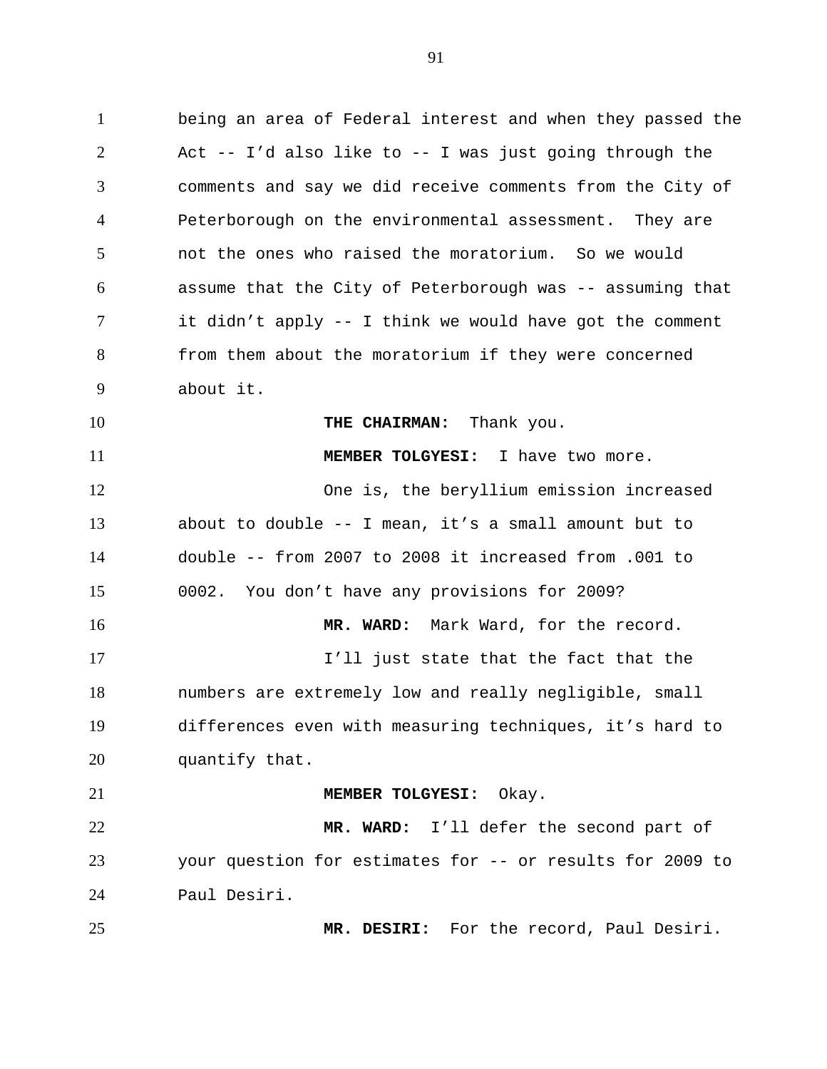being an area of Federal interest and when they passed the Act -- I'd also like to -- I was just going through the comments and say we did receive comments from the City of Peterborough on the environmental assessment. They are not the ones who raised the moratorium. So we would assume that the City of Peterborough was -- assuming that it didn't apply -- I think we would have got the comment from them about the moratorium if they were concerned about it.

**THE CHAIRMAN:** Thank you.

**MEMBER TOLGYESI:** I have two more.

One is, the beryllium emission increased about to double -- I mean, it's a small amount but to double -- from 2007 to 2008 it increased from .001 to 0002. You don't have any provisions for 2009?

**MR. WARD:** Mark Ward, for the record.

I'll just state that the fact that the numbers are extremely low and really negligible, small differences even with measuring techniques, it's hard to quantify that.

**MEMBER TOLGYESI:** Okay.

**MR. WARD:** I'll defer the second part of your question for estimates for -- or results for 2009 to Paul Desiri.

**MR. DESIRI:** For the record, Paul Desiri.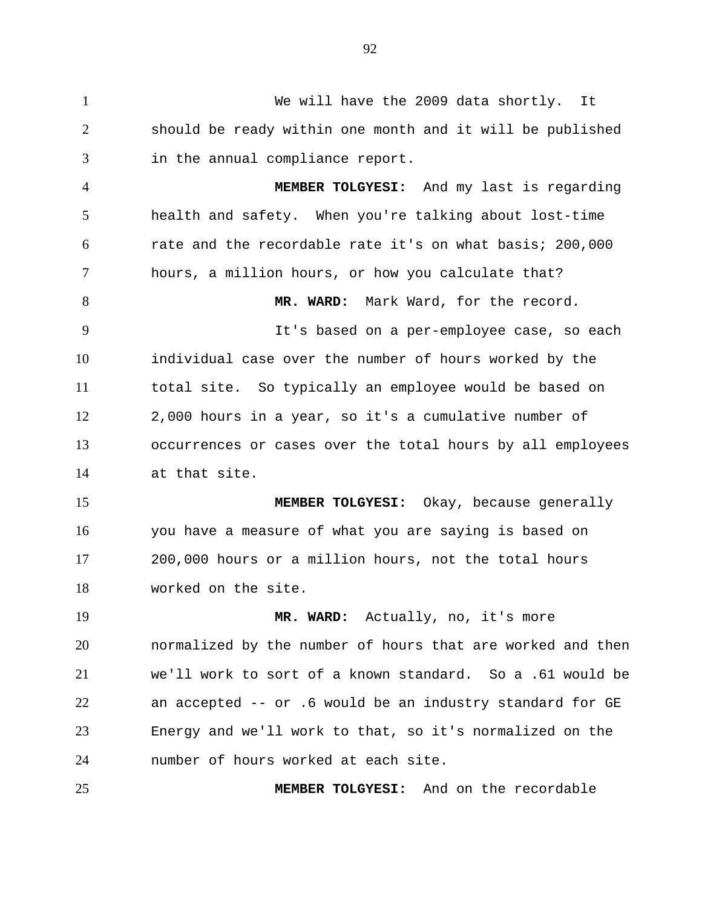We will have the 2009 data shortly. It should be ready within one month and it will be published in the annual compliance report.

**MEMBER TOLGYESI:** And my last is regarding health and safety. When you're talking about lost-time rate and the recordable rate it's on what basis; 200,000 hours, a million hours, or how you calculate that?

**MR. WARD:** Mark Ward, for the record.

It's based on a per-employee case, so each individual case over the number of hours worked by the total site. So typically an employee would be based on 2,000 hours in a year, so it's a cumulative number of occurrences or cases over the total hours by all employees at that site.

**MEMBER TOLGYESI:** Okay, because generally you have a measure of what you are saying is based on 200,000 hours or a million hours, not the total hours worked on the site.

**MR. WARD:** Actually, no, it's more normalized by the number of hours that are worked and then we'll work to sort of a known standard. So a .61 would be an accepted -- or .6 would be an industry standard for GE Energy and we'll work to that, so it's normalized on the number of hours worked at each site.

**MEMBER TOLGYESI:** And on the recordable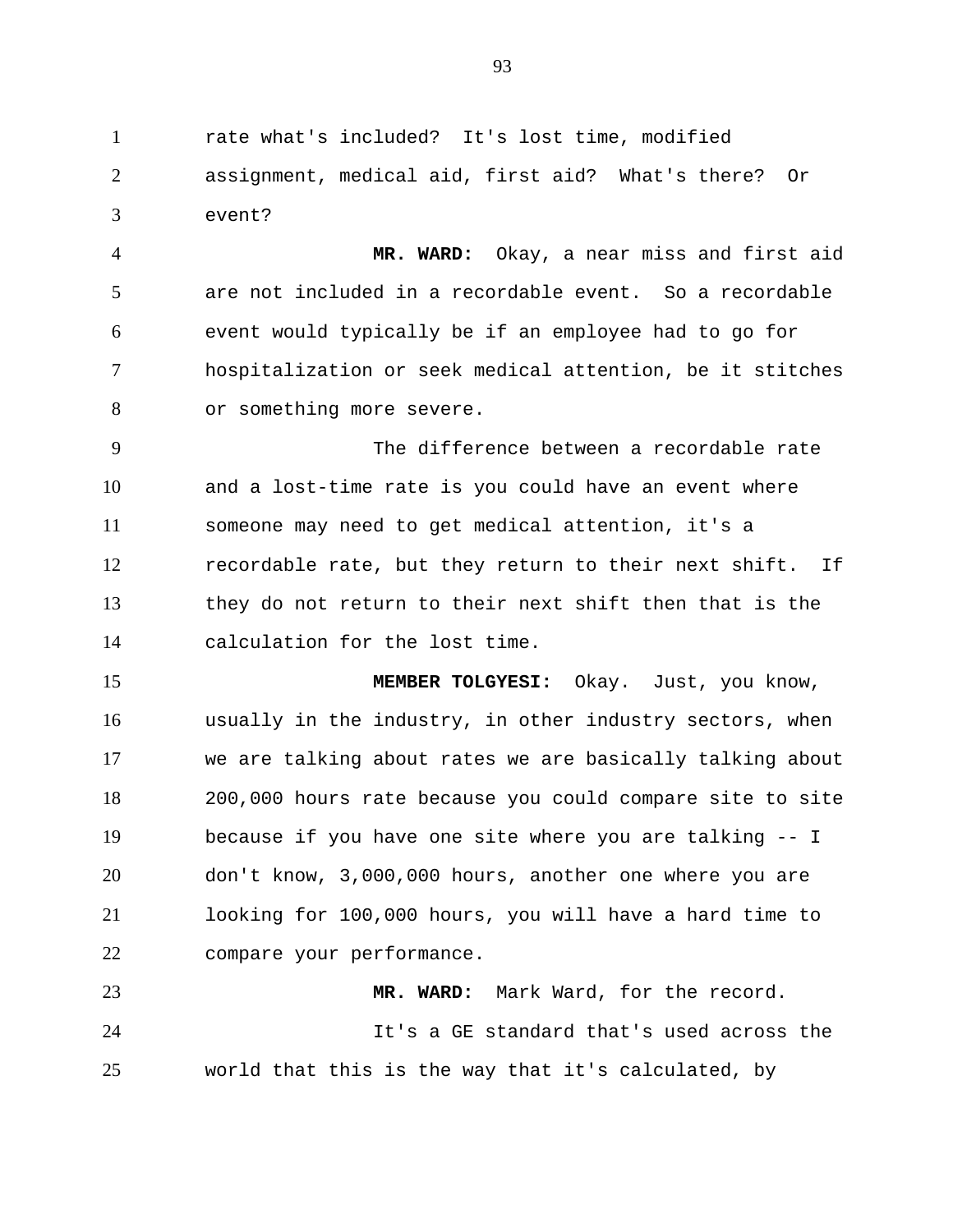rate what's included? It's lost time, modified assignment, medical aid, first aid? What's there? Or event?

**MR. WARD:** Okay, a near miss and first aid are not included in a recordable event. So a recordable event would typically be if an employee had to go for hospitalization or seek medical attention, be it stitches or something more severe.

The difference between a recordable rate and a lost-time rate is you could have an event where someone may need to get medical attention, it's a recordable rate, but they return to their next shift. If they do not return to their next shift then that is the calculation for the lost time.

**MEMBER TOLGYESI:** Okay. Just, you know, usually in the industry, in other industry sectors, when we are talking about rates we are basically talking about 200,000 hours rate because you could compare site to site because if you have one site where you are talking -- I don't know, 3,000,000 hours, another one where you are looking for 100,000 hours, you will have a hard time to compare your performance.

**MR. WARD:** Mark Ward, for the record.

It's a GE standard that's used across the world that this is the way that it's calculated, by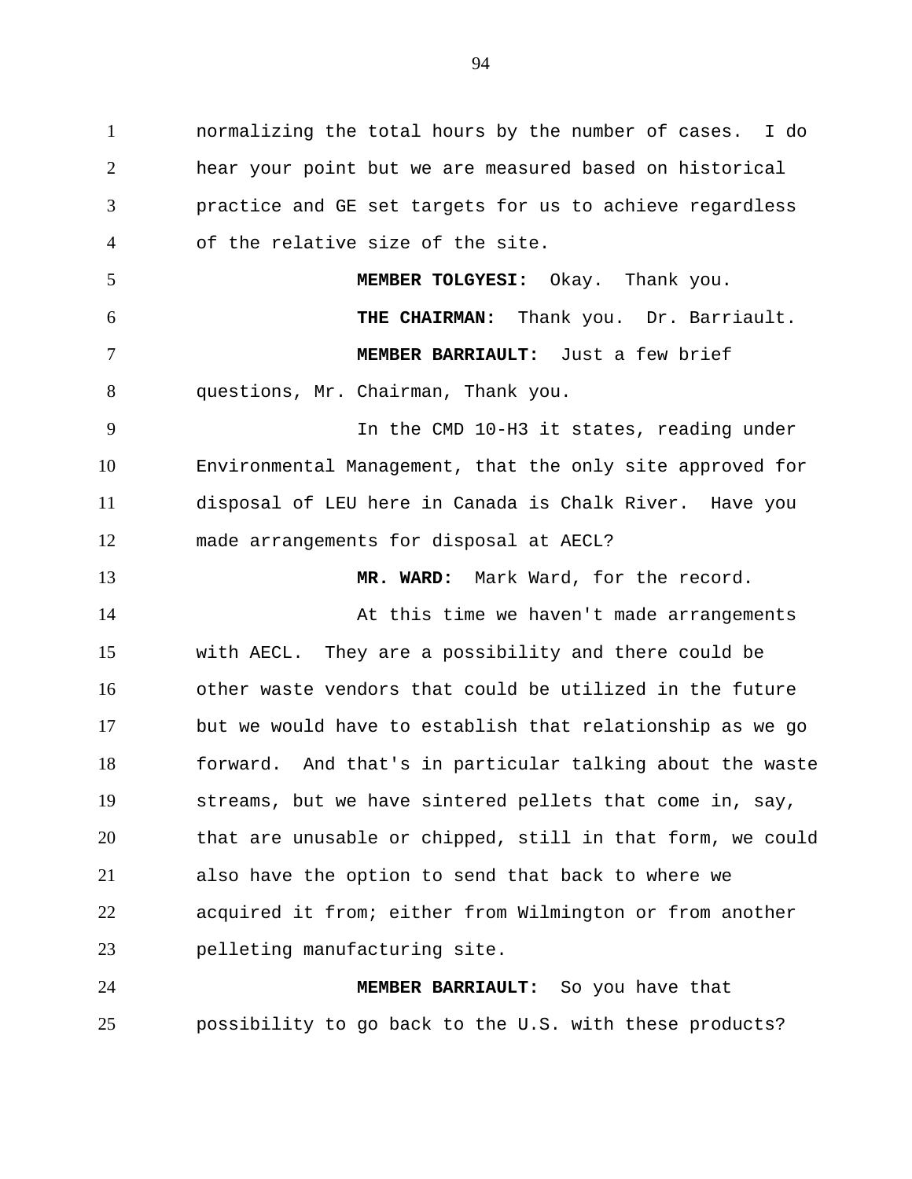normalizing the total hours by the number of cases. I do hear your point but we are measured based on historical practice and GE set targets for us to achieve regardless of the relative size of the site.

**MEMBER TOLGYESI:** Okay. Thank you.

**THE CHAIRMAN:** Thank you. Dr. Barriault.

**MEMBER BARRIAULT:** Just a few brief questions, Mr. Chairman, Thank you.

In the CMD 10-H3 it states, reading under Environmental Management, that the only site approved for disposal of LEU here in Canada is Chalk River. Have you made arrangements for disposal at AECL?

**MR. WARD:** Mark Ward, for the record.

At this time we haven't made arrangements with AECL. They are a possibility and there could be other waste vendors that could be utilized in the future but we would have to establish that relationship as we go forward. And that's in particular talking about the waste streams, but we have sintered pellets that come in, say, that are unusable or chipped, still in that form, we could also have the option to send that back to where we acquired it from; either from Wilmington or from another pelleting manufacturing site.

**MEMBER BARRIAULT:** So you have that possibility to go back to the U.S. with these products?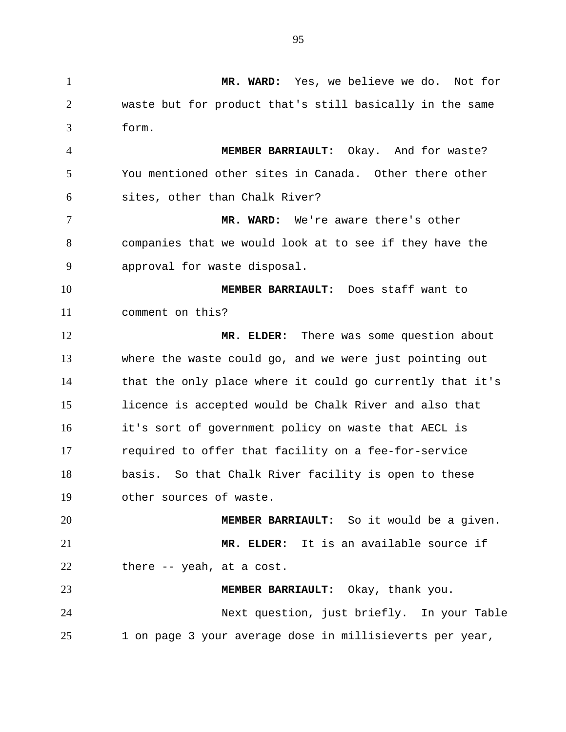**MR. WARD:** Yes, we believe we do. Not for waste but for product that's still basically in the same form.

**MEMBER BARRIAULT:** Okay. And for waste? You mentioned other sites in Canada. Other there other sites, other than Chalk River?

**MR. WARD:** We're aware there's other companies that we would look at to see if they have the approval for waste disposal.

**MEMBER BARRIAULT:** Does staff want to comment on this?

**MR. ELDER:** There was some question about where the waste could go, and we were just pointing out that the only place where it could go currently that it's licence is accepted would be Chalk River and also that it's sort of government policy on waste that AECL is required to offer that facility on a fee-for-service basis. So that Chalk River facility is open to these other sources of waste.

**MEMBER BARRIAULT:** So it would be a given.

**MR. ELDER:** It is an available source if there -- yeah, at a cost.

**MEMBER BARRIAULT:** Okay, thank you.

Next question, just briefly. In your Table 1 on page 3 your average dose in millisieverts per year,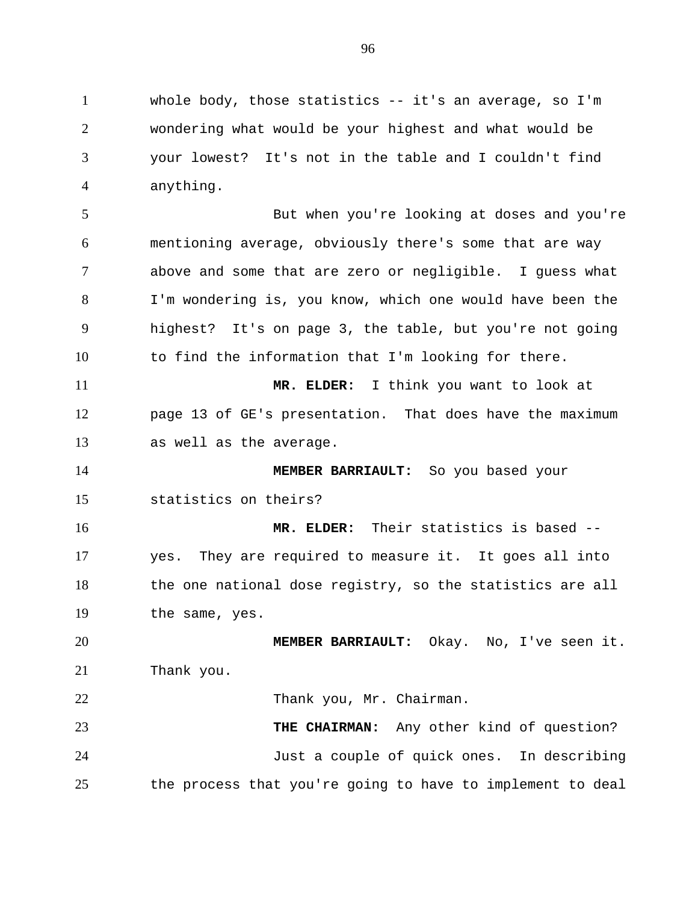whole body, those statistics -- it's an average, so I'm wondering what would be your highest and what would be your lowest? It's not in the table and I couldn't find anything.

But when you're looking at doses and you're mentioning average, obviously there's some that are way above and some that are zero or negligible. I guess what I'm wondering is, you know, which one would have been the highest? It's on page 3, the table, but you're not going to find the information that I'm looking for there.

**MR. ELDER:** I think you want to look at page 13 of GE's presentation. That does have the maximum as well as the average.

**MEMBER BARRIAULT:** So you based your statistics on theirs?

**MR. ELDER:** Their statistics is based -- yes. They are required to measure it. It goes all into the one national dose registry, so the statistics are all the same, yes.

**MEMBER BARRIAULT:** Okay. No, I've seen it. Thank you.

Thank you, Mr. Chairman.

**THE CHAIRMAN:** Any other kind of question?

Just a couple of quick ones. In describing the process that you're going to have to implement to deal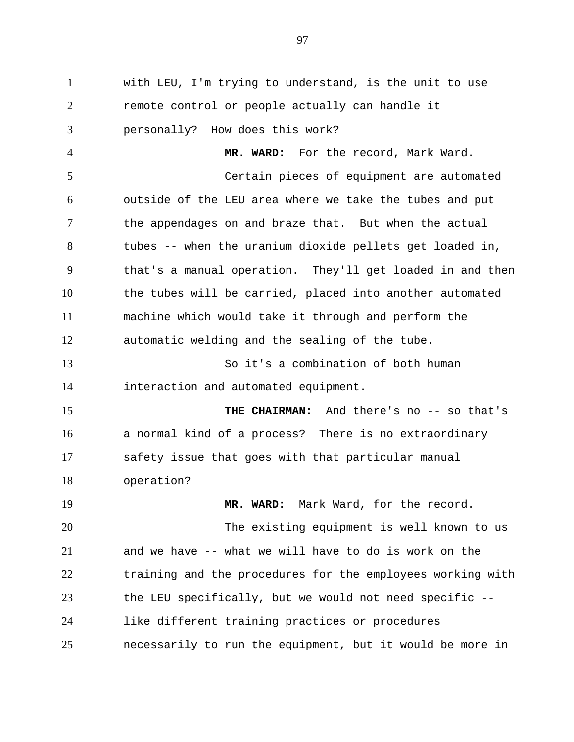with LEU, I'm trying to understand, is the unit to use remote control or people actually can handle it personally? How does this work?

**MR. WARD:** For the record, Mark Ward.

Certain pieces of equipment are automated outside of the LEU area where we take the tubes and put the appendages on and braze that. But when the actual tubes -- when the uranium dioxide pellets get loaded in, that's a manual operation. They'll get loaded in and then the tubes will be carried, placed into another automated machine which would take it through and perform the automatic welding and the sealing of the tube.

So it's a combination of both human interaction and automated equipment.

**THE CHAIRMAN:** And there's no -- so that's a normal kind of a process? There is no extraordinary safety issue that goes with that particular manual operation?

**MR. WARD:** Mark Ward, for the record.

The existing equipment is well known to us and we have -- what we will have to do is work on the training and the procedures for the employees working with the LEU specifically, but we would not need specific -- like different training practices or procedures necessarily to run the equipment, but it would be more in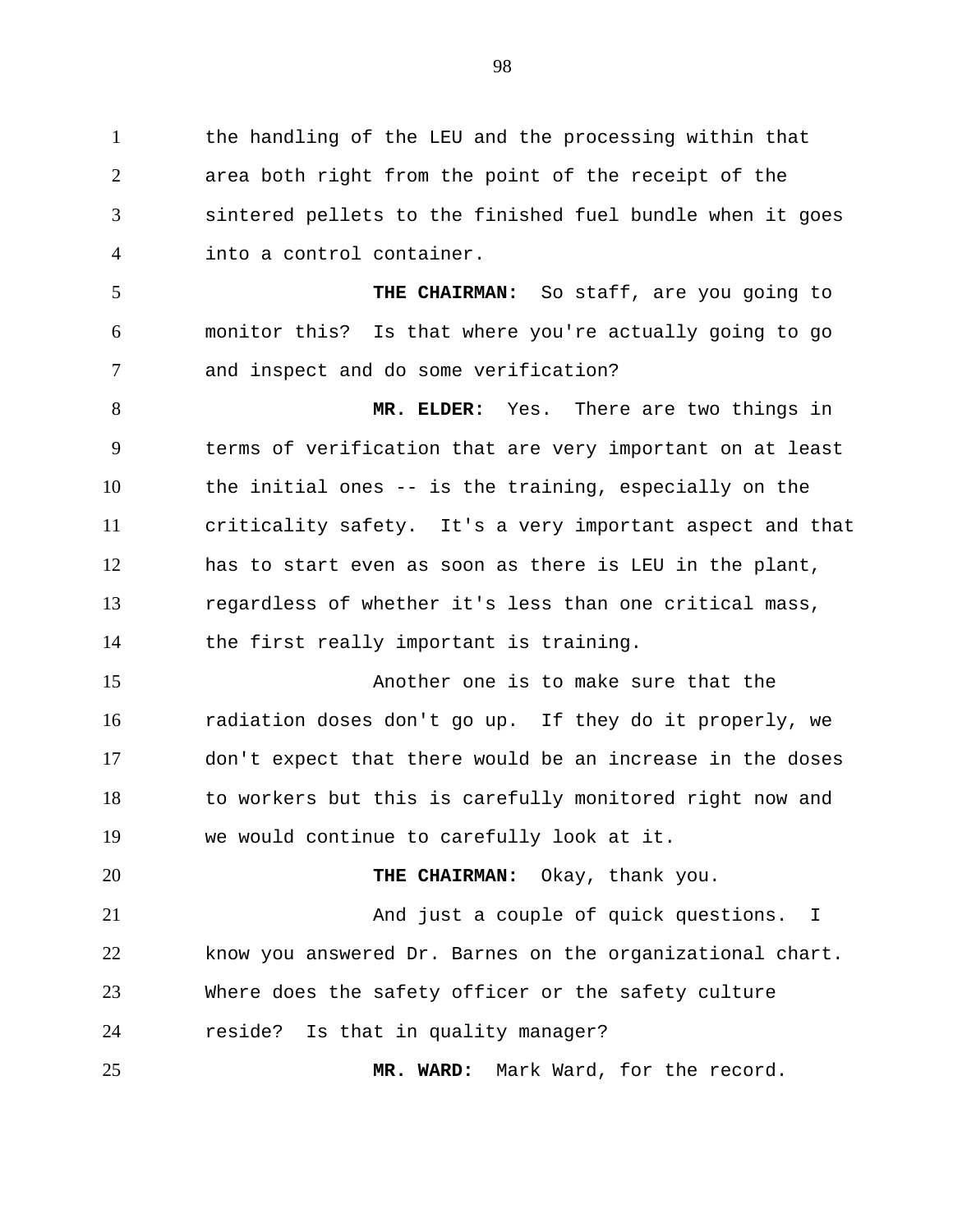the handling of the LEU and the processing within that area both right from the point of the receipt of the sintered pellets to the finished fuel bundle when it goes into a control container.

**THE CHAIRMAN:** So staff, are you going to monitor this? Is that where you're actually going to go and inspect and do some verification?

**MR. ELDER:** Yes. There are two things in terms of verification that are very important on at least the initial ones -- is the training, especially on the criticality safety. It's a very important aspect and that has to start even as soon as there is LEU in the plant, regardless of whether it's less than one critical mass, the first really important is training.

Another one is to make sure that the radiation doses don't go up. If they do it properly, we don't expect that there would be an increase in the doses to workers but this is carefully monitored right now and we would continue to carefully look at it.

**THE CHAIRMAN:** Okay, thank you.

And just a couple of quick questions. I know you answered Dr. Barnes on the organizational chart. Where does the safety officer or the safety culture reside? Is that in quality manager?

**MR. WARD:** Mark Ward, for the record.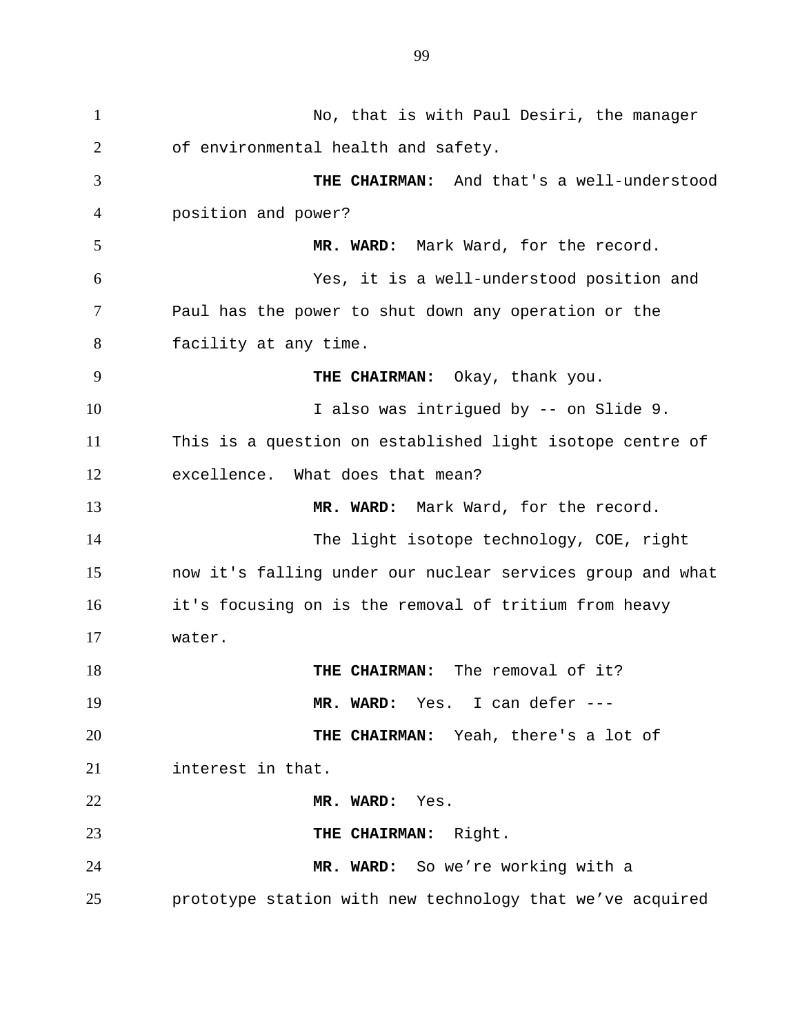No, that is with Paul Desiri, the manager of environmental health and safety.

**THE CHAIRMAN:** And that's a well-understood position and power?

**MR. WARD:** Mark Ward, for the record.

Yes, it is a well-understood position and Paul has the power to shut down any operation or the facility at any time.

**THE CHAIRMAN:** Okay, thank you.

I also was intrigued by -- on Slide 9. This is a question on established light isotope centre of excellence. What does that mean?

**MR. WARD:** Mark Ward, for the record.

The light isotope technology, COE, right now it's falling under our nuclear services group and what it's focusing on is the removal of tritium from heavy water.

**THE CHAIRMAN:** The removal of it?

**MR. WARD:** Yes. I can defer ---

**THE CHAIRMAN:** Yeah, there's a lot of interest in that.

**MR. WARD:** Yes.

**THE CHAIRMAN:** Right.

**MR. WARD:** So we're working with a prototype station with new technology that we've acquired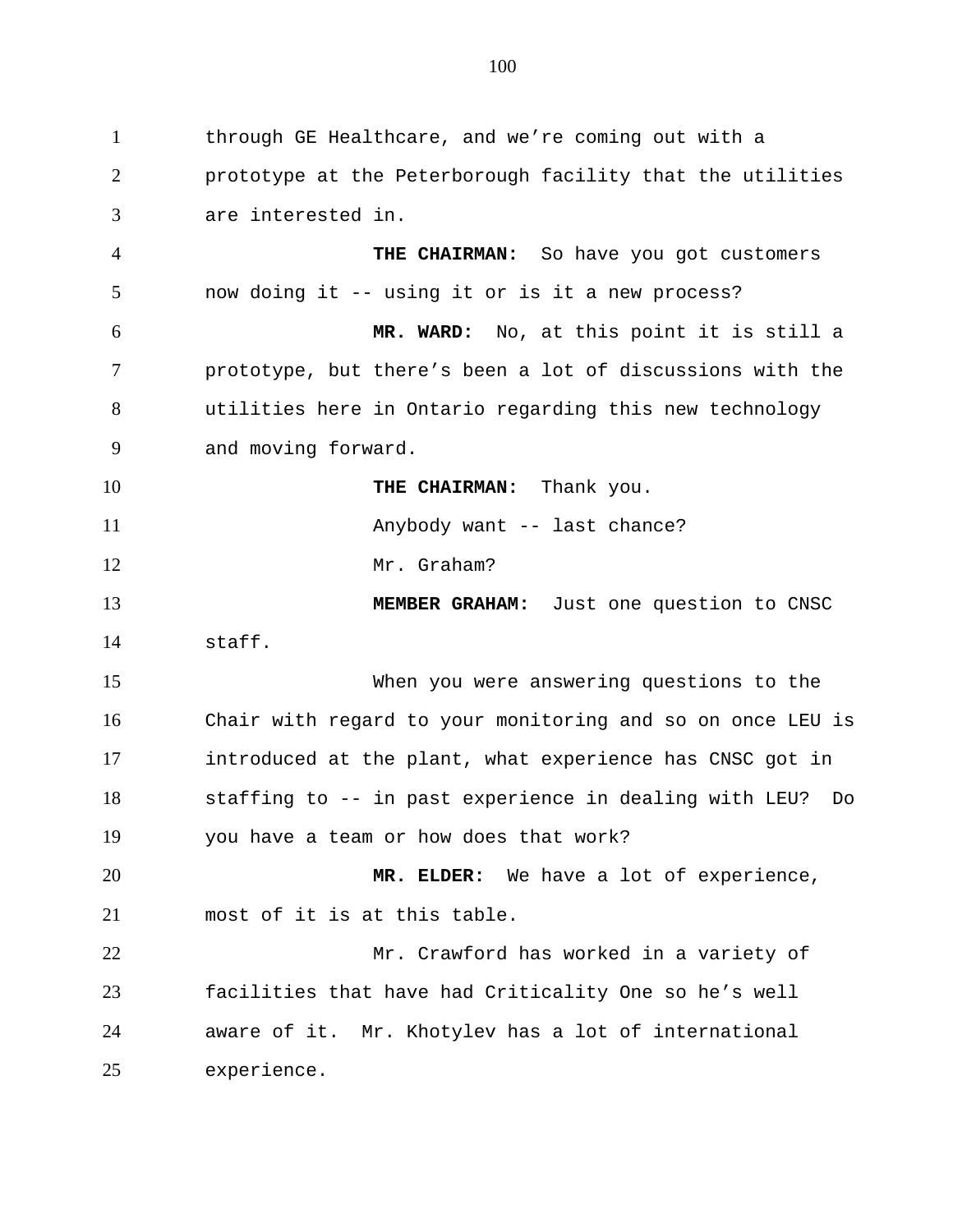through GE Healthcare, and we're coming out with a prototype at the Peterborough facility that the utilities are interested in.

**THE CHAIRMAN:** So have you got customers now doing it -- using it or is it a new process?

**MR. WARD:** No, at this point it is still a prototype, but there's been a lot of discussions with the utilities here in Ontario regarding this new technology and moving forward.

**THE CHAIRMAN:** Thank you.

Anybody want -- last chance?

Mr. Graham?

**MEMBER GRAHAM:** Just one question to CNSC staff.

When you were answering questions to the Chair with regard to your monitoring and so on once LEU is introduced at the plant, what experience has CNSC got in staffing to -- in past experience in dealing with LEU? Do you have a team or how does that work?

**MR. ELDER:** We have a lot of experience, most of it is at this table.

Mr. Crawford has worked in a variety of facilities that have had Criticality One so he's well aware of it. Mr. Khotylev has a lot of international experience.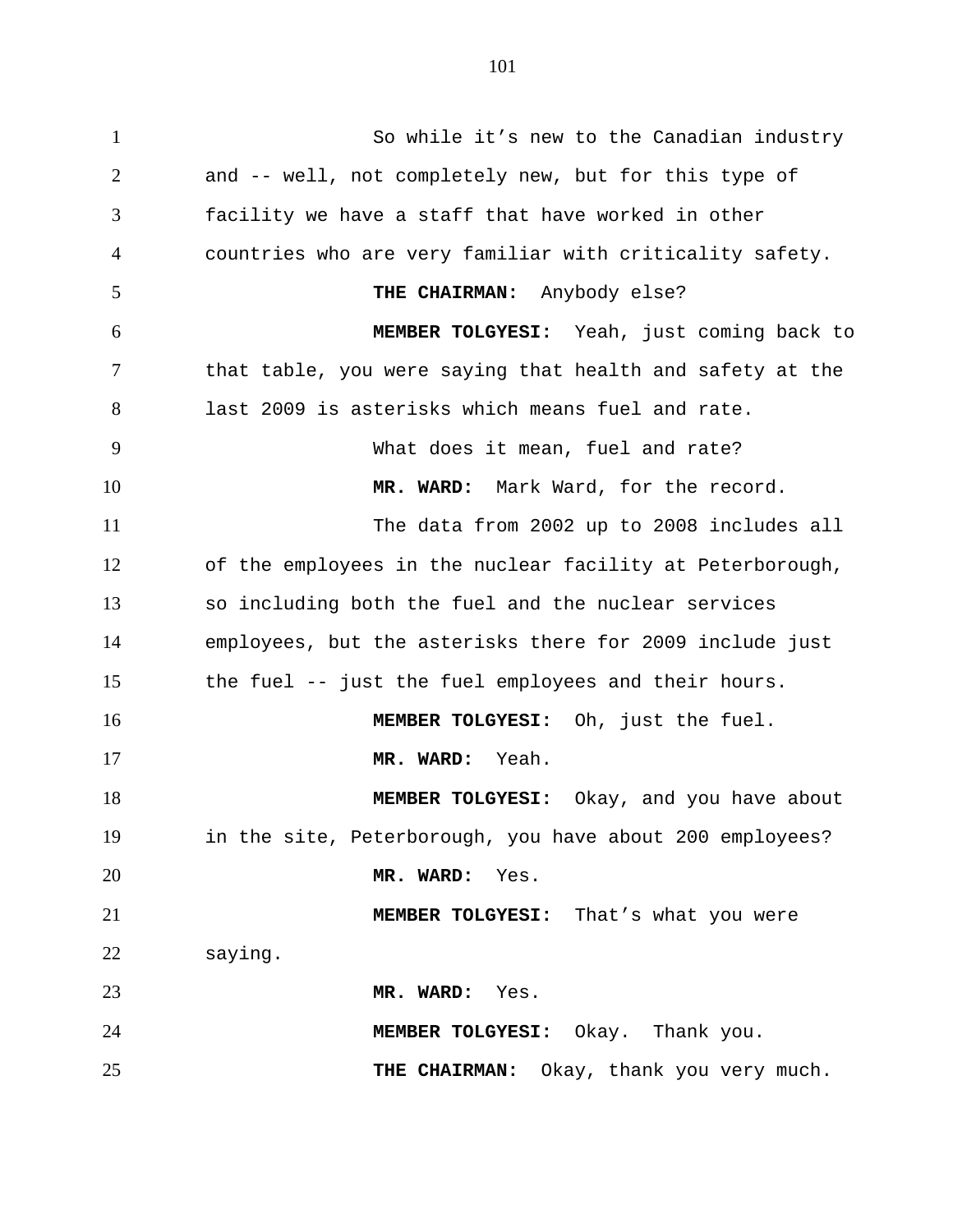So while it's new to the Canadian industry and -- well, not completely new, but for this type of facility we have a staff that have worked in other countries who are very familiar with criticality safety.

**THE CHAIRMAN:** Anybody else?

**MEMBER TOLGYESI:** Yeah, just coming back to that table, you were saying that health and safety at the last 2009 is asterisks which means fuel and rate.

What does it mean, fuel and rate?

**MR. WARD:** Mark Ward, for the record.

The data from 2002 up to 2008 includes all of the employees in the nuclear facility at Peterborough, so including both the fuel and the nuclear services employees, but the asterisks there for 2009 include just the fuel -- just the fuel employees and their hours.

**MEMBER TOLGYESI:** Oh, just the fuel.

**MR. WARD:** Yeah.

**MEMBER TOLGYESI:** Okay, and you have about in the site, Peterborough, you have about 200 employees?

**MR. WARD:** Yes.

**MEMBER TOLGYESI:** That's what you were saying.

**MR. WARD:** Yes.

**MEMBER TOLGYESI:** Okay. Thank you.

**THE CHAIRMAN:** Okay, thank you very much.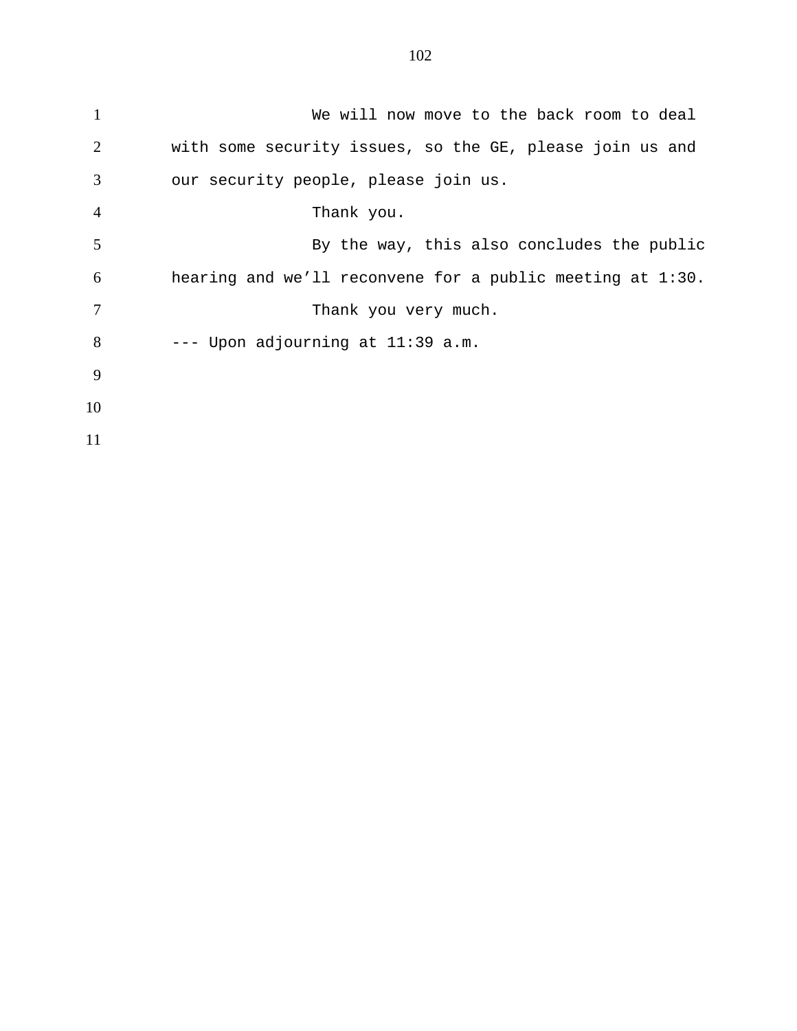We will now move to the back room to deal with some security issues, so the GE, please join us and our security people, please join us.

Thank you.

By the way, this also concludes the public hearing and we'll reconvene for a public meeting at 1:30.

Thank you very much.

--- Upon adjourning at 11:39 a.m.